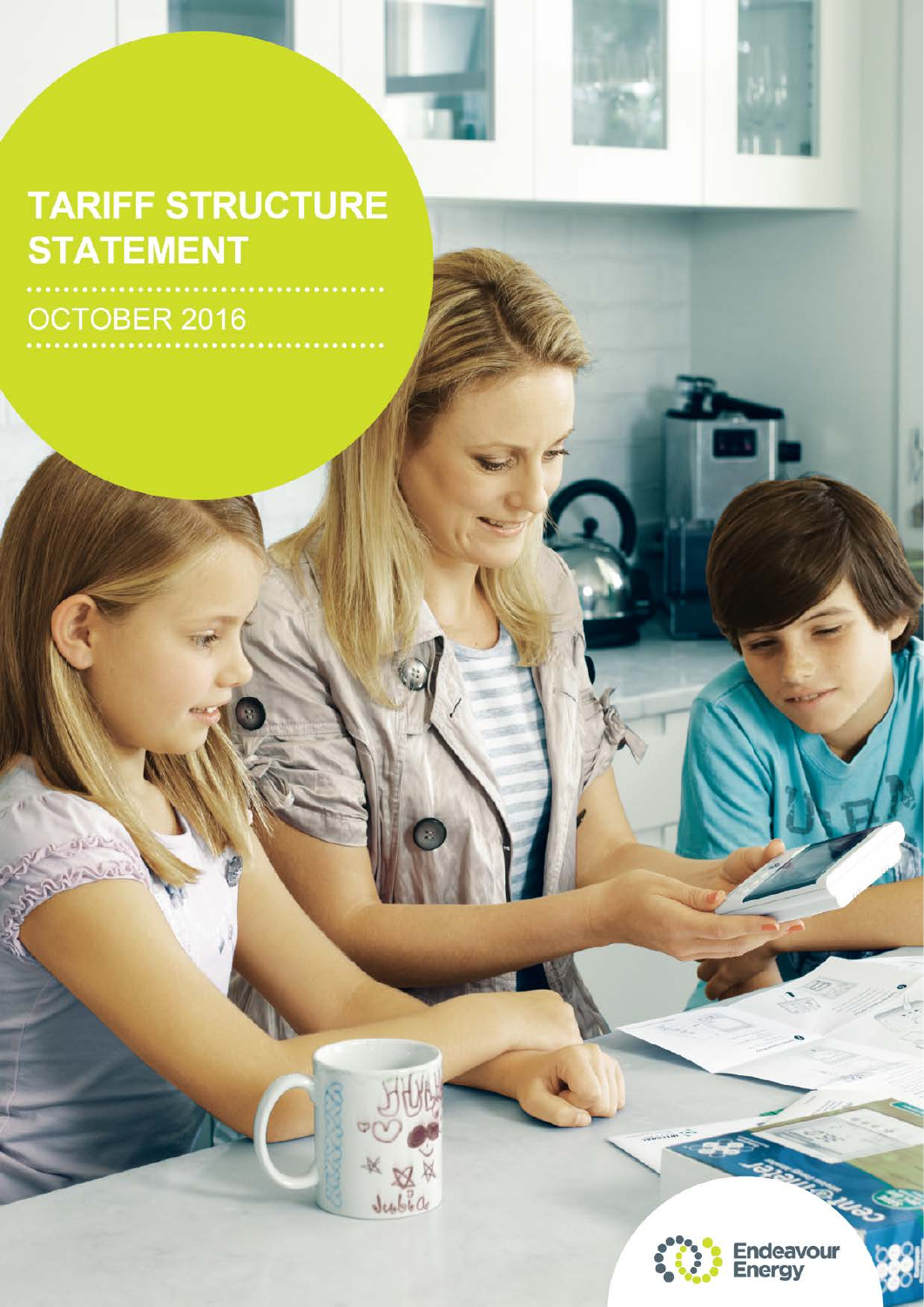# TARIFF STRUCTURE STATEMENT

OCTOBER 2016

Endeavour Energy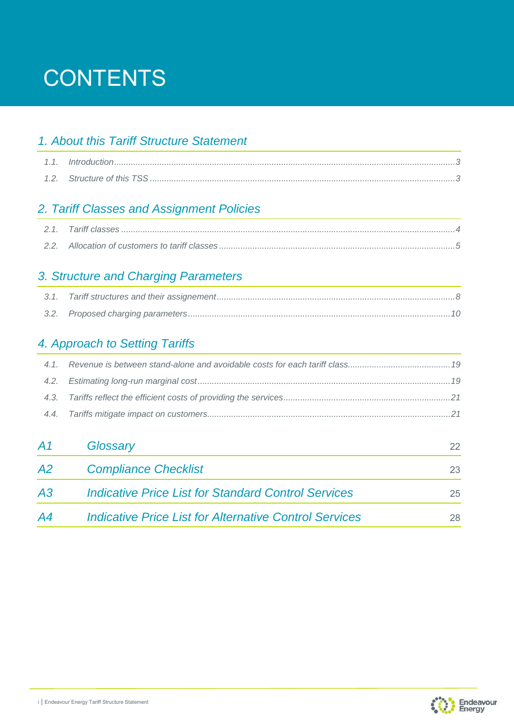# CONTENTS

## 1. About this Tariff Structure Statement

- 1.1. Introduction ..... 3
- 1.2. Structure of this TSS ..... 3

## 2. Tariff Classes and Assignment Policies

- 2.1. Tariff classes ..... 4
- 2.2. Allocation of customers to tariff classes ..... 5

## 3. Structure and Charging Parameters

- 3.1. Tariff structures and their assignement ..... 8
- 3.2. Proposed charging parameters ..... 10

## 4. Approach to Setting Tariffs

- 4.1. Revenue is between stand-alone and avoidable costs for each tariff class ..... 19
- 4.2. Estimating long-run marginal cost ..... 19
- 4.3. Tariffs reflect the efficient costs of providing the services ..... 21
- 4.4. Tariffs mitigate impact on customers ..... 21

## A1 Glossary ..... 22

## A2 Compliance Checklist ..... 23

## A3 Indicative Price List for Standard Control Services ..... 25

## A4 Indicative Price List for Alternative Control Services ..... 28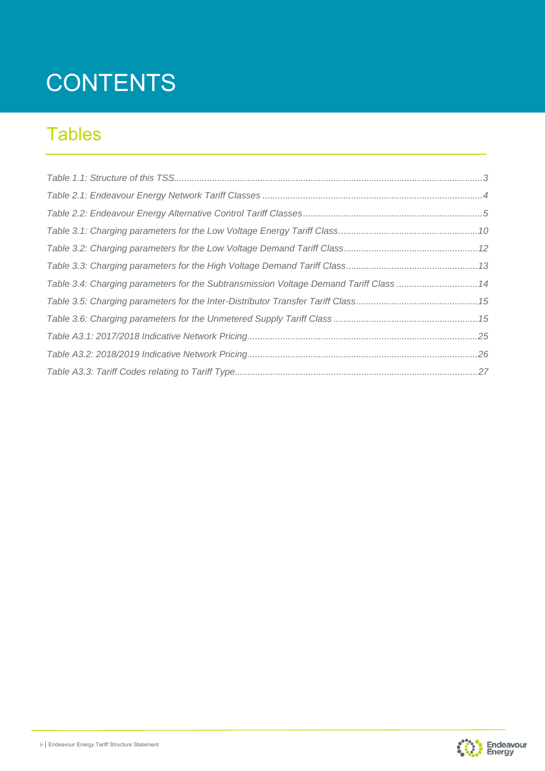# CONTENTS

## Tables

*Table 1.1: Structure of this TSS*......3
*Table 2.1: Endeavour Energy Network Tariff Classes*......4
*Table 2.2: Endeavour Energy Alternative Control Tariff Classes*......5
*Table 3.1: Charging parameters for the Low Voltage Energy Tariff Class*......10
*Table 3.2: Charging parameters for the Low Voltage Demand Tariff Class*......12
*Table 3.3: Charging parameters for the High Voltage Demand Tariff Class*......13
*Table 3.4: Charging parameters for the Subtransmission Voltage Demand Tariff Class*......14
*Table 3.5: Charging parameters for the Inter-Distributor Transfer Tariff Class*......15
*Table 3.6: Charging parameters for the Unmetered Supply Tariff Class*......15
*Table A3.1: 2017/2018 Indicative Network Pricing*......25
*Table A3.2: 2018/2019 Indicative Network Pricing*......26
*Table A3.3: Tariff Codes relating to Tariff Type*......27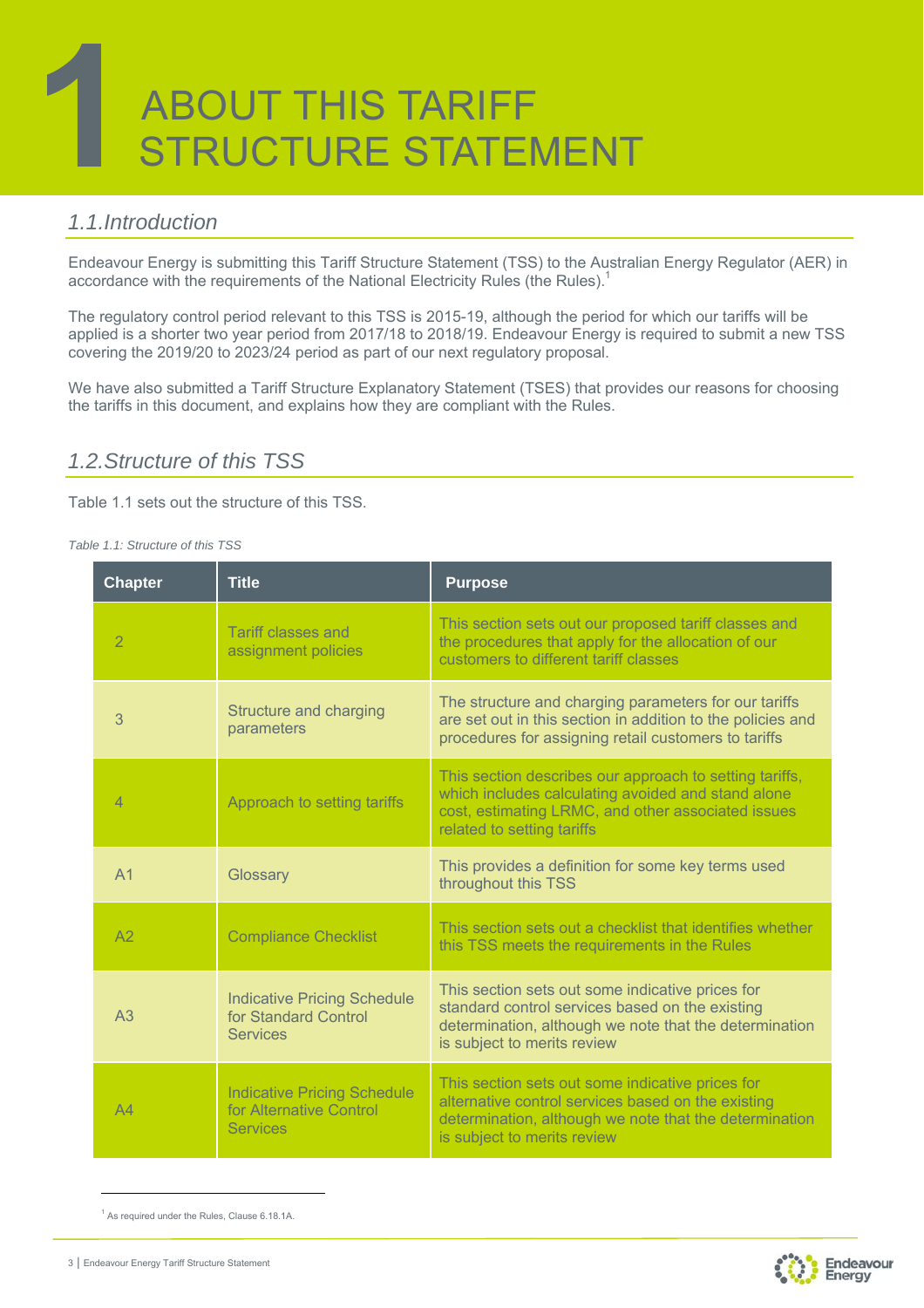# 1 ABOUT THIS TARIFF STRUCTURE STATEMENT

## 1.1. Introduction

Endeavour Energy is submitting this Tariff Structure Statement (TSS) to the Australian Energy Regulator (AER) in accordance with the requirements of the National Electricity Rules (the Rules).[1]

The regulatory control period relevant to this TSS is 2015-19, although the period for which our tariffs will be applied is a shorter two year period from 2017/18 to 2018/19. Endeavour Energy is required to submit a new TSS covering the 2019/20 to 2023/24 period as part of our next regulatory proposal.

We have also submitted a Tariff Structure Explanatory Statement (TSES) that provides our reasons for choosing the tariffs in this document, and explains how they are compliant with the Rules.

## 1.2. Structure of this TSS

Table 1.1 sets out the structure of this TSS.

*Table 1.1: Structure of this TSS*

| Chapter | Title | Purpose |
|---|---|---|
| 2 | Tariff classes and assignment policies | This section sets out our proposed tariff classes and the procedures that apply for the allocation of our customers to different tariff classes |
| 3 | Structure and charging parameters | The structure and charging parameters for our tariffs are set out in this section in addition to the policies and procedures for assigning retail customers to tariffs |
| 4 | Approach to setting tariffs | This section describes our approach to setting tariffs, which includes calculating avoided and stand alone cost, estimating LRMC, and other associated issues related to setting tariffs |
| A1 | Glossary | This provides a definition for some key terms used throughout this TSS |
| A2 | Compliance Checklist | This section sets out a checklist that identifies whether this TSS meets the requirements in the Rules |
| A3 | Indicative Pricing Schedule for Standard Control Services | This section sets out some indicative prices for standard control services based on the existing determination, although we note that the determination is subject to merits review |
| A4 | Indicative Pricing Schedule for Alternative Control Services | This section sets out some indicative prices for alternative control services based on the existing determination, although we note that the determination is subject to merits review |

[1] As required under the Rules, Clause 6.18.1A.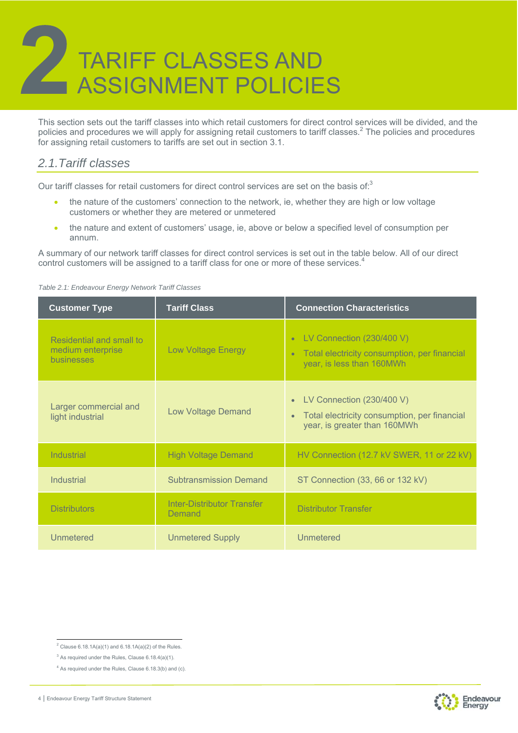# 2 TARIFF CLASSES AND ASSIGNMENT POLICIES

This section sets out the tariff classes into which retail customers for direct control services will be divided, and the policies and procedures we will apply for assigning retail customers to tariff classes.[2] The policies and procedures for assigning retail customers to tariffs are set out in section 3.1.

## *2.1. Tariff classes*

Our tariff classes for retail customers for direct control services are set on the basis of:[3]

- the nature of the customers' connection to the network, ie, whether they are high or low voltage customers or whether they are metered or unmetered
- the nature and extent of customers' usage, ie, above or below a specified level of consumption per annum.

A summary of our network tariff classes for direct control services is set out in the table below. All of our direct control customers will be assigned to a tariff class for one or more of these services.[4]

*Table 2.1: Endeavour Energy Network Tariff Classes*

| Customer Type | Tariff Class | Connection Characteristics |
|---|---|---|
| Residential and small to medium enterprise businesses | Low Voltage Energy | • LV Connection (230/400 V)<br>• Total electricity consumption, per financial year, is less than 160MWh |
| Larger commercial and light industrial | Low Voltage Demand | • LV Connection (230/400 V)<br>• Total electricity consumption, per financial year, is greater than 160MWh |
| Industrial | High Voltage Demand | HV Connection (12.7 kV SWER, 11 or 22 kV) |
| Industrial | Subtransmission Demand | ST Connection (33, 66 or 132 kV) |
| Distributors | Inter-Distributor Transfer Demand | Distributor Transfer |
| Unmetered | Unmetered Supply | Unmetered |

[2] Clause 6.18.1A(a)(1) and 6.18.1A(a)(2) of the Rules.

[3] As required under the Rules, Clause 6.18.4(a)(1).

[4] As required under the Rules, Clause 6.18.3(b) and (c).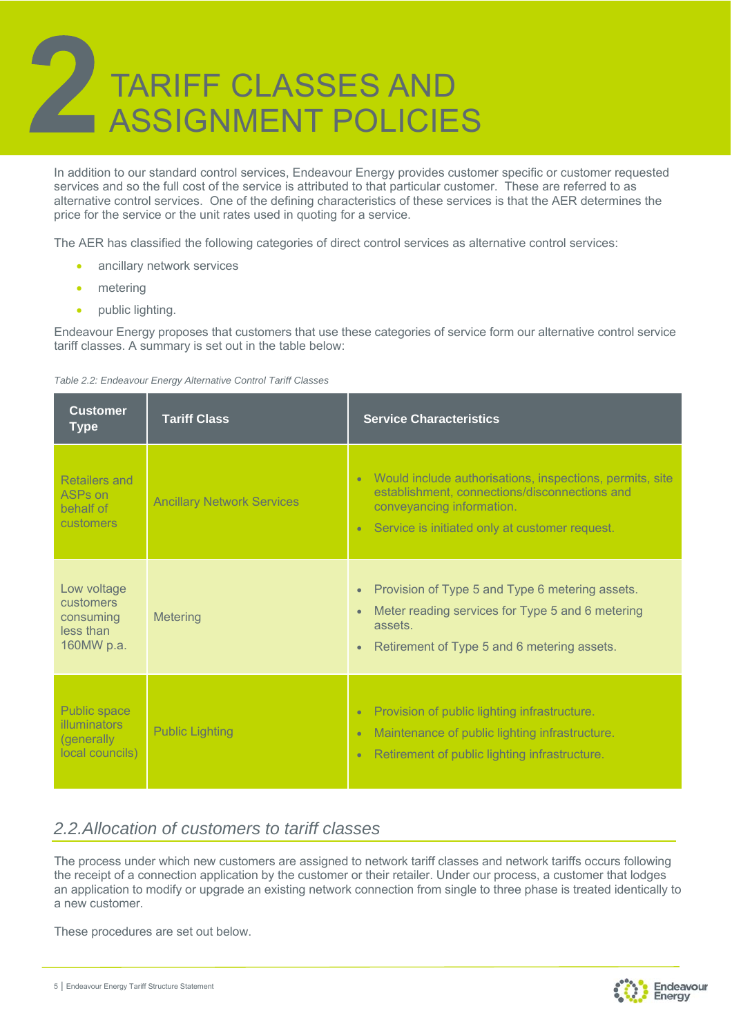# 2 TARIFF CLASSES AND ASSIGNMENT POLICIES

In addition to our standard control services, Endeavour Energy provides customer specific or customer requested services and so the full cost of the service is attributed to that particular customer. These are referred to as alternative control services. One of the defining characteristics of these services is that the AER determines the price for the service or the unit rates used in quoting for a service.

The AER has classified the following categories of direct control services as alternative control services:

- ancillary network services
- metering
- public lighting.

Endeavour Energy proposes that customers that use these categories of service form our alternative control service tariff classes. A summary is set out in the table below:

*Table 2.2: Endeavour Energy Alternative Control Tariff Classes*

| Customer Type | Tariff Class | Service Characteristics |
|---|---|---|
| Retailers and ASPs on behalf of customers | Ancillary Network Services | • Would include authorisations, inspections, permits, site establishment, connections/disconnections and conveyancing information.<br>• Service is initiated only at customer request. |
| Low voltage customers consuming less than 160MW p.a. | Metering | • Provision of Type 5 and Type 6 metering assets.<br>• Meter reading services for Type 5 and 6 metering assets.<br>• Retirement of Type 5 and 6 metering assets. |
| Public space illuminators (generally local councils) | Public Lighting | • Provision of public lighting infrastructure.<br>• Maintenance of public lighting infrastructure.<br>• Retirement of public lighting infrastructure. |

## *2.2.Allocation of customers to tariff classes*

The process under which new customers are assigned to network tariff classes and network tariffs occurs following the receipt of a connection application by the customer or their retailer. Under our process, a customer that lodges an application to modify or upgrade an existing network connection from single to three phase is treated identically to a new customer.

These procedures are set out below.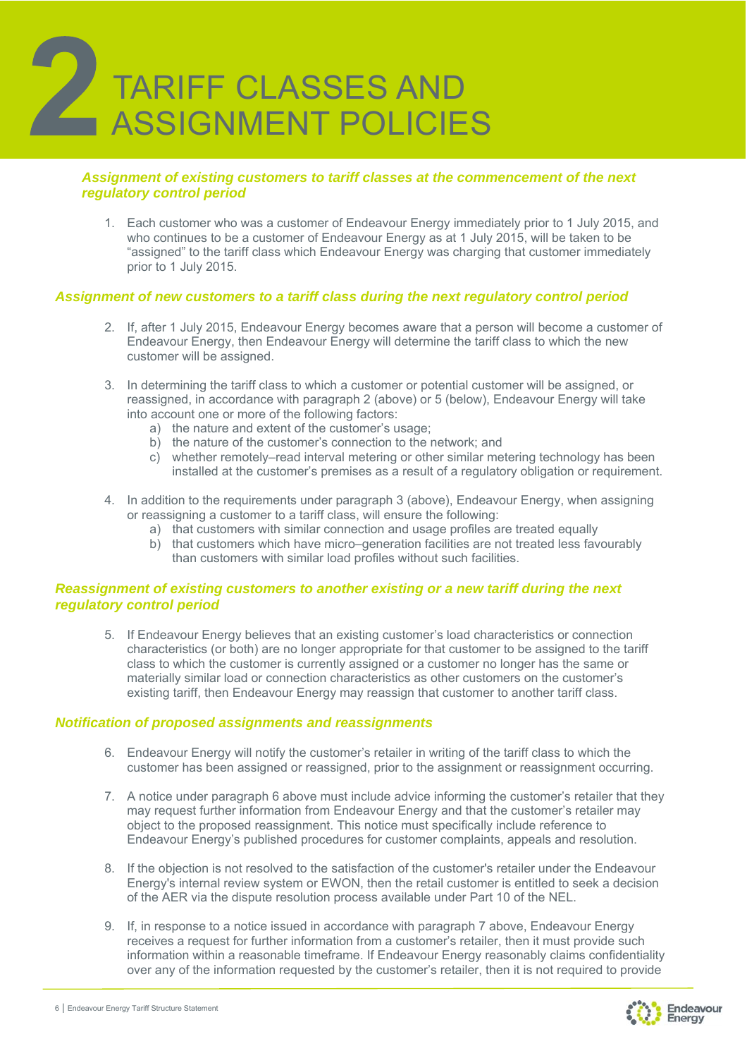# 2 TARIFF CLASSES AND ASSIGNMENT POLICIES

### *Assignment of existing customers to tariff classes at the commencement of the next regulatory control period*

1. Each customer who was a customer of Endeavour Energy immediately prior to 1 July 2015, and who continues to be a customer of Endeavour Energy as at 1 July 2015, will be taken to be "assigned" to the tariff class which Endeavour Energy was charging that customer immediately prior to 1 July 2015.

### *Assignment of new customers to a tariff class during the next regulatory control period*

2. If, after 1 July 2015, Endeavour Energy becomes aware that a person will become a customer of Endeavour Energy, then Endeavour Energy will determine the tariff class to which the new customer will be assigned.

3. In determining the tariff class to which a customer or potential customer will be assigned, or reassigned, in accordance with paragraph 2 (above) or 5 (below), Endeavour Energy will take into account one or more of the following factors:
   a) the nature and extent of the customer's usage;
   b) the nature of the customer's connection to the network; and
   c) whether remotely–read interval metering or other similar metering technology has been installed at the customer's premises as a result of a regulatory obligation or requirement.

4. In addition to the requirements under paragraph 3 (above), Endeavour Energy, when assigning or reassigning a customer to a tariff class, will ensure the following:
   a) that customers with similar connection and usage profiles are treated equally
   b) that customers which have micro–generation facilities are not treated less favourably than customers with similar load profiles without such facilities.

### *Reassignment of existing customers to another existing or a new tariff during the next regulatory control period*

5. If Endeavour Energy believes that an existing customer's load characteristics or connection characteristics (or both) are no longer appropriate for that customer to be assigned to the tariff class to which the customer is currently assigned or a customer no longer has the same or materially similar load or connection characteristics as other customers on the customer's existing tariff, then Endeavour Energy may reassign that customer to another tariff class.

### *Notification of proposed assignments and reassignments*

6. Endeavour Energy will notify the customer's retailer in writing of the tariff class to which the customer has been assigned or reassigned, prior to the assignment or reassignment occurring.

7. A notice under paragraph 6 above must include advice informing the customer's retailer that they may request further information from Endeavour Energy and that the customer's retailer may object to the proposed reassignment. This notice must specifically include reference to Endeavour Energy's published procedures for customer complaints, appeals and resolution.

8. If the objection is not resolved to the satisfaction of the customer's retailer under the Endeavour Energy's internal review system or EWON, then the retail customer is entitled to seek a decision of the AER via the dispute resolution process available under Part 10 of the NEL.

9. If, in response to a notice issued in accordance with paragraph 7 above, Endeavour Energy receives a request for further information from a customer's retailer, then it must provide such information within a reasonable timeframe. If Endeavour Energy reasonably claims confidentiality over any of the information requested by the customer's retailer, then it is not required to provide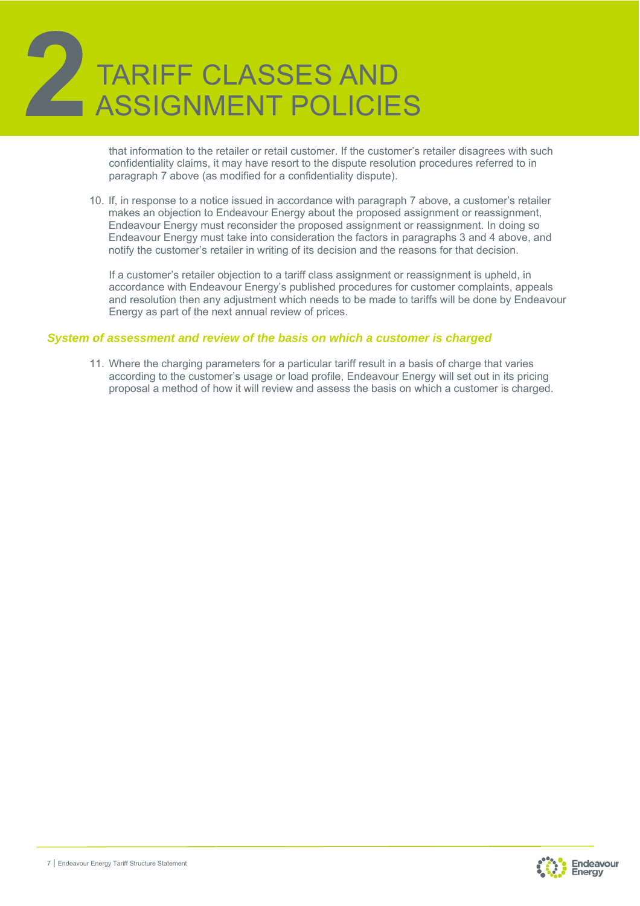# 2 TARIFF CLASSES AND ASSIGNMENT POLICIES

that information to the retailer or retail customer. If the customer's retailer disagrees with such confidentiality claims, it may have resort to the dispute resolution procedures referred to in paragraph 7 above (as modified for a confidentiality dispute).

10. If, in response to a notice issued in accordance with paragraph 7 above, a customer's retailer makes an objection to Endeavour Energy about the proposed assignment or reassignment, Endeavour Energy must reconsider the proposed assignment or reassignment. In doing so Endeavour Energy must take into consideration the factors in paragraphs 3 and 4 above, and notify the customer's retailer in writing of its decision and the reasons for that decision.

    If a customer's retailer objection to a tariff class assignment or reassignment is upheld, in accordance with Endeavour Energy's published procedures for customer complaints, appeals and resolution then any adjustment which needs to be made to tariffs will be done by Endeavour Energy as part of the next annual review of prices.

### *System of assessment and review of the basis on which a customer is charged*

11. Where the charging parameters for a particular tariff result in a basis of charge that varies according to the customer's usage or load profile, Endeavour Energy will set out in its pricing proposal a method of how it will review and assess the basis on which a customer is charged.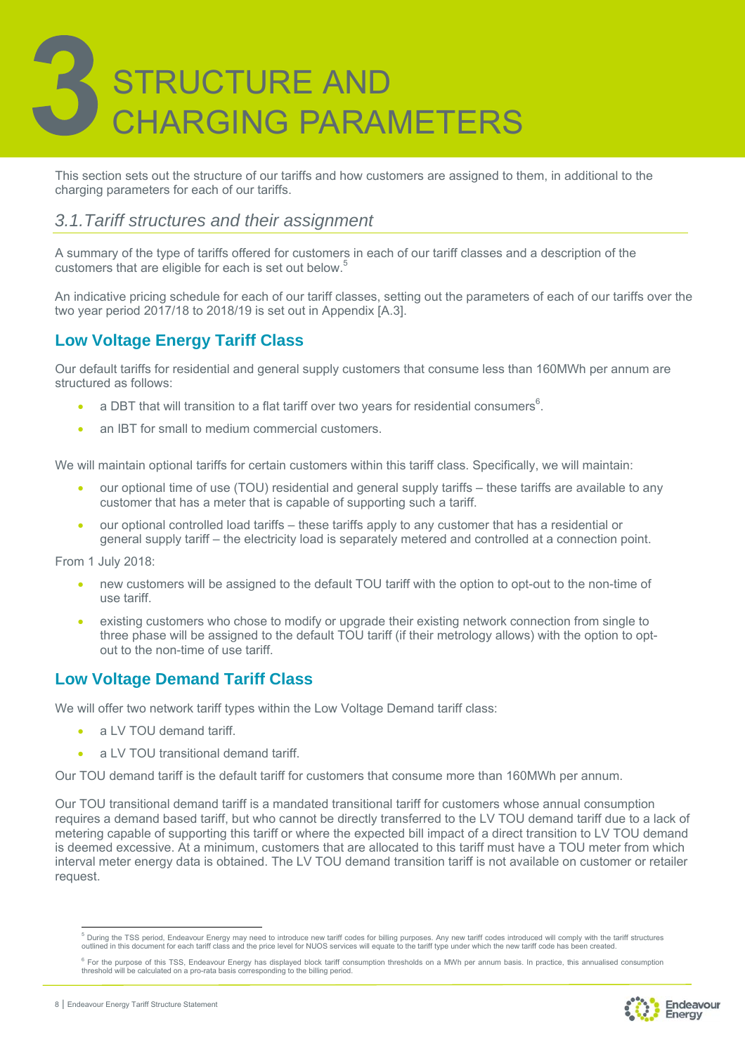# 3 STRUCTURE AND CHARGING PARAMETERS

This section sets out the structure of our tariffs and how customers are assigned to them, in additional to the charging parameters for each of our tariffs.

## *3.1. Tariff structures and their assignment*

A summary of the type of tariffs offered for customers in each of our tariff classes and a description of the customers that are eligible for each is set out below.[5]

An indicative pricing schedule for each of our tariff classes, setting out the parameters of each of our tariffs over the two year period 2017/18 to 2018/19 is set out in Appendix [A.3].

### Low Voltage Energy Tariff Class

Our default tariffs for residential and general supply customers that consume less than 160MWh per annum are structured as follows:

- a DBT that will transition to a flat tariff over two years for residential consumers[6].
- an IBT for small to medium commercial customers.

We will maintain optional tariffs for certain customers within this tariff class. Specifically, we will maintain:

- our optional time of use (TOU) residential and general supply tariffs – these tariffs are available to any customer that has a meter that is capable of supporting such a tariff.
- our optional controlled load tariffs – these tariffs apply to any customer that has a residential or general supply tariff – the electricity load is separately metered and controlled at a connection point.

From 1 July 2018:

- new customers will be assigned to the default TOU tariff with the option to opt-out to the non-time of use tariff.
- existing customers who chose to modify or upgrade their existing network connection from single to three phase will be assigned to the default TOU tariff (if their metrology allows) with the option to opt-out to the non-time of use tariff.

### Low Voltage Demand Tariff Class

We will offer two network tariff types within the Low Voltage Demand tariff class:

- a LV TOU demand tariff.
- a LV TOU transitional demand tariff.

Our TOU demand tariff is the default tariff for customers that consume more than 160MWh per annum.

Our TOU transitional demand tariff is a mandated transitional tariff for customers whose annual consumption requires a demand based tariff, but who cannot be directly transferred to the LV TOU demand tariff due to a lack of metering capable of supporting this tariff or where the expected bill impact of a direct transition to LV TOU demand is deemed excessive. At a minimum, customers that are allocated to this tariff must have a TOU meter from which interval meter energy data is obtained. The LV TOU demand transition tariff is not available on customer or retailer request.

---

[5] During the TSS period, Endeavour Energy may need to introduce new tariff codes for billing purposes. Any new tariff codes introduced will comply with the tariff structures outlined in this document for each tariff class and the price level for NUOS services will equate to the tariff type under which the new tariff code has been created.

[6] For the purpose of this TSS, Endeavour Energy has displayed block tariff consumption thresholds on a MWh per annum basis. In practice, this annualised consumption threshold will be calculated on a pro-rata basis corresponding to the billing period.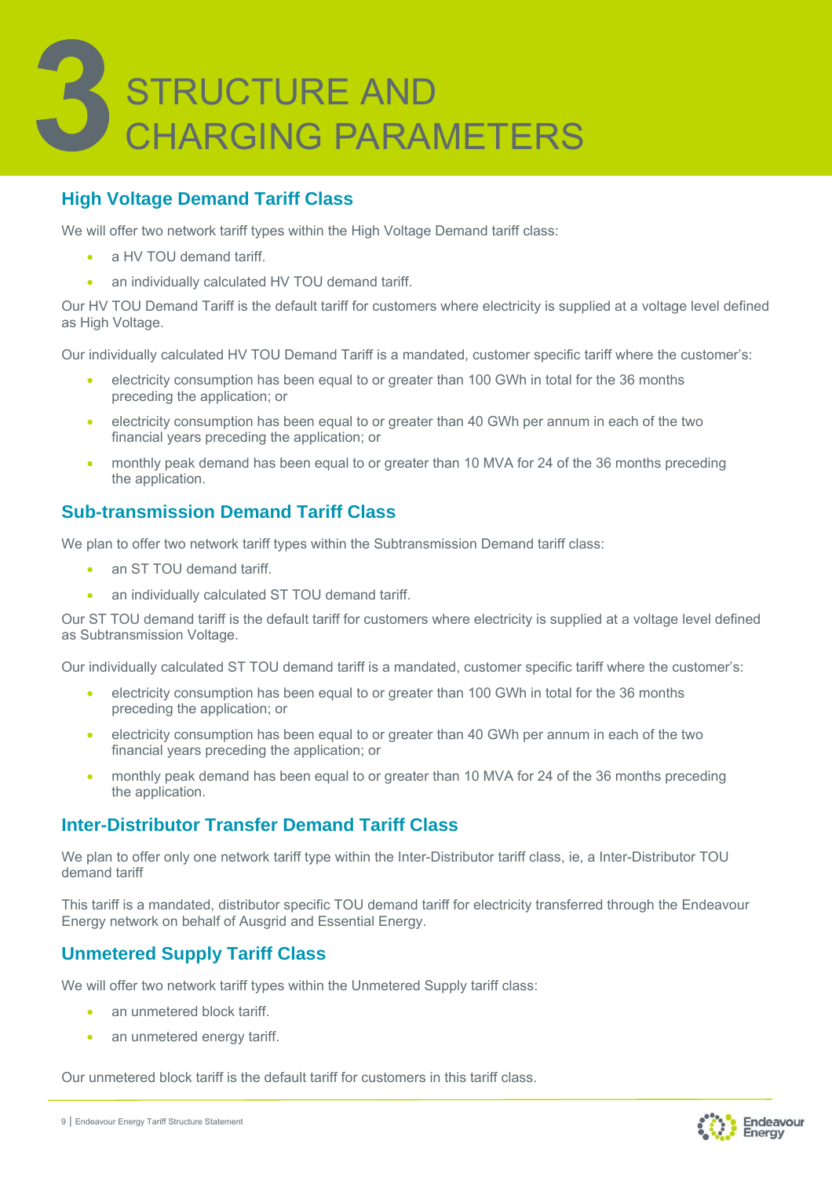# 3 STRUCTURE AND CHARGING PARAMETERS

## High Voltage Demand Tariff Class

We will offer two network tariff types within the High Voltage Demand tariff class:

- a HV TOU demand tariff.
- an individually calculated HV TOU demand tariff.

Our HV TOU Demand Tariff is the default tariff for customers where electricity is supplied at a voltage level defined as High Voltage.

Our individually calculated HV TOU Demand Tariff is a mandated, customer specific tariff where the customer's:

- electricity consumption has been equal to or greater than 100 GWh in total for the 36 months preceding the application; or
- electricity consumption has been equal to or greater than 40 GWh per annum in each of the two financial years preceding the application; or
- monthly peak demand has been equal to or greater than 10 MVA for 24 of the 36 months preceding the application.

## Sub-transmission Demand Tariff Class

We plan to offer two network tariff types within the Subtransmission Demand tariff class:

- an ST TOU demand tariff.
- an individually calculated ST TOU demand tariff.

Our ST TOU demand tariff is the default tariff for customers where electricity is supplied at a voltage level defined as Subtransmission Voltage.

Our individually calculated ST TOU demand tariff is a mandated, customer specific tariff where the customer's:

- electricity consumption has been equal to or greater than 100 GWh in total for the 36 months preceding the application; or
- electricity consumption has been equal to or greater than 40 GWh per annum in each of the two financial years preceding the application; or
- monthly peak demand has been equal to or greater than 10 MVA for 24 of the 36 months preceding the application.

## Inter-Distributor Transfer Demand Tariff Class

We plan to offer only one network tariff type within the Inter-Distributor tariff class, ie, a Inter-Distributor TOU demand tariff

This tariff is a mandated, distributor specific TOU demand tariff for electricity transferred through the Endeavour Energy network on behalf of Ausgrid and Essential Energy.

## Unmetered Supply Tariff Class

We will offer two network tariff types within the Unmetered Supply tariff class:

- an unmetered block tariff.
- an unmetered energy tariff.

Our unmetered block tariff is the default tariff for customers in this tariff class.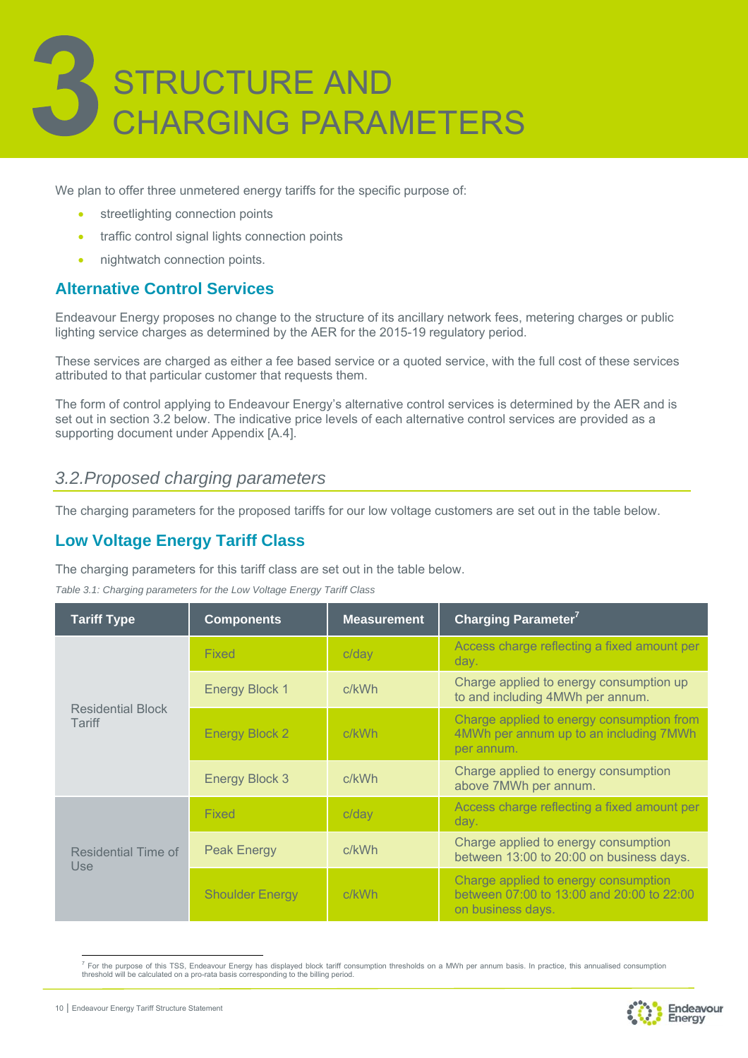# 3 STRUCTURE AND CHARGING PARAMETERS

We plan to offer three unmetered energy tariffs for the specific purpose of:

- streetlighting connection points
- traffic control signal lights connection points
- nightwatch connection points.

## Alternative Control Services

Endeavour Energy proposes no change to the structure of its ancillary network fees, metering charges or public lighting service charges as determined by the AER for the 2015-19 regulatory period.

These services are charged as either a fee based service or a quoted service, with the full cost of these services attributed to that particular customer that requests them.

The form of control applying to Endeavour Energy's alternative control services is determined by the AER and is set out in section 3.2 below. The indicative price levels of each alternative control services are provided as a supporting document under Appendix [A.4].

## *3.2.Proposed charging parameters*

The charging parameters for the proposed tariffs for our low voltage customers are set out in the table below.

### Low Voltage Energy Tariff Class

The charging parameters for this tariff class are set out in the table below.

*Table 3.1: Charging parameters for the Low Voltage Energy Tariff Class*

| Tariff Type | Components | Measurement | Charging Parameter[7] |
|---|---|---|---|
| Residential Block Tariff | Fixed | c/day | Access charge reflecting a fixed amount per day. |
| | Energy Block 1 | c/kWh | Charge applied to energy consumption up to and including 4MWh per annum. |
| | Energy Block 2 | c/kWh | Charge applied to energy consumption from 4MWh per annum up to an including 7MWh per annum. |
| | Energy Block 3 | c/kWh | Charge applied to energy consumption above 7MWh per annum. |
| Residential Time of Use | Fixed | c/day | Access charge reflecting a fixed amount per day. |
| | Peak Energy | c/kWh | Charge applied to energy consumption between 13:00 to 20:00 on business days. |
| | Shoulder Energy | c/kWh | Charge applied to energy consumption between 07:00 to 13:00 and 20:00 to 22:00 on business days. |

[7] For the purpose of this TSS, Endeavour Energy has displayed block tariff consumption thresholds on a MWh per annum basis. In practice, this annualised consumption threshold will be calculated on a pro-rata basis corresponding to the billing period.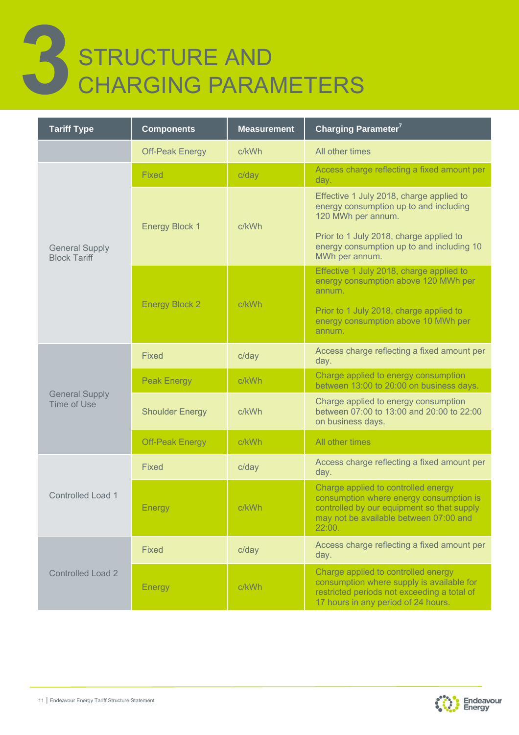# 3 STRUCTURE AND CHARGING PARAMETERS

| Tariff Type | Components | Measurement | Charging Parameter[7] |
|---|---|---|---|
| | Off-Peak Energy | c/kWh | All other times |
| General Supply Block Tariff | Fixed | c/day | Access charge reflecting a fixed amount per day. |
| | Energy Block 1 | c/kWh | Effective 1 July 2018, charge applied to energy consumption up to and including 120 MWh per annum. Prior to 1 July 2018, charge applied to energy consumption up to and including 10 MWh per annum. |
| | Energy Block 2 | c/kWh | Effective 1 July 2018, charge applied to energy consumption above 120 MWh per annum. Prior to 1 July 2018, charge applied to energy consumption above 10 MWh per annum. |
| General Supply Time of Use | Fixed | c/day | Access charge reflecting a fixed amount per day. |
| | Peak Energy | c/kWh | Charge applied to energy consumption between 13:00 to 20:00 on business days. |
| | Shoulder Energy | c/kWh | Charge applied to energy consumption between 07:00 to 13:00 and 20:00 to 22:00 on business days. |
| | Off-Peak Energy | c/kWh | All other times |
| Controlled Load 1 | Fixed | c/day | Access charge reflecting a fixed amount per day. |
| | Energy | c/kWh | Charge applied to controlled energy consumption where energy consumption is controlled by our equipment so that supply may not be available between 07:00 and 22:00. |
| Controlled Load 2 | Fixed | c/day | Access charge reflecting a fixed amount per day. |
| | Energy | c/kWh | Charge applied to controlled energy consumption where supply is available for restricted periods not exceeding a total of 17 hours in any period of 24 hours. |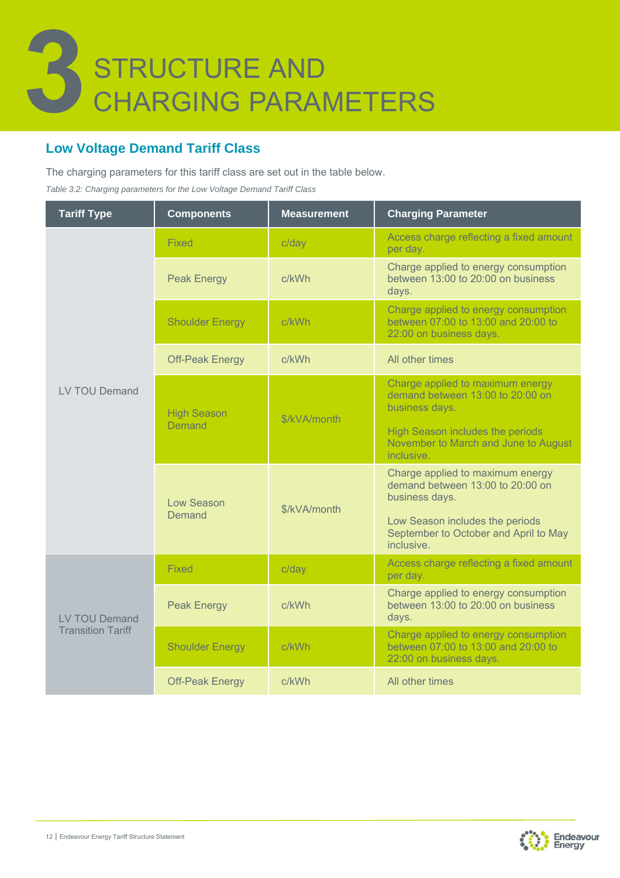# 3 STRUCTURE AND CHARGING PARAMETERS

## Low Voltage Demand Tariff Class

The charging parameters for this tariff class are set out in the table below.

*Table 3.2: Charging parameters for the Low Voltage Demand Tariff Class*

| Tariff Type | Components | Measurement | Charging Parameter |
|---|---|---|---|
| LV TOU Demand | Fixed | c/day | Access charge reflecting a fixed amount per day. |
| | Peak Energy | c/kWh | Charge applied to energy consumption between 13:00 to 20:00 on business days. |
| | Shoulder Energy | c/kWh | Charge applied to energy consumption between 07:00 to 13:00 and 20:00 to 22:00 on business days. |
| | Off-Peak Energy | c/kWh | All other times |
| | High Season Demand | $/kVA/month | Charge applied to maximum energy demand between 13:00 to 20:00 on business days.<br><br>High Season includes the periods November to March and June to August inclusive. |
| | Low Season Demand | $/kVA/month | Charge applied to maximum energy demand between 13:00 to 20:00 on business days.<br><br>Low Season includes the periods September to October and April to May inclusive. |
| LV TOU Demand Transition Tariff | Fixed | c/day | Access charge reflecting a fixed amount per day. |
| | Peak Energy | c/kWh | Charge applied to energy consumption between 13:00 to 20:00 on business days. |
| | Shoulder Energy | c/kWh | Charge applied to energy consumption between 07:00 to 13:00 and 20:00 to 22:00 on business days. |
| | Off-Peak Energy | c/kWh | All other times |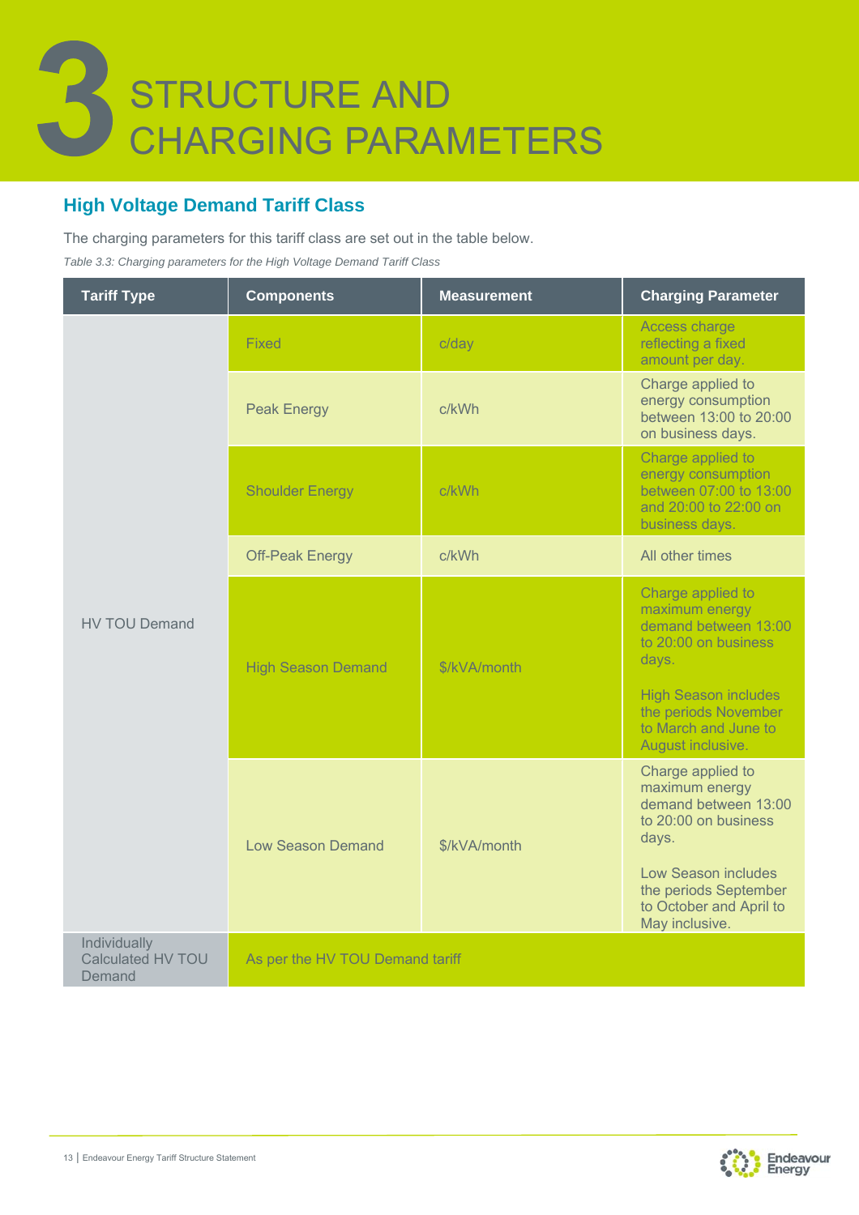# 3 STRUCTURE AND CHARGING PARAMETERS

## High Voltage Demand Tariff Class

The charging parameters for this tariff class are set out in the table below.

*Table 3.3: Charging parameters for the High Voltage Demand Tariff Class*

| Tariff Type | Components | Measurement | Charging Parameter |
|---|---|---|---|
| HV TOU Demand | Fixed | c/day | Access charge reflecting a fixed amount per day. |
| | Peak Energy | c/kWh | Charge applied to energy consumption between 13:00 to 20:00 on business days. |
| | Shoulder Energy | c/kWh | Charge applied to energy consumption between 07:00 to 13:00 and 20:00 to 22:00 on business days. |
| | Off-Peak Energy | c/kWh | All other times |
| | High Season Demand | $/kVA/month | Charge applied to maximum energy demand between 13:00 to 20:00 on business days.<br><br>High Season includes the periods November to March and June to August inclusive. |
| | Low Season Demand | $/kVA/month | Charge applied to maximum energy demand between 13:00 to 20:00 on business days.<br><br>Low Season includes the periods September to October and April to May inclusive. |
| Individually Calculated HV TOU Demand | As per the HV TOU Demand tariff | | |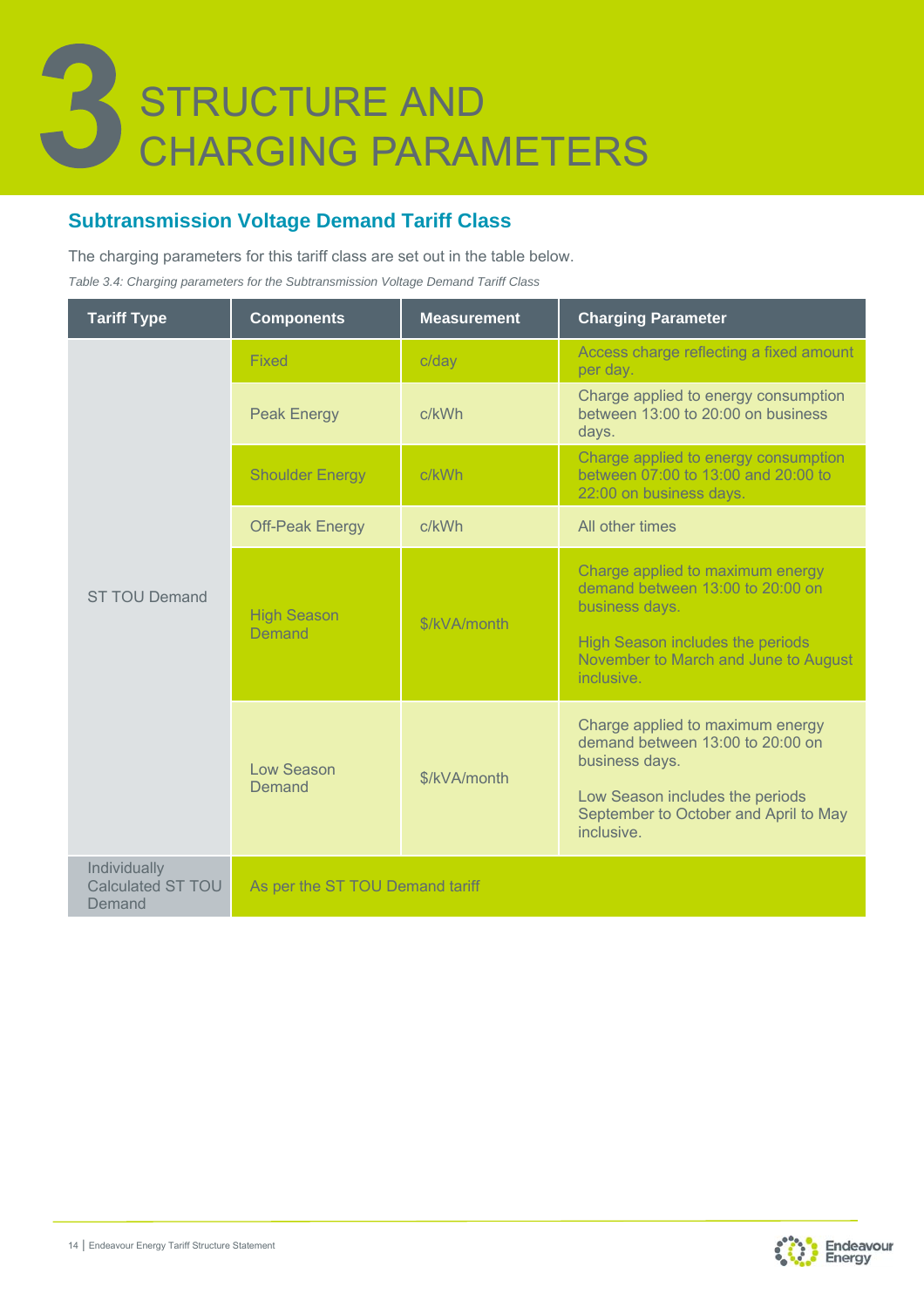# 3 STRUCTURE AND CHARGING PARAMETERS

## Subtransmission Voltage Demand Tariff Class

The charging parameters for this tariff class are set out in the table below.

*Table 3.4: Charging parameters for the Subtransmission Voltage Demand Tariff Class*

| Tariff Type | Components | Measurement | Charging Parameter |
|---|---|---|---|
| ST TOU Demand | Fixed | c/day | Access charge reflecting a fixed amount per day. |
| | Peak Energy | c/kWh | Charge applied to energy consumption between 13:00 to 20:00 on business days. |
| | Shoulder Energy | c/kWh | Charge applied to energy consumption between 07:00 to 13:00 and 20:00 to 22:00 on business days. |
| | Off-Peak Energy | c/kWh | All other times |
| | High Season Demand | $/kVA/month | Charge applied to maximum energy demand between 13:00 to 20:00 on business days.<br><br>High Season includes the periods November to March and June to August inclusive. |
| | Low Season Demand | $/kVA/month | Charge applied to maximum energy demand between 13:00 to 20:00 on business days.<br><br>Low Season includes the periods September to October and April to May inclusive. |
| Individually Calculated ST TOU Demand | As per the ST TOU Demand tariff | | |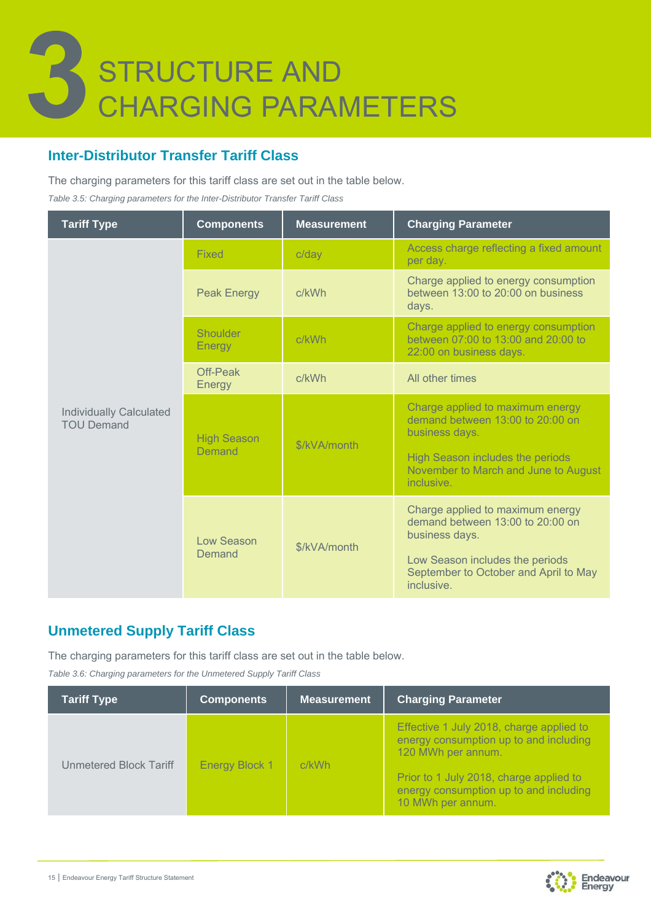# 3 STRUCTURE AND CHARGING PARAMETERS

## Inter-Distributor Transfer Tariff Class

The charging parameters for this tariff class are set out in the table below.

*Table 3.5: Charging parameters for the Inter-Distributor Transfer Tariff Class*

| Tariff Type | Components | Measurement | Charging Parameter |
|---|---|---|---|
| Individually Calculated TOU Demand | Fixed | c/day | Access charge reflecting a fixed amount per day. |
| | Peak Energy | c/kWh | Charge applied to energy consumption between 13:00 to 20:00 on business days. |
| | Shoulder Energy | c/kWh | Charge applied to energy consumption between 07:00 to 13:00 and 20:00 to 22:00 on business days. |
| | Off-Peak Energy | c/kWh | All other times |
| | High Season Demand | $/kVA/month | Charge applied to maximum energy demand between 13:00 to 20:00 on business days. High Season includes the periods November to March and June to August inclusive. |
| | Low Season Demand | $/kVA/month | Charge applied to maximum energy demand between 13:00 to 20:00 on business days. Low Season includes the periods September to October and April to May inclusive. |

## Unmetered Supply Tariff Class

The charging parameters for this tariff class are set out in the table below.

*Table 3.6: Charging parameters for the Unmetered Supply Tariff Class*

| Tariff Type | Components | Measurement | Charging Parameter |
|---|---|---|---|
| Unmetered Block Tariff | Energy Block 1 | c/kWh | Effective 1 July 2018, charge applied to energy consumption up to and including 120 MWh per annum. Prior to 1 July 2018, charge applied to energy consumption up to and including 10 MWh per annum. |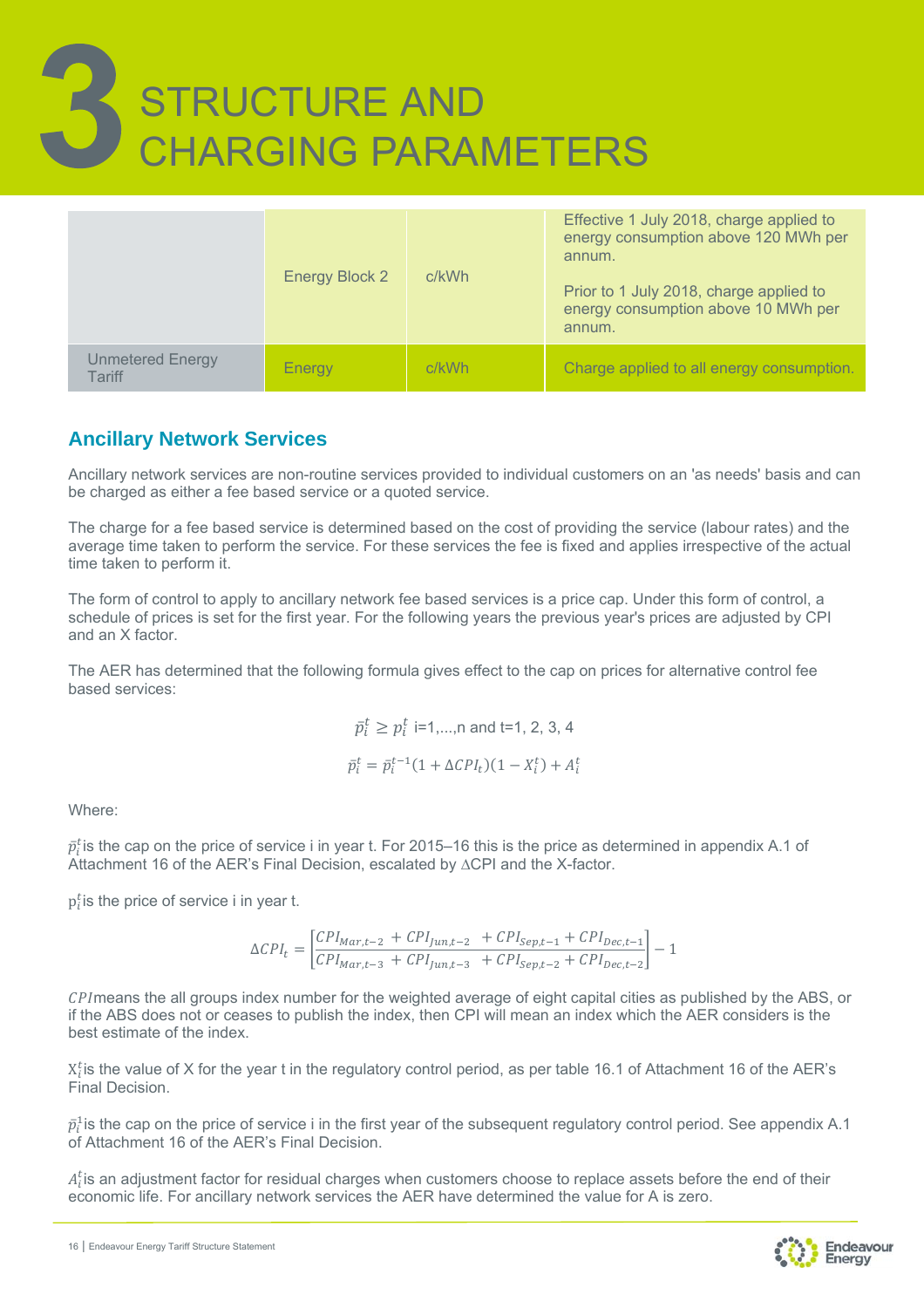# 3 STRUCTURE AND CHARGING PARAMETERS

| | | | |
|---|---|---|---|
| | Energy Block 2 | c/kWh | Effective 1 July 2018, charge applied to energy consumption above 120 MWh per annum.<br><br>Prior to 1 July 2018, charge applied to energy consumption above 10 MWh per annum. |
| Unmetered Energy Tariff | Energy | c/kWh | Charge applied to all energy consumption. |

## Ancillary Network Services

Ancillary network services are non-routine services provided to individual customers on an 'as needs' basis and can be charged as either a fee based service or a quoted service.

The charge for a fee based service is determined based on the cost of providing the service (labour rates) and the average time taken to perform the service. For these services the fee is fixed and applies irrespective of the actual time taken to perform it.

The form of control to apply to ancillary network fee based services is a price cap. Under this form of control, a schedule of prices is set for the first year. For the following years the previous year's prices are adjusted by CPI and an X factor.

The AER has determined that the following formula gives effect to the cap on prices for alternative control fee based services:

$$\bar{p}_i^t \geq p_i^t \quad \text{i=1,...,n and t=1, 2, 3, 4}$$

$$\bar{p}_i^t = \bar{p}_i^{t-1}(1 + \Delta CPI_t)(1 - X_i^t) + A_i^t$$

Where:

$\bar{p}_i^t$ is the cap on the price of service i in year t. For 2015–16 this is the price as determined in appendix A.1 of Attachment 16 of the AER's Final Decision, escalated by ∆CPI and the X-factor.

$p_i^t$ is the price of service i in year t.

$$\Delta CPI_t = \left[\frac{CPI_{Mar,t-2} + CPI_{Jun,t-2} + CPI_{Sep,t-1} + CPI_{Dec,t-1}}{CPI_{Mar,t-3} + CPI_{Jun,t-3} + CPI_{Sep,t-2} + CPI_{Dec,t-2}}\right] - 1$$

$CPI$ means the all groups index number for the weighted average of eight capital cities as published by the ABS, or if the ABS does not or ceases to publish the index, then CPI will mean an index which the AER considers is the best estimate of the index.

$X_i^t$ is the value of X for the year t in the regulatory control period, as per table 16.1 of Attachment 16 of the AER's Final Decision.

$\bar{p}_i^1$ is the cap on the price of service i in the first year of the subsequent regulatory control period. See appendix A.1 of Attachment 16 of the AER's Final Decision.

$A_i^t$ is an adjustment factor for residual charges when customers choose to replace assets before the end of their economic life. For ancillary network services the AER have determined the value for A is zero.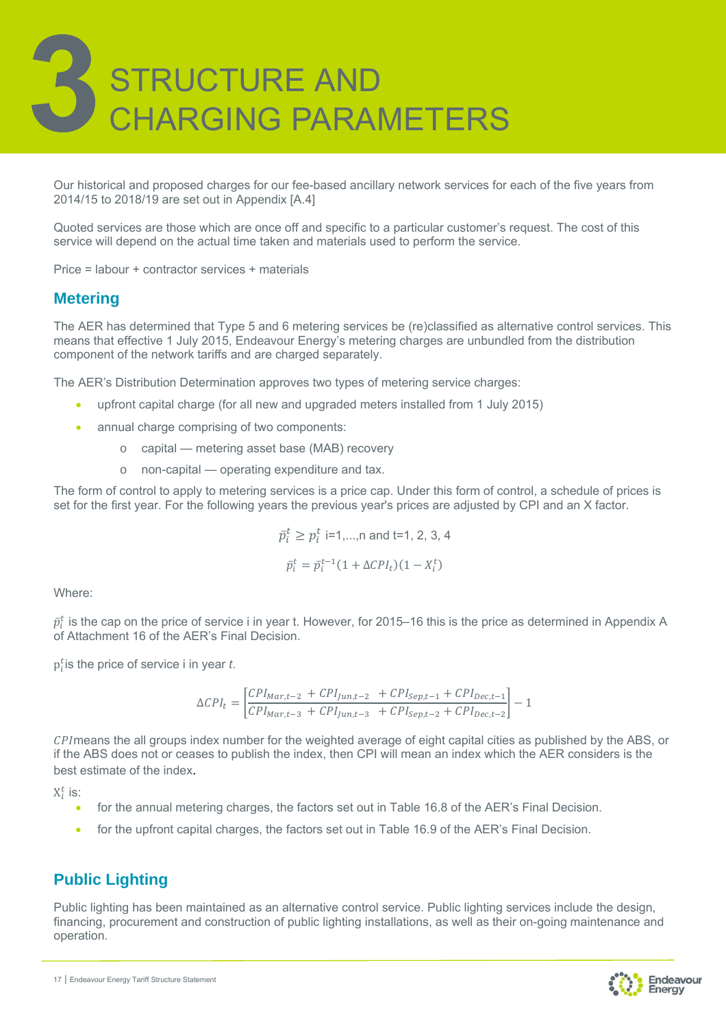# 3 STRUCTURE AND CHARGING PARAMETERS

Our historical and proposed charges for our fee-based ancillary network services for each of the five years from 2014/15 to 2018/19 are set out in Appendix [A.4]

Quoted services are those which are once off and specific to a particular customer's request. The cost of this service will depend on the actual time taken and materials used to perform the service.

Price = labour + contractor services + materials

## Metering

The AER has determined that Type 5 and 6 metering services be (re)classified as alternative control services. This means that effective 1 July 2015, Endeavour Energy's metering charges are unbundled from the distribution component of the network tariffs and are charged separately.

The AER's Distribution Determination approves two types of metering service charges:

- upfront capital charge (for all new and upgraded meters installed from 1 July 2015)
- annual charge comprising of two components:
  - capital — metering asset base (MAB) recovery
  - non-capital — operating expenditure and tax.

The form of control to apply to metering services is a price cap. Under this form of control, a schedule of prices is set for the first year. For the following years the previous year's prices are adjusted by CPI and an X factor.

$$\bar{p}_i^t \geq p_i^t \text{ i=1,...,n and t=1, 2, 3, 4}$$

$$\bar{p}_i^t = \bar{p}_i^{t-1}(1 + \Delta CPI_t)(1 - X_i^t)$$

Where:

$\bar{p}_i^t$ is the cap on the price of service i in year t. However, for 2015–16 this is the price as determined in Appendix A of Attachment 16 of the AER's Final Decision.

$p_i^t$ is the price of service i in year *t*.

$$\Delta CPI_t = \left[\frac{CPI_{Mar,t-2} + CPI_{Jun,t-2} + CPI_{Sep,t-1} + CPI_{Dec,t-1}}{CPI_{Mar,t-3} + CPI_{Jun,t-3} + CPI_{Sep,t-2} + CPI_{Dec,t-2}}\right] - 1$$

$CPI$ means the all groups index number for the weighted average of eight capital cities as published by the ABS, or if the ABS does not or ceases to publish the index, then CPI will mean an index which the AER considers is the best estimate of the index.

$X_i^t$ is:

- for the annual metering charges, the factors set out in Table 16.8 of the AER's Final Decision.
- for the upfront capital charges, the factors set out in Table 16.9 of the AER's Final Decision.

## Public Lighting

Public lighting has been maintained as an alternative control service. Public lighting services include the design, financing, procurement and construction of public lighting installations, as well as their on-going maintenance and operation.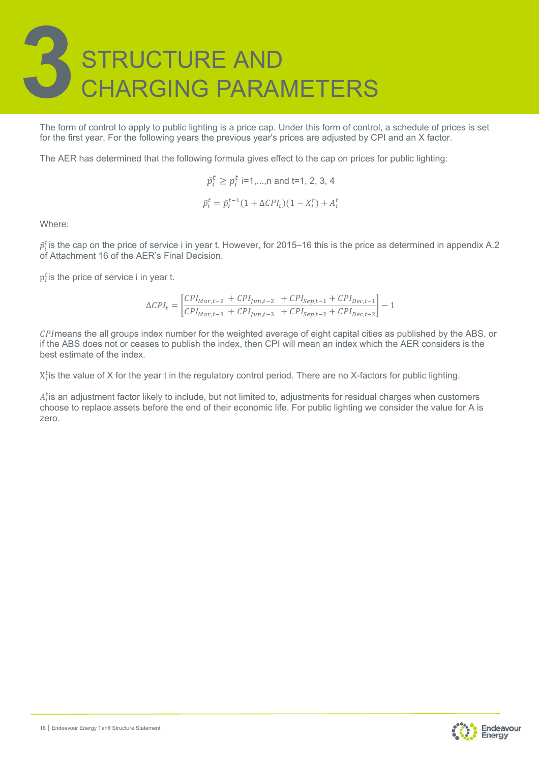# 3 STRUCTURE AND CHARGING PARAMETERS

The form of control to apply to public lighting is a price cap. Under this form of control, a schedule of prices is set for the first year. For the following years the previous year's prices are adjusted by CPI and an X factor.

The AER has determined that the following formula gives effect to the cap on prices for public lighting:

$$\bar{p}_i^t \geq p_i^t \text{ i=1,...,n and t=1, 2, 3, 4}$$

$$\bar{p}_i^t = \bar{p}_i^{t-1}(1 + \Delta CPI_t)(1 - X_i^t) + A_i^t$$

Where:

$\bar{p}_i^t$ is the cap on the price of service i in year t. However, for 2015–16 this is the price as determined in appendix A.2 of Attachment 16 of the AER's Final Decision.

$p_i^t$ is the price of service i in year t.

$$\Delta CPI_t = \left[\frac{CPI_{Mar,t-2} + CPI_{Jun,t-2} + CPI_{Sep,t-1} + CPI_{Dec,t-1}}{CPI_{Mar,t-3} + CPI_{Jun,t-3} + CPI_{Sep,t-2} + CPI_{Dec,t-2}}\right] - 1$$

$CPI$ means the all groups index number for the weighted average of eight capital cities as published by the ABS, or if the ABS does not or ceases to publish the index, then CPI will mean an index which the AER considers is the best estimate of the index.

$X_i^t$ is the value of X for the year t in the regulatory control period. There are no X-factors for public lighting.

$A_i^t$ is an adjustment factor likely to include, but not limited to, adjustments for residual charges when customers choose to replace assets before the end of their economic life. For public lighting we consider the value for A is zero.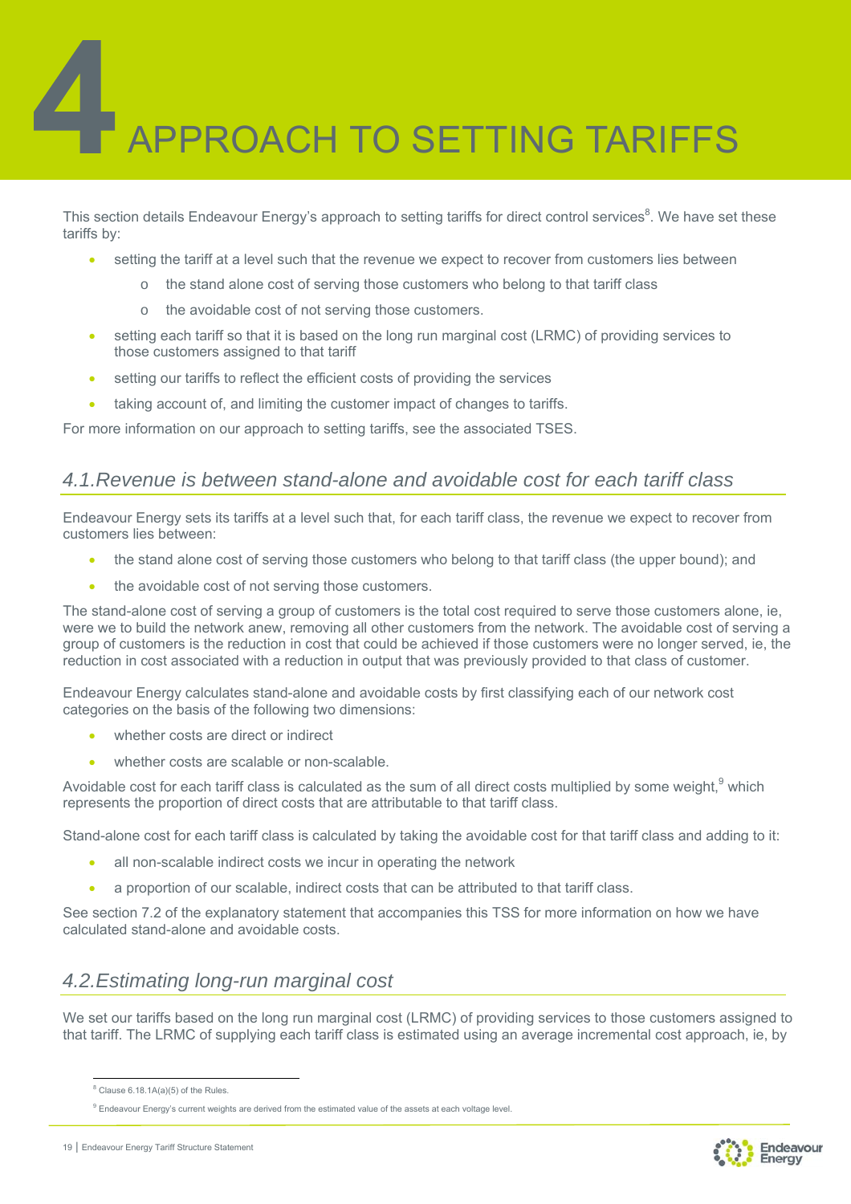# 4 APPROACH TO SETTING TARIFFS

This section details Endeavour Energy's approach to setting tariffs for direct control services[8]. We have set these tariffs by:

- setting the tariff at a level such that the revenue we expect to recover from customers lies between
  - the stand alone cost of serving those customers who belong to that tariff class
  - the avoidable cost of not serving those customers.
- setting each tariff so that it is based on the long run marginal cost (LRMC) of providing services to those customers assigned to that tariff
- setting our tariffs to reflect the efficient costs of providing the services
- taking account of, and limiting the customer impact of changes to tariffs.

For more information on our approach to setting tariffs, see the associated TSES.

## *4.1.Revenue is between stand-alone and avoidable cost for each tariff class*

Endeavour Energy sets its tariffs at a level such that, for each tariff class, the revenue we expect to recover from customers lies between:

- the stand alone cost of serving those customers who belong to that tariff class (the upper bound); and
- the avoidable cost of not serving those customers.

The stand-alone cost of serving a group of customers is the total cost required to serve those customers alone, ie, were we to build the network anew, removing all other customers from the network. The avoidable cost of serving a group of customers is the reduction in cost that could be achieved if those customers were no longer served, ie, the reduction in cost associated with a reduction in output that was previously provided to that class of customer.

Endeavour Energy calculates stand-alone and avoidable costs by first classifying each of our network cost categories on the basis of the following two dimensions:

- whether costs are direct or indirect
- whether costs are scalable or non-scalable.

Avoidable cost for each tariff class is calculated as the sum of all direct costs multiplied by some weight,[9] which represents the proportion of direct costs that are attributable to that tariff class.

Stand-alone cost for each tariff class is calculated by taking the avoidable cost for that tariff class and adding to it:

- all non-scalable indirect costs we incur in operating the network
- a proportion of our scalable, indirect costs that can be attributed to that tariff class.

See section 7.2 of the explanatory statement that accompanies this TSS for more information on how we have calculated stand-alone and avoidable costs.

## *4.2.Estimating long-run marginal cost*

We set our tariffs based on the long run marginal cost (LRMC) of providing services to those customers assigned to that tariff. The LRMC of supplying each tariff class is estimated using an average incremental cost approach, ie, by

---

[8] Clause 6.18.1A(a)(5) of the Rules.

[9] Endeavour Energy's current weights are derived from the estimated value of the assets at each voltage level.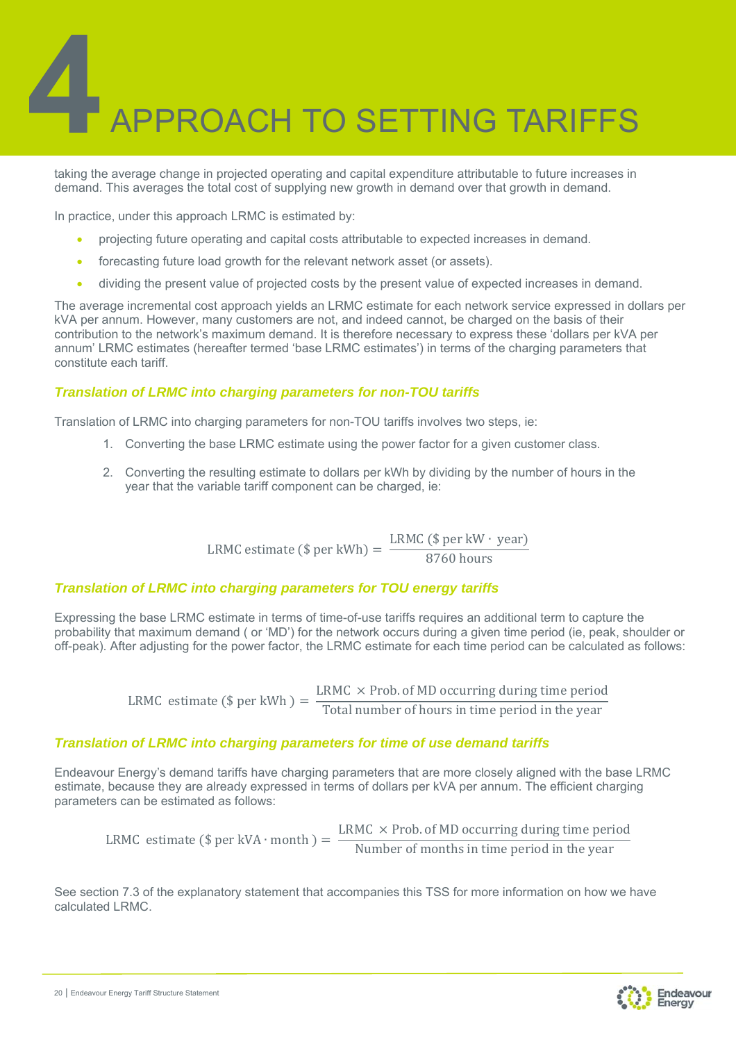# 4 APPROACH TO SETTING TARIFFS

taking the average change in projected operating and capital expenditure attributable to future increases in demand. This averages the total cost of supplying new growth in demand over that growth in demand.

In practice, under this approach LRMC is estimated by:

- projecting future operating and capital costs attributable to expected increases in demand.
- forecasting future load growth for the relevant network asset (or assets).
- dividing the present value of projected costs by the present value of expected increases in demand.

The average incremental cost approach yields an LRMC estimate for each network service expressed in dollars per kVA per annum. However, many customers are not, and indeed cannot, be charged on the basis of their contribution to the network's maximum demand. It is therefore necessary to express these 'dollars per kVA per annum' LRMC estimates (hereafter termed 'base LRMC estimates') in terms of the charging parameters that constitute each tariff.

### *Translation of LRMC into charging parameters for non-TOU tariffs*

Translation of LRMC into charging parameters for non-TOU tariffs involves two steps, ie:

1. Converting the base LRMC estimate using the power factor for a given customer class.
2. Converting the resulting estimate to dollars per kWh by dividing by the number of hours in the year that the variable tariff component can be charged, ie:

$$\text{LRMC estimate (\$ per kWh)} = \frac{\text{LRMC (\$ per kW} \cdot \text{ year)}}{\text{8760 hours}}$$

### *Translation of LRMC into charging parameters for TOU energy tariffs*

Expressing the base LRMC estimate in terms of time-of-use tariffs requires an additional term to capture the probability that maximum demand ( or 'MD') for the network occurs during a given time period (ie, peak, shoulder or off-peak). After adjusting for the power factor, the LRMC estimate for each time period can be calculated as follows:

$$\text{LRMC estimate (\$ per kWh )} = \frac{\text{LRMC} \times \text{Prob. of MD occurring during time period}}{\text{Total number of hours in time period in the year}}$$

### *Translation of LRMC into charging parameters for time of use demand tariffs*

Endeavour Energy's demand tariffs have charging parameters that are more closely aligned with the base LRMC estimate, because they are already expressed in terms of dollars per kVA per annum. The efficient charging parameters can be estimated as follows:

$$\text{LRMC estimate (\$ per kVA} \cdot \text{month )} = \frac{\text{LRMC} \times \text{Prob. of MD occurring during time period}}{\text{Number of months in time period in the year}}$$

See section 7.3 of the explanatory statement that accompanies this TSS for more information on how we have calculated LRMC.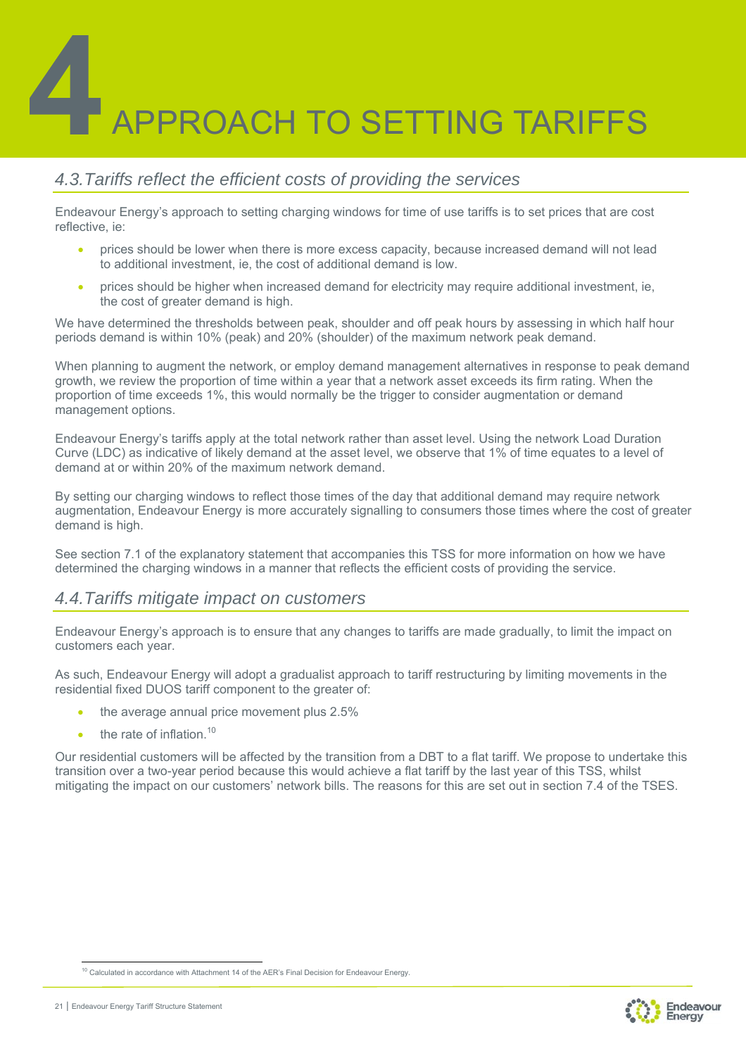# 4 APPROACH TO SETTING TARIFFS

## 4.3. Tariffs reflect the efficient costs of providing the services

Endeavour Energy's approach to setting charging windows for time of use tariffs is to set prices that are cost reflective, ie:

- prices should be lower when there is more excess capacity, because increased demand will not lead to additional investment, ie, the cost of additional demand is low.
- prices should be higher when increased demand for electricity may require additional investment, ie, the cost of greater demand is high.

We have determined the thresholds between peak, shoulder and off peak hours by assessing in which half hour periods demand is within 10% (peak) and 20% (shoulder) of the maximum network peak demand.

When planning to augment the network, or employ demand management alternatives in response to peak demand growth, we review the proportion of time within a year that a network asset exceeds its firm rating. When the proportion of time exceeds 1%, this would normally be the trigger to consider augmentation or demand management options.

Endeavour Energy's tariffs apply at the total network rather than asset level. Using the network Load Duration Curve (LDC) as indicative of likely demand at the asset level, we observe that 1% of time equates to a level of demand at or within 20% of the maximum network demand.

By setting our charging windows to reflect those times of the day that additional demand may require network augmentation, Endeavour Energy is more accurately signalling to consumers those times where the cost of greater demand is high.

See section 7.1 of the explanatory statement that accompanies this TSS for more information on how we have determined the charging windows in a manner that reflects the efficient costs of providing the service.

## 4.4. Tariffs mitigate impact on customers

Endeavour Energy's approach is to ensure that any changes to tariffs are made gradually, to limit the impact on customers each year.

As such, Endeavour Energy will adopt a gradualist approach to tariff restructuring by limiting movements in the residential fixed DUOS tariff component to the greater of:

- the average annual price movement plus 2.5%
- the rate of inflation.[10]

Our residential customers will be affected by the transition from a DBT to a flat tariff. We propose to undertake this transition over a two-year period because this would achieve a flat tariff by the last year of this TSS, whilst mitigating the impact on our customers' network bills. The reasons for this are set out in section 7.4 of the TSES.

[10] Calculated in accordance with Attachment 14 of the AER's Final Decision for Endeavour Energy.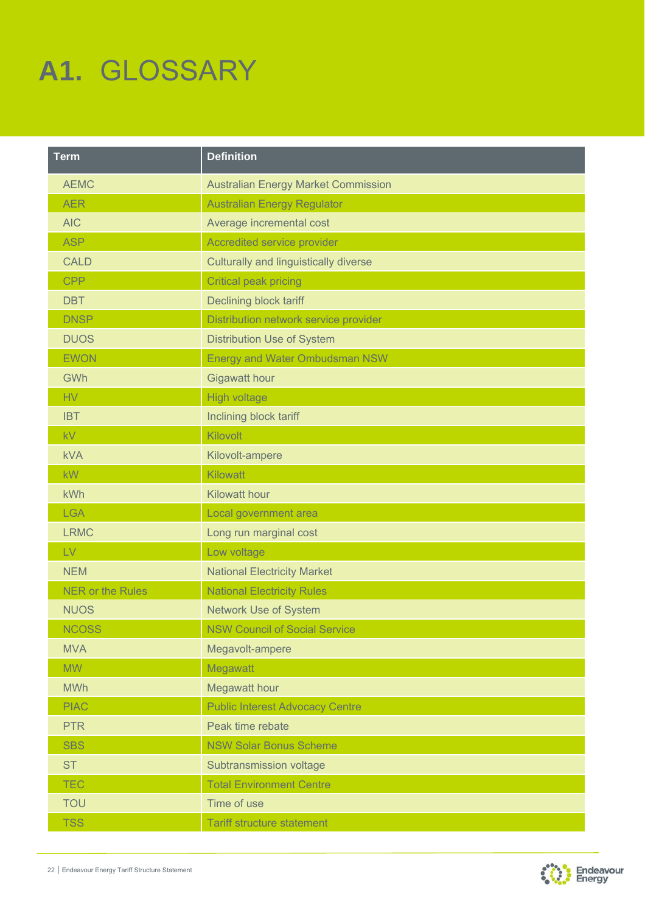# A1. GLOSSARY

| Term | Definition |
| --- | --- |
| AEMC | Australian Energy Market Commission |
| AER | Australian Energy Regulator |
| AIC | Average incremental cost |
| ASP | Accredited service provider |
| CALD | Culturally and linguistically diverse |
| CPP | Critical peak pricing |
| DBT | Declining block tariff |
| DNSP | Distribution network service provider |
| DUOS | Distribution Use of System |
| EWON | Energy and Water Ombudsman NSW |
| GWh | Gigawatt hour |
| HV | High voltage |
| IBT | Inclining block tariff |
| kV | Kilovolt |
| kVA | Kilovolt-ampere |
| kW | Kilowatt |
| kWh | Kilowatt hour |
| LGA | Local government area |
| LRMC | Long run marginal cost |
| LV | Low voltage |
| NEM | National Electricity Market |
| NER or the Rules | National Electricity Rules |
| NUOS | Network Use of System |
| NCOSS | NSW Council of Social Service |
| MVA | Megavolt-ampere |
| MW | Megawatt |
| MWh | Megawatt hour |
| PIAC | Public Interest Advocacy Centre |
| PTR | Peak time rebate |
| SBS | NSW Solar Bonus Scheme |
| ST | Subtransmission voltage |
| TEC | Total Environment Centre |
| TOU | Time of use |
| TSS | Tariff structure statement |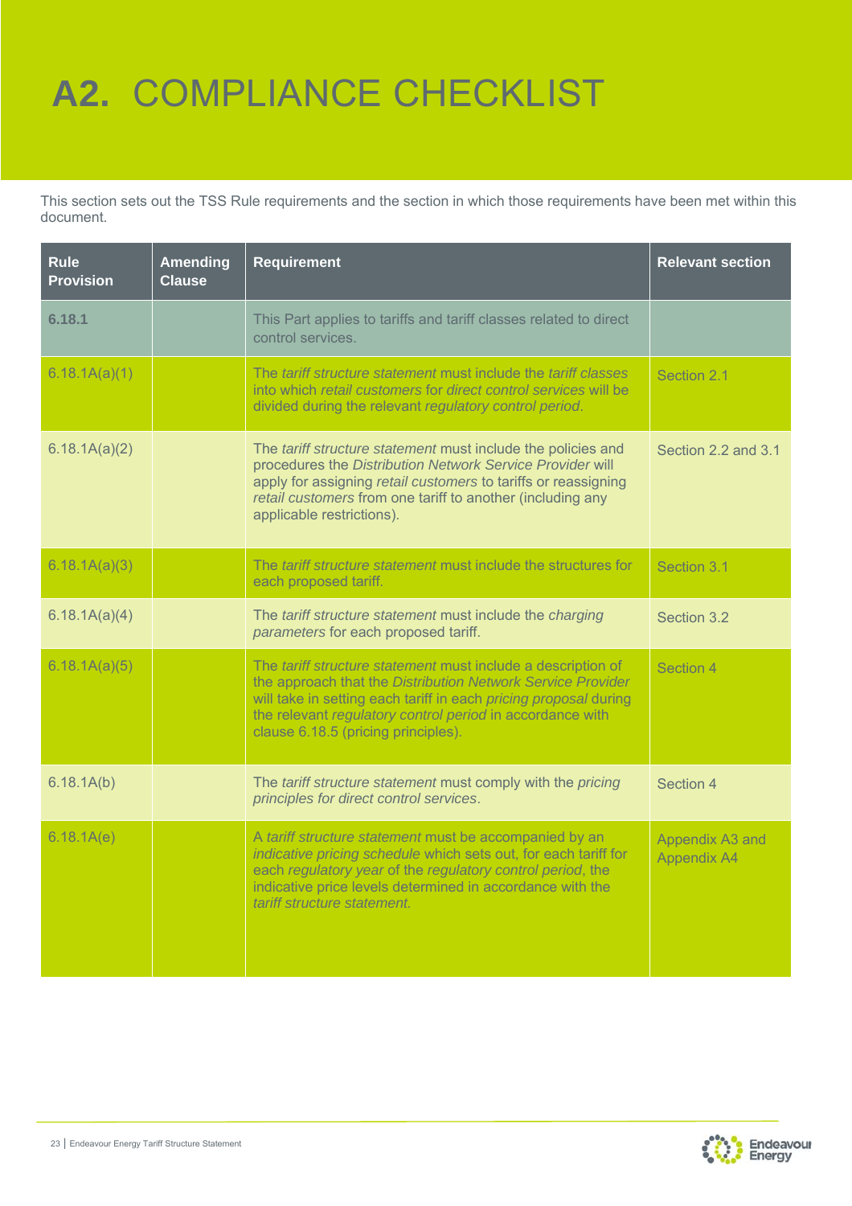# A2. COMPLIANCE CHECKLIST

This section sets out the TSS Rule requirements and the section in which those requirements have been met within this document.

| Rule Provision | Amending Clause | Requirement | Relevant section |
|---|---|---|---|
| **6.18.1** | | This Part applies to tariffs and tariff classes related to direct control services. | |
| 6.18.1A(a)(1) | | The *tariff structure statement* must include the *tariff classes* into which *retail customers* for *direct control services* will be divided during the relevant *regulatory control period*. | Section 2.1 |
| 6.18.1A(a)(2) | | The *tariff structure statement* must include the policies and procedures the *Distribution Network Service Provider* will apply for assigning *retail customers* to tariffs or reassigning *retail customers* from one tariff to another (including any applicable restrictions). | Section 2.2 and 3.1 |
| 6.18.1A(a)(3) | | The *tariff structure statement* must include the structures for each proposed tariff. | Section 3.1 |
| 6.18.1A(a)(4) | | The *tariff structure statement* must include the *charging parameters* for each proposed tariff. | Section 3.2 |
| 6.18.1A(a)(5) | | The *tariff structure statement* must include a description of the approach that the *Distribution Network Service Provider* will take in setting each tariff in each *pricing proposal* during the relevant *regulatory control period* in accordance with clause 6.18.5 (pricing principles). | Section 4 |
| 6.18.1A(b) | | The *tariff structure statement* must comply with the *pricing principles for direct control services*. | Section 4 |
| 6.18.1A(e) | | A *tariff structure statement* must be accompanied by an *indicative pricing schedule* which sets out, for each tariff for each *regulatory year* of the *regulatory control period*, the indicative price levels determined in accordance with the *tariff structure statement.* | Appendix A3 and Appendix A4 |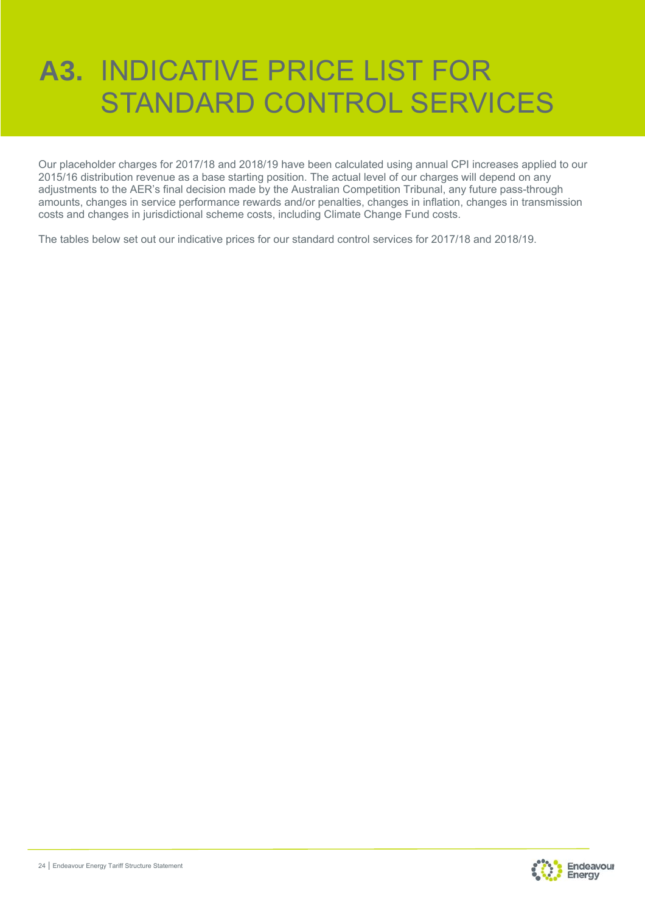# A3. INDICATIVE PRICE LIST FOR STANDARD CONTROL SERVICES

Our placeholder charges for 2017/18 and 2018/19 have been calculated using annual CPI increases applied to our 2015/16 distribution revenue as a base starting position. The actual level of our charges will depend on any adjustments to the AER's final decision made by the Australian Competition Tribunal, any future pass-through amounts, changes in service performance rewards and/or penalties, changes in inflation, changes in transmission costs and changes in jurisdictional scheme costs, including Climate Change Fund costs.

The tables below set out our indicative prices for our standard control services for 2017/18 and 2018/19.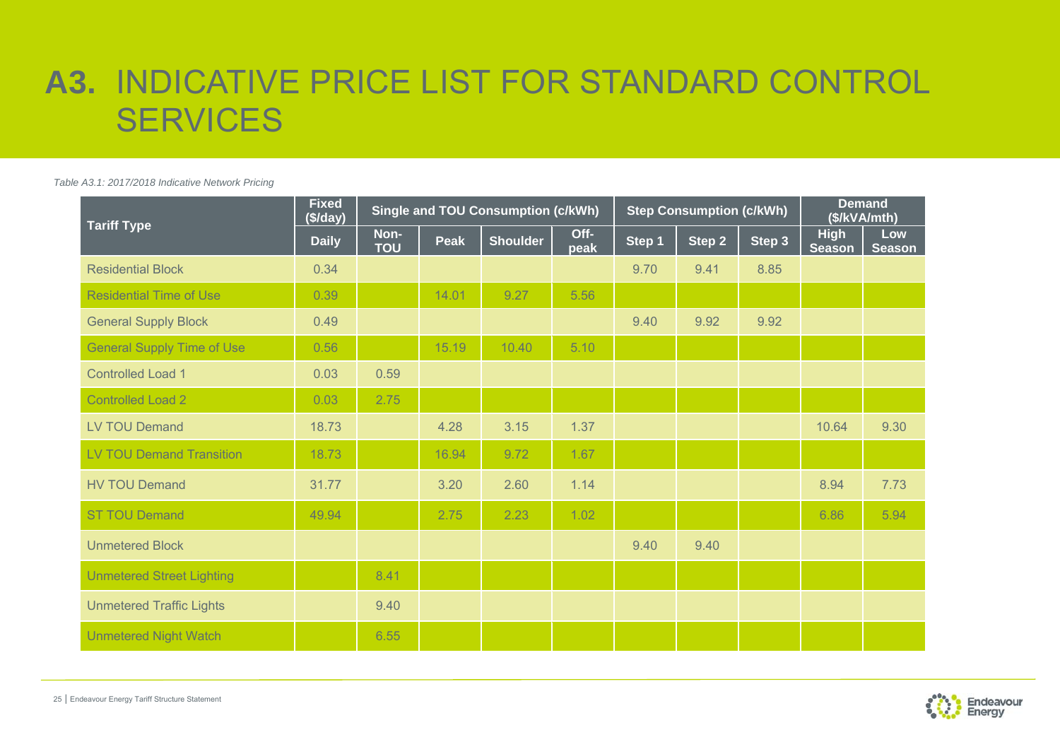# A3. INDICATIVE PRICE LIST FOR STANDARD CONTROL SERVICES

*Table A3.1: 2017/2018 Indicative Network Pricing*

| Tariff Type | Fixed ($/day) | Single and TOU Consumption (c/kWh) | | | | Step Consumption (c/kWh) | | | Demand ($/kVA/mth) | |
|---|---|---|---|---|---|---|---|---|---|---|
| | Daily | Non-TOU | Peak | Shoulder | Off-peak | Step 1 | Step 2 | Step 3 | High Season | Low Season |
| Residential Block | 0.34 | | | | | 9.70 | 9.41 | 8.85 | | |
| Residential Time of Use | 0.39 | | 14.01 | 9.27 | 5.56 | | | | | |
| General Supply Block | 0.49 | | | | | 9.40 | 9.92 | 9.92 | | |
| General Supply Time of Use | 0.56 | | 15.19 | 10.40 | 5.10 | | | | | |
| Controlled Load 1 | 0.03 | 0.59 | | | | | | | | |
| Controlled Load 2 | 0.03 | 2.75 | | | | | | | | |
| LV TOU Demand | 18.73 | | 4.28 | 3.15 | 1.37 | | | | 10.64 | 9.30 |
| LV TOU Demand Transition | 18.73 | | 16.94 | 9.72 | 1.67 | | | | | |
| HV TOU Demand | 31.77 | | 3.20 | 2.60 | 1.14 | | | | 8.94 | 7.73 |
| ST TOU Demand | 49.94 | | 2.75 | 2.23 | 1.02 | | | | 6.86 | 5.94 |
| Unmetered Block | | | | | | 9.40 | 9.40 | | | |
| Unmetered Street Lighting | | 8.41 | | | | | | | | |
| Unmetered Traffic Lights | | 9.40 | | | | | | | | |
| Unmetered Night Watch | | 6.55 | | | | | | | | |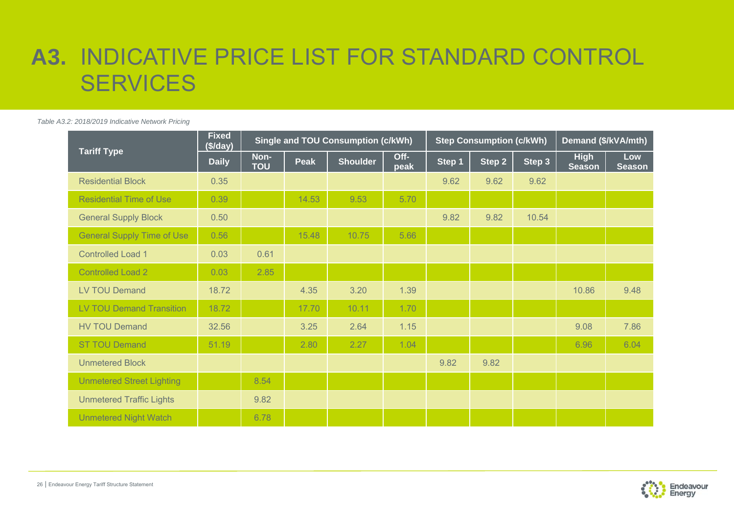# A3. INDICATIVE PRICE LIST FOR STANDARD CONTROL SERVICES

*Table A3.2: 2018/2019 Indicative Network Pricing*

| Tariff Type | Fixed ($/day) | Single and TOU Consumption (c/kWh) | | | | Step Consumption (c/kWh) | | | Demand ($/kVA/mth) | |
|---|---|---|---|---|---|---|---|---|---|---|
| | Daily | Non-TOU | Peak | Shoulder | Off-peak | Step 1 | Step 2 | Step 3 | High Season | Low Season |
| Residential Block | 0.35 | | | | | 9.62 | 9.62 | 9.62 | | |
| Residential Time of Use | 0.39 | | 14.53 | 9.53 | 5.70 | | | | | |
| General Supply Block | 0.50 | | | | | 9.82 | 9.82 | 10.54 | | |
| General Supply Time of Use | 0.56 | | 15.48 | 10.75 | 5.66 | | | | | |
| Controlled Load 1 | 0.03 | 0.61 | | | | | | | | |
| Controlled Load 2 | 0.03 | 2.85 | | | | | | | | |
| LV TOU Demand | 18.72 | | 4.35 | 3.20 | 1.39 | | | | 10.86 | 9.48 |
| LV TOU Demand Transition | 18.72 | | 17.70 | 10.11 | 1.70 | | | | | |
| HV TOU Demand | 32.56 | | 3.25 | 2.64 | 1.15 | | | | 9.08 | 7.86 |
| ST TOU Demand | 51.19 | | 2.80 | 2.27 | 1.04 | | | | 6.96 | 6.04 |
| Unmetered Block | | | | | | 9.82 | 9.82 | | | |
| Unmetered Street Lighting | | 8.54 | | | | | | | | |
| Unmetered Traffic Lights | | 9.82 | | | | | | | | |
| Unmetered Night Watch | | 6.78 | | | | | | | | |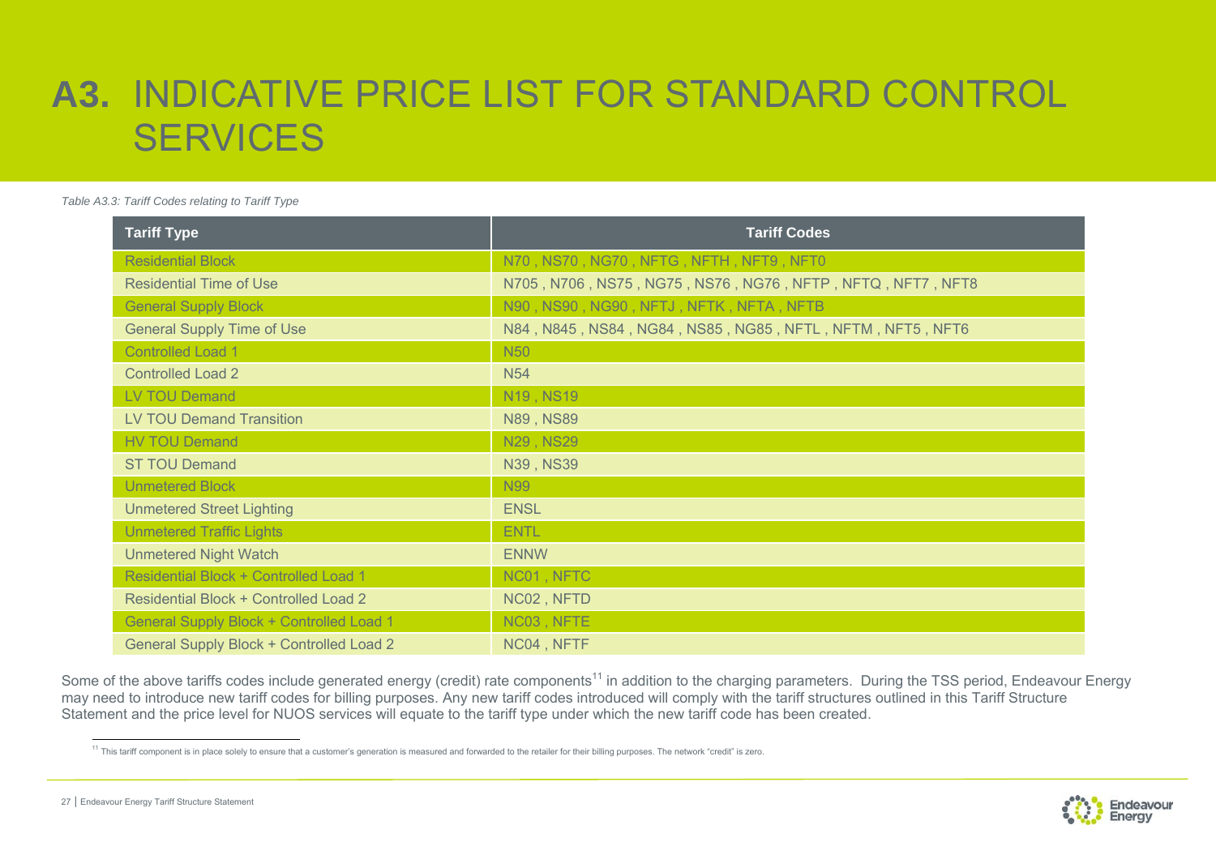# A3. INDICATIVE PRICE LIST FOR STANDARD CONTROL SERVICES

*Table A3.3: Tariff Codes relating to Tariff Type*

| Tariff Type | Tariff Codes |
|---|---|
| Residential Block | N70 , NS70 , NG70 , NFTG , NFTH , NFT9 , NFT0 |
| Residential Time of Use | N705 , N706 , NS75 , NG75 , NS76 , NG76 , NFTP , NFTQ , NFT7 , NFT8 |
| General Supply Block | N90 , NS90 , NG90 , NFTJ , NFTK , NFTA , NFTB |
| General Supply Time of Use | N84 , N845 , NS84 , NG84 , NS85 , NG85 , NFTL , NFTM , NFT5 , NFT6 |
| Controlled Load 1 | N50 |
| Controlled Load 2 | N54 |
| LV TOU Demand | N19 , NS19 |
| LV TOU Demand Transition | N89 , NS89 |
| HV TOU Demand | N29 , NS29 |
| ST TOU Demand | N39 , NS39 |
| Unmetered Block | N99 |
| Unmetered Street Lighting | ENSL |
| Unmetered Traffic Lights | ENTL |
| Unmetered Night Watch | ENNW |
| Residential Block + Controlled Load 1 | NC01 , NFTC |
| Residential Block + Controlled Load 2 | NC02 , NFTD |
| General Supply Block + Controlled Load 1 | NC03 , NFTE |
| General Supply Block + Controlled Load 2 | NC04 , NFTF |

Some of the above tariffs codes include generated energy (credit) rate components[11] in addition to the charging parameters. During the TSS period, Endeavour Energy may need to introduce new tariff codes for billing purposes. Any new tariff codes introduced will comply with the tariff structures outlined in this Tariff Structure Statement and the price level for NUOS services will equate to the tariff type under which the new tariff code has been created.

[11] This tariff component is in place solely to ensure that a customer's generation is measured and forwarded to the retailer for their billing purposes. The network "credit" is zero.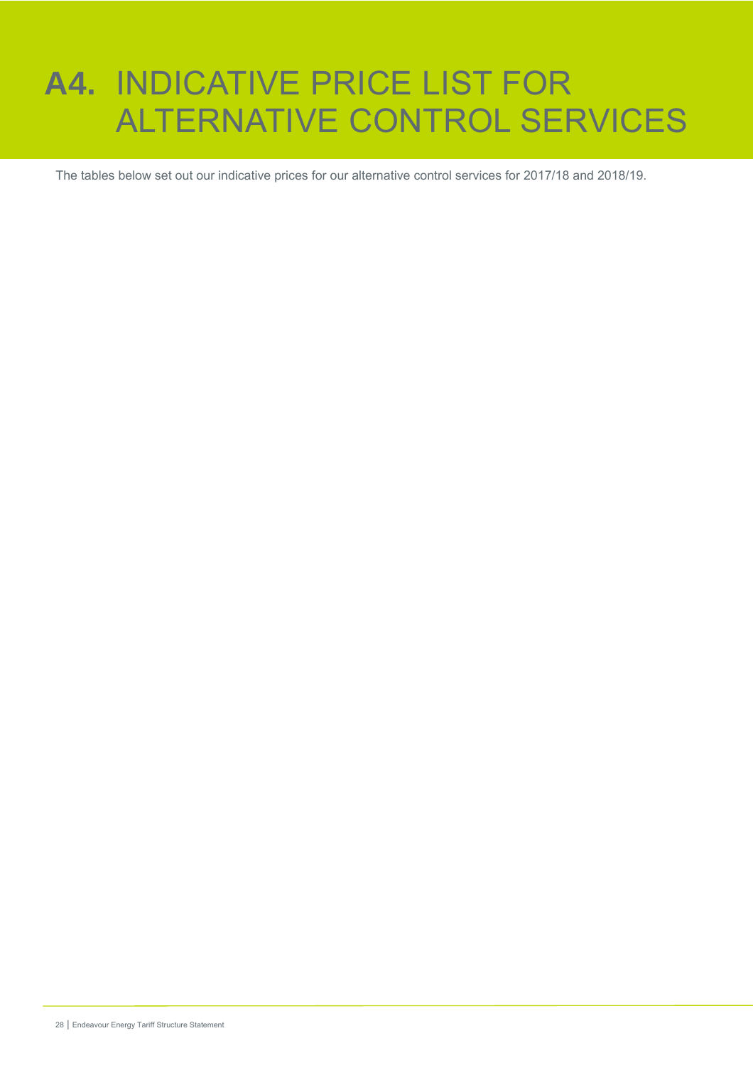# A4. INDICATIVE PRICE LIST FOR ALTERNATIVE CONTROL SERVICES

The tables below set out our indicative prices for our alternative control services for 2017/18 and 2018/19.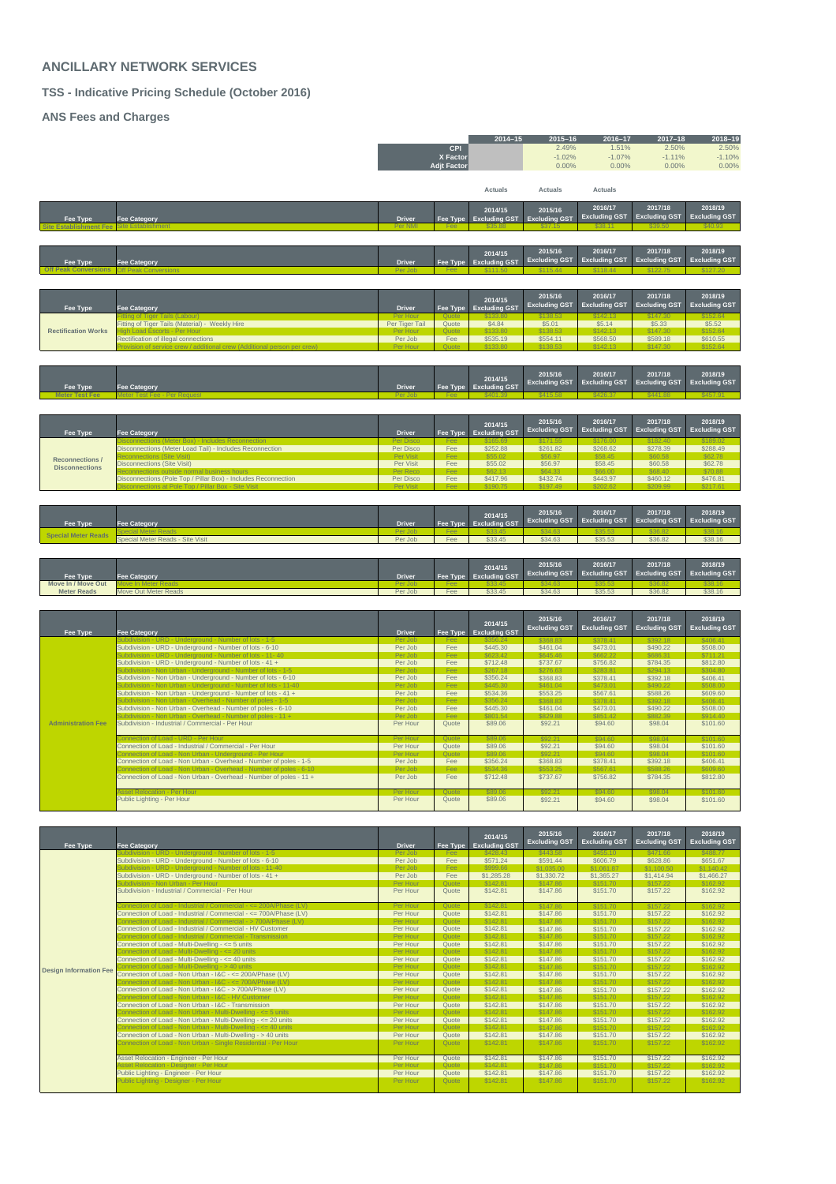# ANCILLARY NETWORK SERVICES

## TSS - Indicative Pricing Schedule (October 2016)

## ANS Fees and Charges

| | 2014–15 | 2015–16 | 2016–17 | 2017–18 | 2018–19 |
|---|---|---|---|---|---|
| CPI | | 2.49% | 1.51% | 2.50% | 2.50% |
| X Factor | | -1.02% | -1.07% | -1.11% | -1.10% |
| Adjt Factor | | 0.00% | 0.00% | 0.00% | 0.00% |
| | Actuals | Actuals | Actuals | | |

| Fee Type | Fee Category | Driver | Fee Type | 2014/15 Excluding GST | 2015/16 Excluding GST | 2016/17 Excluding GST | 2017/18 Excluding GST | 2018/19 Excluding GST |
|---|---|---|---|---|---|---|---|---|
| Site Establishment Fee | Site Establishment | Per NMI | Fee | $35.88 | $37.15 | $38.11 | $39.50 | $40.93 |

| Fee Type | Fee Category | Driver | Fee Type | 2014/15 Excluding GST | 2015/16 Excluding GST | 2016/17 Excluding GST | 2017/18 Excluding GST | 2018/19 Excluding GST |
|---|---|---|---|---|---|---|---|---|
| Off Peak Conversions | Off Peak Conversions | Per Job | Fee | $111.50 | $115.44 | $118.44 | $122.75 | $127.20 |

| Fee Type | Fee Category | Driver | Fee Type | 2014/15 Excluding GST | 2015/16 Excluding GST | 2016/17 Excluding GST | 2017/18 Excluding GST | 2018/19 Excluding GST |
|---|---|---|---|---|---|---|---|---|
| Rectification Works | Fitting of Tiger Tails (Labour) | Per Hour | Quote | $133.80 | $138.53 | $142.13 | $147.30 | $152.64 |
| | Fitting of Tiger Tails (Material) - Weekly Hire | Per Tiger Tail | Quote | $4.84 | $5.01 | $5.14 | $5.33 | $5.52 |
| | High Load Escorts - Per Hour | Per Hour | Quote | $133.80 | $138.53 | $142.13 | $147.30 | $152.64 |
| | Rectification of illegal connections | Per Job | Fee | $535.19 | $554.11 | $568.50 | $589.18 | $610.55 |
| | Provision of service crew / additional crew (Additional person per crew) | Per Hour | Quote | $133.80 | $138.53 | $142.13 | $147.30 | $152.64 |

| Fee Type | Fee Category | Driver | Fee Type | 2014/15 Excluding GST | 2015/16 Excluding GST | 2016/17 Excluding GST | 2017/18 Excluding GST | 2018/19 Excluding GST |
|---|---|---|---|---|---|---|---|---|
| Meter Test Fee | Meter Test Fee - Per Request | Per Job | Fee | $401.39 | $415.58 | $426.37 | $441.88 | $457.91 |

| Fee Type | Fee Category | Driver | Fee Type | 2014/15 Excluding GST | 2015/16 Excluding GST | 2016/17 Excluding GST | 2017/18 Excluding GST | 2018/19 Excluding GST |
|---|---|---|---|---|---|---|---|---|
| Reconnections / Disconnections | Disconnections (Meter Box) - Includes Reconnection | Per Disco | Fee | $165.69 | $171.55 | $176.00 | $182.40 | $189.02 |
| | Disconnections (Meter Load Tail) - Includes Reconnection | Per Disco | Fee | $252.88 | $261.82 | $268.62 | $278.39 | $288.49 |
| | Reconnections (Site Visit) | Per Visit | Fee | $55.02 | $56.97 | $58.45 | $60.58 | $62.78 |
| | Disconnections (Site Visit) | Per Visit | Fee | $55.02 | $56.97 | $58.45 | $60.58 | $62.78 |
| | Reconnections outside normal business hours | Per Reco | Fee | $62.13 | $64.33 | $66.00 | $68.40 | $70.88 |
| | Disconnections (Pole Top / Pillar Box) - Includes Reconnection | Per Disco | Fee | $417.96 | $432.74 | $443.97 | $460.12 | $476.81 |
| | Disconnections at Pole Top / Pillar Box - Site Visit | Per Visit | Fee | $190.75 | $197.49 | $202.62 | $209.99 | $217.61 |

| Fee Type | Fee Category | Driver | Fee Type | 2014/15 Excluding GST | 2015/16 Excluding GST | 2016/17 Excluding GST | 2017/18 Excluding GST | 2018/19 Excluding GST |
|---|---|---|---|---|---|---|---|---|
| Special Meter Reads | Special Meter Reads | Per Job | Fee | $33.45 | $34.63 | $35.53 | $36.82 | $38.16 |
| | Special Meter Reads - Site Visit | Per Job | Fee | $33.45 | $34.63 | $35.53 | $36.82 | $38.16 |

| Fee Type | Fee Category | Driver | Fee Type | 2014/15 Excluding GST | 2015/16 Excluding GST | 2016/17 Excluding GST | 2017/18 Excluding GST | 2018/19 Excluding GST |
|---|---|---|---|---|---|---|---|---|
| Move In / Move Out Meter Reads | Move In Meter Reads | Per Job | Fee | $33.45 | $34.63 | $35.53 | $36.82 | $38.16 |
| | Move Out Meter Reads | Per Job | Fee | $33.45 | $34.63 | $35.53 | $36.82 | $38.16 |

| Fee Type | Fee Category | Driver | Fee Type | 2014/15 Excluding GST | 2015/16 Excluding GST | 2016/17 Excluding GST | 2017/18 Excluding GST | 2018/19 Excluding GST |
|---|---|---|---|---|---|---|---|---|
| Administration Fee | Subdivision - URD - Underground - Number of lots - 1-5 | Per Job | Fee | $356.24 | $368.83 | $378.41 | $392.18 | $406.41 |
| | Subdivision - URD - Underground - Number of lots - 6-10 | Per Job | Fee | $445.30 | $461.04 | $473.01 | $490.22 | $508.00 |
| | Subdivision - URD - Underground - Number of lots - 11-40 | Per Job | Fee | $623.42 | $645.46 | $662.22 | $686.31 | $711.21 |
| | Subdivision - URD - Underground - Number of lots - 41 + | Per Job | Fee | $712.48 | $737.67 | $756.82 | $784.35 | $812.80 |
| | Subdivision - Non Urban - Underground - Number of lots - 1-5 | Per Job | Fee | $267.18 | $276.63 | $283.81 | $294.13 | $304.80 |
| | Subdivision - Non Urban - Underground - Number of lots - 6-10 | Per Job | Fee | $356.24 | $368.83 | $378.41 | $392.18 | $406.41 |
| | Subdivision - Non Urban - Underground - Number of lots - 11-40 | Per Job | Fee | $445.30 | $461.04 | $473.01 | $490.22 | $508.00 |
| | Subdivision - Non Urban - Underground - Number of lots - 41 + | Per Job | Fee | $534.36 | $553.25 | $567.61 | $588.26 | $609.60 |
| | Subdivision - Non Urban - Overhead - Number of poles - 1-5 | Per Job | Fee | $356.24 | $368.83 | $378.41 | $392.18 | $406.41 |
| | Subdivision - Non Urban - Overhead - Number of poles - 6-10 | Per Job | Fee | $445.30 | $461.04 | $473.01 | $490.22 | $508.00 |
| | Subdivision - Non Urban - Overhead - Number of poles - 11 + | Per Job | Fee | $801.54 | $829.88 | $851.42 | $882.39 | $914.40 |
| | Subdivision - Industrial / Commercial - Per Hour | Per Hour | Quote | $89.06 | $92.21 | $94.60 | $98.04 | $101.60 |
| | | | | | | | | |
| | Connection of Load - URD - Per Hour | Per Hour | Quote | $89.06 | $92.21 | $94.60 | $98.04 | $101.60 |
| | Connection of Load - Industrial / Commercial - Per Hour | Per Hour | Quote | $89.06 | $92.21 | $94.60 | $98.04 | $101.60 |
| | Connection of Load - Non Urban - Underground - Per Hour | Per Hour | Quote | $89.06 | $92.21 | $94.60 | $98.04 | $101.60 |
| | Connection of Load - Non Urban - Overhead - Number of poles - 1-5 | Per Job | Fee | $356.24 | $368.83 | $378.41 | $392.18 | $406.41 |
| | Connection of Load - Non Urban - Overhead - Number of poles - 6-10 | Per Job | Fee | $534.36 | $553.25 | $567.61 | $588.26 | $609.60 |
| | Connection of Load - Non Urban - Overhead - Number of poles - 11 + | Per Job | Fee | $712.48 | $737.67 | $756.82 | $784.35 | $812.80 |
| | | | | | | | | |
| | Asset Relocation - Per Hour | Per Hour | Quote | $89.06 | $92.21 | $94.60 | $98.04 | $101.60 |
| | Public Lighting - Per Hour | Per Hour | Quote | $89.06 | $92.21 | $94.60 | $98.04 | $101.60 |

| Fee Type | Fee Category | Driver | Fee Type | 2014/15 Excluding GST | 2015/16 Excluding GST | 2016/17 Excluding GST | 2017/18 Excluding GST | 2018/19 Excluding GST |
|---|---|---|---|---|---|---|---|---|
| Design Information Fee | Subdivision - URD - Underground - Number of lots - 1-5 | Per Job | Fee | $428.43 | $443.58 | $455.10 | $471.66 | $488.77 |
| | Subdivision - URD - Underground - Number of lots - 6-10 | Per Job | Fee | $571.24 | $591.44 | $606.79 | $628.86 | $651.67 |
| | Subdivision - URD - Underground - Number of lots - 11-40 | Per Job | Fee | $999.66 | $1,035.00 | $1,061.87 | $1,100.50 | $1,140.42 |
| | Subdivision - URD - Underground - Number of lots - 41 + | Per Job | Fee | $1,285.28 | $1,330.72 | $1,365.27 | $1,414.94 | $1,466.27 |
| | Subdivision - Non Urban - Per Hour | Per Hour | Quote | $142.81 | $147.86 | $151.70 | $157.22 | $162.92 |
| | Subdivision - Industrial / Commercial - Per Hour | Per Hour | Quote | $142.81 | $147.86 | $151.70 | $157.22 | $162.92 |
| | | | | | | | | |
| | Connection of Load - Industrial / Commercial - <= 200A/Phase (LV) | Per Hour | Quote | $142.81 | $147.86 | $151.70 | $157.22 | $162.92 |
| | Connection of Load - Industrial / Commercial - <= 700A/Phase (LV) | Per Hour | Quote | $142.81 | $147.86 | $151.70 | $157.22 | $162.92 |
| | Connection of Load - Industrial / Commercial - > 700A/Phase (LV) | Per Hour | Quote | $142.81 | $147.86 | $151.70 | $157.22 | $162.92 |
| | Connection of Load - Industrial / Commercial - HV Customer | Per Hour | Quote | $142.81 | $147.86 | $151.70 | $157.22 | $162.92 |
| | Connection of Load - Industrial / Commercial - Transmission | Per Hour | Quote | $142.81 | $147.86 | $151.70 | $157.22 | $162.92 |
| | Connection of Load - Multi-Dwelling - <= 5 units | Per Hour | Quote | $142.81 | $147.86 | $151.70 | $157.22 | $162.92 |
| | Connection of Load - Multi-Dwelling - <= 20 units | Per Hour | Quote | $142.81 | $147.86 | $151.70 | $157.22 | $162.92 |
| | Connection of Load - Multi-Dwelling - <= 40 units | Per Hour | Quote | $142.81 | $147.86 | $151.70 | $157.22 | $162.92 |
| | Connection of Load - Multi-Dwelling - > 40 units | Per Hour | Quote | $142.81 | $147.86 | $151.70 | $157.22 | $162.92 |
| | Connection of Load - Non Urban - I&C - <= 200A/Phase (LV) | Per Hour | Quote | $142.81 | $147.86 | $151.70 | $157.22 | $162.92 |
| | Connection of Load - Non Urban - I&C - <= 700A/Phase (LV) | Per Hour | Quote | $142.81 | $147.86 | $151.70 | $157.22 | $162.92 |
| | Connection of Load - Non Urban - I&C - > 700A/Phase (LV) | Per Hour | Quote | $142.81 | $147.86 | $151.70 | $157.22 | $162.92 |
| | Connection of Load - Non Urban - I&C - HV Customer | Per Hour | Quote | $142.81 | $147.86 | $151.70 | $157.22 | $162.92 |
| | Connection of Load - Non Urban - I&C - Transmission | Per Hour | Quote | $142.81 | $147.86 | $151.70 | $157.22 | $162.92 |
| | Connection of Load - Non Urban - Multi-Dwelling - <= 5 units | Per Hour | Quote | $142.81 | $147.86 | $151.70 | $157.22 | $162.92 |
| | Connection of Load - Non Urban - Multi-Dwelling - <= 20 units | Per Hour | Quote | $142.81 | $147.86 | $151.70 | $157.22 | $162.92 |
| | Connection of Load - Non Urban - Multi-Dwelling - <= 40 units | Per Hour | Quote | $142.81 | $147.86 | $151.70 | $157.22 | $162.92 |
| | Connection of Load - Non Urban - Multi-Dwelling - > 40 units | Per Hour | Quote | $142.81 | $147.86 | $151.70 | $157.22 | $162.92 |
| | Connection of Load - Non Urban - Single Residential - Per Hour | Per Hour | Quote | $142.81 | $147.86 | $151.70 | $157.22 | $162.92 |
| | | | | | | | | |
| | Asset Relocation - Engineer - Per Hour | Per Hour | Quote | $142.81 | $147.86 | $151.70 | $157.22 | $162.92 |
| | Asset Relocation - Designer - Per Hour | Per Hour | Quote | $142.81 | $147.86 | $151.70 | $157.22 | $162.92 |
| | Public Lighting - Engineer - Per Hour | Per Hour | Quote | $142.81 | $147.86 | $151.70 | $157.22 | $162.92 |
| | Public Lighting - Designer - Per Hour | Per Hour | Quote | $142.81 | $147.86 | $151.70 | $157.22 | $162.92 |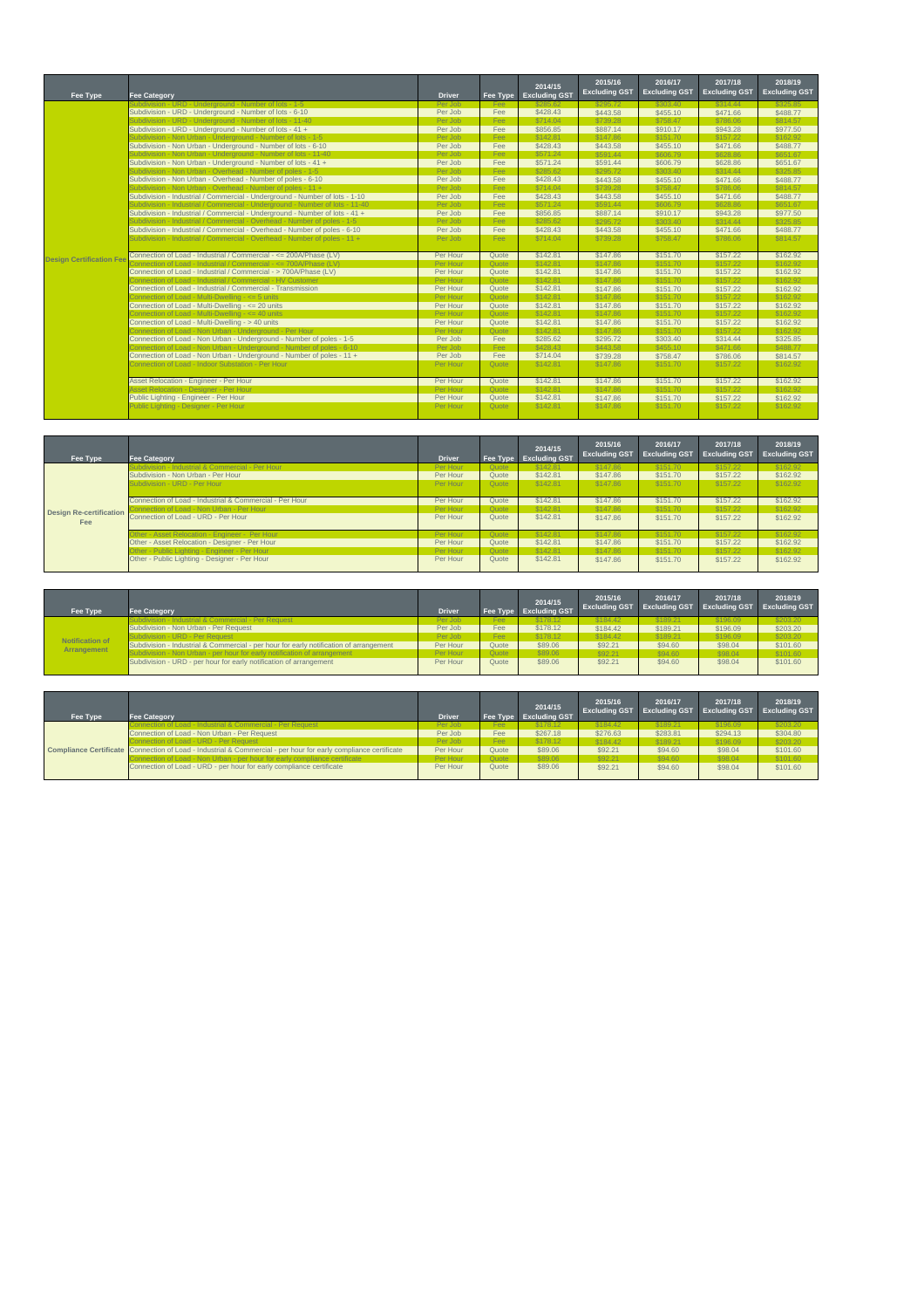| Fee Type | Fee Category | Driver | Fee Type | 2014/15 Excluding GST | 2015/16 Excluding GST | 2016/17 Excluding GST | 2017/18 Excluding GST | 2018/19 Excluding GST |
|---|---|---|---|---|---|---|---|---|
| Design Certification Fee | Subdivision - URD - Underground - Number of lots - 1-5 | Per Job | Fee | $285.62 | $295.72 | $303.40 | $314.44 | $325.85 |
| | Subdivision - URD - Underground - Number of lots - 6-10 | Per Job | Fee | $428.43 | $443.58 | $455.10 | $471.66 | $488.77 |
| | Subdivision - URD - Underground - Number of lots - 11-40 | Per Job | Fee | $714.04 | $739.28 | $758.47 | $786.06 | $814.57 |
| | Subdivision - URD - Underground - Number of lots - 41 + | Per Job | Fee | $856.85 | $887.14 | $910.17 | $943.28 | $977.50 |
| | Subdivision - Non Urban - Underground - Number of lots - 1-5 | Per Job | Fee | $142.81 | $147.86 | $151.70 | $157.22 | $162.92 |
| | Subdivision - Non Urban - Underground - Number of lots - 6-10 | Per Job | Fee | $428.43 | $443.58 | $455.10 | $471.66 | $488.77 |
| | Subdivision - Non Urban - Underground - Number of lots - 11-40 | Per Job | Fee | $571.24 | $591.44 | $606.79 | $628.86 | $651.67 |
| | Subdivision - Non Urban - Underground - Number of lots - 41 + | Per Job | Fee | $571.24 | $591.44 | $606.79 | $628.86 | $651.67 |
| | Subdivision - Non Urban - Overhead - Number of poles - 1-5 | Per Job | Fee | $285.62 | $295.72 | $303.40 | $314.44 | $325.85 |
| | Subdivision - Non Urban - Overhead - Number of poles - 6-10 | Per Job | Fee | $428.43 | $443.58 | $455.10 | $471.66 | $488.77 |
| | Subdivision - Non Urban - Overhead - Number of poles - 11 + | Per Job | Fee | $714.04 | $739.28 | $758.47 | $786.06 | $814.57 |
| | Subdivision - Industrial / Commercial - Underground - Number of lots - 1-10 | Per Job | Fee | $428.43 | $443.58 | $455.10 | $471.66 | $488.77 |
| | Subdivision - Industrial / Commercial - Underground - Number of lots - 11-40 | Per Job | Fee | $571.24 | $591.44 | $606.79 | $628.86 | $651.67 |
| | Subdivision - Industrial / Commercial - Underground - Number of lots - 41 + | Per Job | Fee | $856.85 | $887.14 | $910.17 | $943.28 | $977.50 |
| | Subdivision - Industrial / Commercial - Overhead - Number of poles - 1-5 | Per Job | Fee | $285.62 | $295.72 | $303.40 | $314.44 | $325.85 |
| | Subdivision - Industrial / Commercial - Overhead - Number of poles - 6-10 | Per Job | Fee | $428.43 | $443.58 | $455.10 | $471.66 | $488.77 |
| | Subdivision - Industrial / Commercial - Overhead - Number of poles - 11 + | Per Job | Fee | $714.04 | $739.28 | $758.47 | $786.06 | $814.57 |
| | Connection of Load - Industrial / Commercial - <= 200A/Phase (LV) | Per Hour | Quote | $142.81 | $147.86 | $151.70 | $157.22 | $162.92 |
| | Connection of Load - Industrial / Commercial - <= 700A/Phase (LV) | Per Hour | Quote | $142.81 | $147.86 | $151.70 | $157.22 | $162.92 |
| | Connection of Load - Industrial / Commercial - > 700A/Phase (LV) | Per Hour | Quote | $142.81 | $147.86 | $151.70 | $157.22 | $162.92 |
| | Connection of Load - Industrial / Commercial - HV Customer | Per Hour | Quote | $142.81 | $147.86 | $151.70 | $157.22 | $162.92 |
| | Connection of Load - Industrial / Commercial - Transmission | Per Hour | Quote | $142.81 | $147.86 | $151.70 | $157.22 | $162.92 |
| | Connection of Load - Multi-Dwelling - <= 5 units | Per Hour | Quote | $142.81 | $147.86 | $151.70 | $157.22 | $162.92 |
| | Connection of Load - Multi-Dwelling - <= 20 units | Per Hour | Quote | $142.81 | $147.86 | $151.70 | $157.22 | $162.92 |
| | Connection of Load - Multi-Dwelling - <= 40 units | Per Hour | Quote | $142.81 | $147.86 | $151.70 | $157.22 | $162.92 |
| | Connection of Load - Multi-Dwelling - > 40 units | Per Hour | Quote | $142.81 | $147.86 | $151.70 | $157.22 | $162.92 |
| | Connection of Load - Non Urban - Underground - Per Hour | Per Hour | Quote | $142.81 | $147.86 | $151.70 | $157.22 | $162.92 |
| | Connection of Load - Non Urban - Underground - Number of poles - 1-5 | Per Job | Fee | $285.62 | $295.72 | $303.40 | $314.44 | $325.85 |
| | Connection of Load - Non Urban - Underground - Number of poles - 6-10 | Per Job | Fee | $428.43 | $443.58 | $455.10 | $471.66 | $488.77 |
| | Connection of Load - Non Urban - Underground - Number of poles - 11 + | Per Job | Fee | $714.04 | $739.28 | $758.47 | $786.06 | $814.57 |
| | Connection of Load - Indoor Substation - Per Hour | Per Hour | Quote | $142.81 | $147.86 | $151.70 | $157.22 | $162.92 |
| | Asset Relocation - Engineer - Per Hour | Per Hour | Quote | $142.81 | $147.86 | $151.70 | $157.22 | $162.92 |
| | Asset Relocation - Designer - Per Hour | Per Hour | Quote | $142.81 | $147.86 | $151.70 | $157.22 | $162.92 |
| | Public Lighting - Engineer - Per Hour | Per Hour | Quote | $142.81 | $147.86 | $151.70 | $157.22 | $162.92 |
| | Public Lighting - Designer - Per Hour | Per Hour | Quote | $142.81 | $147.86 | $151.70 | $157.22 | $162.92 |

| Fee Type | Fee Category | Driver | Fee Type | 2014/15 Excluding GST | 2015/16 Excluding GST | 2016/17 Excluding GST | 2017/18 Excluding GST | 2018/19 Excluding GST |
|---|---|---|---|---|---|---|---|---|
| Design Re-certification Fee | Subdivision - Industrial & Commercial - Per Hour | Per Hour | Quote | $142.81 | $147.86 | $151.70 | $157.22 | $162.92 |
| | Subdivision - Non Urban - Per Hour | Per Hour | Quote | $142.81 | $147.86 | $151.70 | $157.22 | $162.92 |
| | Subdivision - URD - Per Hour | Per Hour | Quote | $142.81 | $147.86 | $151.70 | $157.22 | $162.92 |
| | Connection of Load - Industrial & Commercial - Per Hour | Per Hour | Quote | $142.81 | $147.86 | $151.70 | $157.22 | $162.92 |
| | Connection of Load - Non Urban - Per Hour | Per Hour | Quote | $142.81 | $147.86 | $151.70 | $157.22 | $162.92 |
| | Connection of Load - URD - Per Hour | Per Hour | Quote | $142.81 | $147.86 | $151.70 | $157.22 | $162.92 |
| | Other - Asset Relocation - Engineer - Per Hour | Per Hour | Quote | $142.81 | $147.86 | $151.70 | $157.22 | $162.92 |
| | Other - Asset Relocation - Designer - Per Hour | Per Hour | Quote | $142.81 | $147.86 | $151.70 | $157.22 | $162.92 |
| | Other - Public Lighting - Engineer - Per Hour | Per Hour | Quote | $142.81 | $147.86 | $151.70 | $157.22 | $162.92 |
| | Other - Public Lighting - Designer - Per Hour | Per Hour | Quote | $142.81 | $147.86 | $151.70 | $157.22 | $162.92 |

| Fee Type | Fee Category | Driver | Fee Type | 2014/15 Excluding GST | 2015/16 Excluding GST | 2016/17 Excluding GST | 2017/18 Excluding GST | 2018/19 Excluding GST |
|---|---|---|---|---|---|---|---|---|
| Notification of Arrangement | Subdivision - Industrial & Commercial - Per Request | Per Job | Fee | $178.12 | $184.42 | $189.21 | $196.09 | $203.20 |
| | Subdivision - Non Urban - Per Request | Per Job | Fee | $178.12 | $184.42 | $189.21 | $196.09 | $203.20 |
| | Subdivision - URD - Per Request | Per Job | Fee | $178.12 | $184.42 | $189.21 | $196.09 | $203.20 |
| | Subdivision - Industrial & Commercial - per hour for early notification of arrangement | Per Hour | Quote | $89.06 | $92.21 | $94.60 | $98.04 | $101.60 |
| | Subdivision - Non Urban - per hour for early notification of arrangement | Per Hour | Quote | $89.06 | $92.21 | $94.60 | $98.04 | $101.60 |
| | Subdivision - URD - per hour for early notification of arrangement | Per Hour | Quote | $89.06 | $92.21 | $94.60 | $98.04 | $101.60 |

| Fee Type | Fee Category | Driver | Fee Type | 2014/15 Excluding GST | 2015/16 Excluding GST | 2016/17 Excluding GST | 2017/18 Excluding GST | 2018/19 Excluding GST |
|---|---|---|---|---|---|---|---|---|
| Compliance Certificate | Connection of Load - Industrial & Commercial - Per Request | Per Job | Fee | $178.12 | $184.42 | $189.21 | $196.09 | $203.20 |
| | Connection of Load - Non Urban - Per Request | Per Job | Fee | $267.18 | $276.63 | $283.81 | $294.13 | $304.80 |
| | Connection of Load - URD - Per Request | Per Job | Fee | $178.12 | $184.42 | $189.21 | $196.09 | $203.20 |
| | Connection of Load - Industrial & Commercial - per hour for early compliance certificate | Per Hour | Quote | $89.06 | $92.21 | $94.60 | $98.04 | $101.60 |
| | Connection of Load - Non Urban - per hour for early compliance certificate | Per Hour | Quote | $89.06 | $92.21 | $94.60 | $98.04 | $101.60 |
| | Connection of Load - URD - per hour for early compliance certificate | Per Hour | Quote | $89.06 | $92.21 | $94.60 | $98.04 | $101.60 |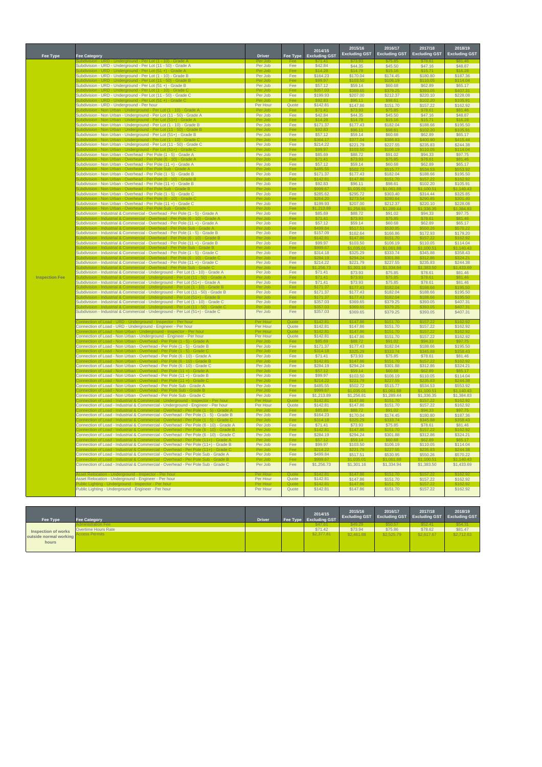| Fee Type | Fee Category | Driver | Fee Type | 2014/15 Excluding GST | 2015/16 Excluding GST | 2016/17 Excluding GST | 2017/18 Excluding GST | 2018/19 Excluding GST |
|---|---|---|---|---|---|---|---|---|
| Inspection Fee | Subdivision - URD - Underground - Per Lot (1 - 10) - Grade A | Per Job | Fee | $71.41 | $73.93 | $75.85 | $78.61 | $81.46 |
| | Subdivision - URD - Underground - Per Lot (11 - 50) - Grade A | Per Job | Fee | $42.84 | $44.35 | $45.50 | $47.16 | $48.87 |
| | Subdivision - URD - Underground - Per Lot (51 +) - Grade A | Per Job | Fee | $14.28 | $14.78 | $15.16 | $15.71 | $16.28 |
| | Subdivision - URD - Underground - Per Lot (1 - 10) - Grade B | Per Job | Fee | $164.23 | $170.04 | $174.45 | $180.80 | $187.36 |
| | Subdivision - URD - Underground - Per Lot (11 - 50) - Grade B | Per Job | Fee | $99.97 | $103.50 | $106.19 | $110.05 | $114.04 |
| | Subdivision - URD - Underground - Per Lot (51 +) - Grade B | Per Job | Fee | $57.12 | $59.14 | $60.68 | $62.89 | $65.17 |
| | Subdivision - URD - Underground - Per Lot (1 - 10) - Grade C | Per Job | Fee | $357.03 | $369.65 | $379.25 | $393.05 | $407.31 |
| | Subdivision - URD - Underground - Per Lot (11 - 50) - Grade C | Per Job | Fee | $199.93 | $207.00 | $212.37 | $220.10 | $228.08 |
| | Subdivision - URD - Underground - Per Lot (51 +) - Grade C | Per Job | Fee | $92.83 | $96.11 | $98.61 | $102.20 | $105.91 |
| | Subdivision - URD - Underground - Per hour | Per Hour | Quote | $142.81 | $147.86 | $151.70 | $157.22 | $162.92 |
| | Subdivision - Non Urban - Underground - Per Lot (1 - 10) - Grade A | Per Job | Fee | $71.41 | $73.93 | $75.85 | $78.61 | $81.46 |
| | Subdivision - Non Urban - Underground - Per Lot (11 - 50) - Grade A | Per Job | Fee | $42.84 | $44.35 | $45.50 | $47.16 | $48.87 |
| | Subdivision - Non Urban - Underground - Per Lot (51+) - Grade A | Per Job | Fee | $14.28 | $14.78 | $15.16 | $15.71 | $16.28 |
| | Subdivision - Non Urban - Underground - Per Lot (1 - 10) - Grade B | Per Job | Fee | $171.37 | $177.43 | $182.04 | $188.66 | $195.50 |
| | Subdivision - Non Urban - Underground - Per Lot (11 - 50) - Grade B | Per Job | Fee | $92.83 | $96.11 | $98.61 | $102.20 | $105.91 |
| | Subdivision - Non Urban - Underground - Per Lot (51+) - Grade B | Per Job | Fee | $57.12 | $59.14 | $60.68 | $62.89 | $65.17 |
| | Subdivision - Non Urban - Underground - Per Lot (1 - 10) - Grade C | Per Job | Fee | $364.17 | $377.04 | $386.83 | $400.90 | $415.44 |
| | Subdivision - Non Urban - Underground - Per Lot (11 - 50) - Grade C | Per Job | Fee | $214.22 | $221.79 | $227.55 | $235.83 | $244.38 |
| | Subdivision - Non Urban - Underground - Per Lot (51+) - Grade C | Per Job | Fee | $99.97 | $103.50 | $106.19 | $110.05 | $114.04 |
| | Subdivision - Non Urban - Overhead - Per Pole (1 - 5) - Grade A | Per Job | Fee | $85.69 | $88.72 | $91.02 | $94.33 | $97.75 |
| | Subdivision - Non Urban - Overhead - Per Pole (6 - 10) - Grade A | Per Job | Fee | $71.41 | $73.93 | $75.85 | $78.61 | $81.46 |
| | Subdivision - Non Urban - Overhead - Per Pole (11 +) - Grade A | Per Job | Fee | $57.12 | $59.14 | $60.68 | $62.89 | $65.17 |
| | Subdivision - Non Urban - Overhead - Per Pole Sub - Grade A | Per Job | Fee | $485.55 | $502.72 | $515.77 | $534.53 | $553.92 |
| | Subdivision - Non Urban - Overhead - Per Pole (1 - 5) - Grade B | Per Job | Fee | $171.37 | $177.43 | $182.04 | $188.66 | $195.50 |
| | Subdivision - Non Urban - Overhead - Per Pole (6 - 10) - Grade B | Per Job | Fee | $142.81 | $147.86 | $151.70 | $157.22 | $162.92 |
| | Subdivision - Non Urban - Overhead - Per Pole (11 +) - Grade B | Per Job | Fee | $92.83 | $96.11 | $98.61 | $102.20 | $105.91 |
| | Subdivision - Non Urban - Overhead - Per Pole Sub - Grade B | Per Job | Fee | $999.67 | $1,035.01 | $1,061.88 | $1,100.51 | $1,140.43 |
| | Subdivision - Non Urban - Overhead - Per Pole (1 - 5) - Grade C | Per Job | Fee | $285.62 | $295.72 | $303.40 | $314.44 | $325.85 |
| | Subdivision - Non Urban - Overhead - Per Pole (6 - 10) - Grade C | Per Job | Fee | $264.20 | $273.54 | $280.64 | $290.85 | $301.40 |
| | Subdivision - Non Urban - Overhead - Per Pole (11 +) - Grade C | Per Job | Fee | $199.93 | $207.00 | $212.37 | $220.10 | $228.08 |
| | Subdivision - Non Urban - Overhead - Per Pole Sub - Grade C | Per Job | Fee | $1,213.89 | $1,256.81 | $1,289.44 | $1,336.35 | $1,384.83 |
| | Subdivision - Industrial & Commercial - Overhead - Per Pole (1 - 5) - Grade A | Per Job | Fee | $85.69 | $88.72 | $91.02 | $94.33 | $97.75 |
| | Subdivision - Industrial & Commercial - Overhead - Per Pole (6 - 10) - Grade A | Per Job | Fee | $71.41 | $73.93 | $75.85 | $78.61 | $81.46 |
| | Subdivision - Industrial & Commercial - Overhead - Per Pole (11 +) - Grade A | Per Job | Fee | $57.12 | $59.14 | $60.68 | $62.89 | $65.17 |
| | Subdivision - Industrial & Commercial - Overhead - Per Pole Sub - Grade A | Per Job | Fee | $499.84 | $517.51 | $530.95 | $550.26 | $570.22 |
| | Subdivision - Industrial & Commercial - Overhead - Per Pole (1 - 5) - Grade B | Per Job | Fee | $157.09 | $162.64 | $166.86 | $172.93 | $179.20 |
| | Subdivision - Industrial & Commercial - Overhead - Per Pole (6 - 10) - Grade B | Per Job | Fee | $142.81 | $147.86 | $151.70 | $157.22 | $162.92 |
| | Subdivision - Industrial & Commercial - Overhead - Per Pole (11 +) - Grade B | Per Job | Fee | $99.97 | $103.50 | $106.19 | $110.05 | $114.04 |
| | Subdivision - Industrial & Commercial - Overhead - Per Pole Sub - Grade B | Per Job | Fee | $999.67 | $1,035.01 | $1,061.88 | $1,100.51 | $1,140.43 |
| | Subdivision - Industrial & Commercial - Overhead - Per Pole (1 - 5) - Grade C | Per Job | Fee | $314.18 | $325.29 | $333.74 | $345.88 | $358.43 |
| | Subdivision - Industrial & Commercial - Overhead - Per Pole (6 - 10) - Grade C | Per Job | Fee | $284.19 | $294.24 | $301.88 | $312.86 | $324.21 |
| | Subdivision - Industrial & Commercial - Overhead - Per Pole (11 +) - Grade C | Per Job | Fee | $214.22 | $221.79 | $227.55 | $235.83 | $244.38 |
| | Subdivision - Industrial & Commercial - Overhead - Per Pole Sub - Grade C | Per Job | Fee | $1,256.73 | $1,301.16 | $1,334.94 | $1,383.50 | $1,433.69 |
| | Subdivision - Industrial & Commercial - Underground - Per Lot (1 - 10) - Grade A | Per Job | Fee | $71.41 | $73.93 | $75.85 | $78.61 | $81.46 |
| | Subdivision - Industrial & Commercial - Underground - Per Lot (11 - 50) - Grade A | Per Job | Fee | $71.41 | $73.93 | $75.85 | $78.61 | $81.46 |
| | Subdivision - Industrial & Commercial - Underground - Per Lot (51+) - Grade A | Per Job | Fee | $71.41 | $73.93 | $75.85 | $78.61 | $81.46 |
| | Subdivision - Industrial & Commercial - Underground - Per Lot (1 - 10) - Grade B | Per Job | Fee | $171.37 | $177.43 | $182.04 | $188.66 | $195.50 |
| | Subdivision - Industrial & Commercial - Underground - Per Lot (11 - 50) - Grade B | Per Job | Fee | $171.37 | $177.43 | $182.04 | $188.66 | $195.50 |
| | Subdivision - Industrial & Commercial - Underground - Per Lot (51+) - Grade B | Per Job | Fee | $171.37 | $177.43 | $182.04 | $188.66 | $195.50 |
| | Subdivision - Industrial & Commercial - Underground - Per Lot (1 - 10) - Grade C | Per Job | Fee | $357.03 | $369.65 | $379.25 | $393.05 | $407.31 |
| | Subdivision - Industrial & Commercial - Underground - Per Lot (11 - 50) - Grade C | Per Job | Fee | $357.03 | $369.65 | $379.25 | $393.05 | $407.31 |
| | Subdivision - Industrial & Commercial - Underground - Per Lot (51+) - Grade C | Per Job | Fee | $357.03 | $369.65 | $379.25 | $393.05 | $407.31 |
| | Connection of Load - URD - Underground - Inspector - Per hour | Per Hour | Quote | $142.81 | $147.86 | $151.70 | $157.22 | $162.92 |
| | Connection of Load - URD - Underground - Engineer - Per hour | Per Hour | Quote | $142.81 | $147.86 | $151.70 | $157.22 | $162.92 |
| | Connection of Load - Non Urban - Underground - Inspector - Per hour | Per Hour | Quote | $142.81 | $147.86 | $151.70 | $157.22 | $162.92 |
| | Connection of Load - Non Urban - Underground - Engineer - Per hour | Per Hour | Quote | $142.81 | $147.86 | $151.70 | $157.22 | $162.92 |
| | Connection of Load - Non Urban - Overhead - Per Pole (1 - 5) - Grade A | Per Job | Fee | $85.69 | $88.72 | $91.02 | $94.33 | $97.75 |
| | Connection of Load - Non Urban - Overhead - Per Pole (1 - 5) - Grade B | Per Job | Fee | $171.37 | $177.43 | $182.04 | $188.66 | $195.50 |
| | Connection of Load - Non Urban - Overhead - Per Pole (1 - 5) - Grade C | Per Job | Fee | $314.18 | $325.29 | $333.74 | $345.88 | $358.43 |
| | Connection of Load - Non Urban - Overhead - Per Pole (6 - 10) - Grade A | Per Job | Fee | $71.41 | $73.93 | $75.85 | $78.61 | $81.46 |
| | Connection of Load - Non Urban - Overhead - Per Pole (6 - 10) - Grade B | Per Job | Fee | $142.81 | $147.86 | $151.70 | $157.22 | $162.92 |
| | Connection of Load - Non Urban - Overhead - Per Pole (6 - 10) - Grade C | Per Job | Fee | $284.19 | $294.24 | $301.88 | $312.86 | $324.21 |
| | Connection of Load - Non Urban - Overhead - Per Pole (11 +) - Grade A | Per Job | Fee | $57.12 | $59.14 | $60.68 | $62.89 | $65.17 |
| | Connection of Load - Non Urban - Overhead - Per Pole (11 +) - Grade B | Per Job | Fee | $99.97 | $103.50 | $106.19 | $110.05 | $114.04 |
| | Connection of Load - Non Urban - Overhead - Per Pole (11 +) - Grade C | Per Job | Fee | $214.22 | $221.79 | $227.55 | $235.83 | $244.38 |
| | Connection of Load - Non Urban - Overhead - Per Pole Sub - Grade A | Per Job | Fee | $485.55 | $502.72 | $515.77 | $534.53 | $553.92 |
| | Connection of Load - Non Urban - Overhead - Per Pole Sub - Grade B | Per Job | Fee | $999.67 | $1,035.01 | $1,061.88 | $1,100.51 | $1,140.43 |
| | Connection of Load - Non Urban - Overhead - Per Pole Sub - Grade C | Per Job | Fee | $1,213.89 | $1,256.81 | $1,289.44 | $1,336.35 | $1,384.83 |
| | Connection of Load - Industrial & Commercial - Underground - Inspector - Per hour | Per Hour | Quote | $142.81 | $147.86 | $151.70 | $157.22 | $162.92 |
| | Connection of Load - Industrial & Commercial - Underground - Engineer - Per hour | Per Hour | Quote | $142.81 | $147.86 | $151.70 | $157.22 | $162.92 |
| | Connection of Load - Industrial & Commercial - Overhead - Per Pole (1 - 5) - Grade A | Per Job | Fee | $85.69 | $88.72 | $91.02 | $94.33 | $97.75 |
| | Connection of Load - Industrial & Commercial - Overhead - Per Pole (1 - 5) - Grade B | Per Job | Fee | $164.23 | $170.04 | $174.45 | $180.80 | $187.36 |
| | Connection of Load - Industrial & Commercial - Overhead - Per Pole (1 - 5) - Grade C | Per Job | Fee | $314.18 | $325.29 | $333.74 | $345.88 | $358.43 |
| | Connection of Load - Industrial & Commercial - Overhead - Per Pole (6 - 10) - Grade A | Per Job | Fee | $71.41 | $73.93 | $75.85 | $78.61 | $81.46 |
| | Connection of Load - Industrial & Commercial - Overhead - Per Pole (6 - 10) - Grade B | Per Job | Fee | $142.81 | $147.86 | $151.70 | $157.22 | $162.92 |
| | Connection of Load - Industrial & Commercial - Overhead - Per Pole (6 - 10) - Grade C | Per Job | Fee | $284.19 | $294.24 | $301.88 | $312.86 | $324.21 |
| | Connection of Load - Industrial & Commercial - Overhead - Per Pole (11+) - Grade A | Per Job | Fee | $57.12 | $59.14 | $60.68 | $62.89 | $65.17 |
| | Connection of Load - Industrial & Commercial - Overhead - Per Pole (11+) - Grade B | Per Job | Fee | $99.97 | $103.50 | $106.19 | $110.05 | $114.04 |
| | Connection of Load - Industrial & Commercial - Overhead - Per Pole (11+) - Grade C | Per Job | Fee | $214.22 | $221.79 | $227.55 | $235.83 | $244.38 |
| | Connection of Load - Industrial & Commercial - Overhead - Per Pole Sub - Grade A | Per Job | Fee | $499.84 | $517.51 | $530.95 | $550.26 | $570.22 |
| | Connection of Load - Industrial & Commercial - Overhead - Per Pole Sub - Grade B | Per Job | Fee | $999.67 | $1,035.01 | $1,061.88 | $1,100.51 | $1,140.43 |
| | Connection of Load - Industrial & Commercial - Overhead - Per Pole Sub - Grade C | Per Job | Fee | $1,256.73 | $1,301.16 | $1,334.94 | $1,383.50 | $1,433.69 |
| | Asset Relocation - Underground - Inspector - Per hour | Per Hour | Quote | $142.81 | $147.86 | $151.70 | $157.22 | $162.92 |
| | Asset Relocation - Underground - Engineer - Per hour | Per Hour | Quote | $142.81 | $147.86 | $151.70 | $157.22 | $162.92 |
| | Public Lighting - Underground - Inspector - Per hour | Per Hour | Quote | $142.81 | $147.86 | $151.70 | $157.22 | $162.92 |
| | Public Lighting - Underground - Engineer - Per hour | Per Hour | Quote | $142.81 | $147.86 | $151.70 | $157.22 | $162.92 |

| Fee Type | Fee Category | Driver | Fee Type | 2014/15 Excluding GST | 2015/16 Excluding GST | 2016/17 Excluding GST | 2017/18 Excluding GST | 2018/19 Excluding GST |
|---|---|---|---|---|---|---|---|---|
| Inspection of works outside normal working hours | Administration Fee | | | $47.61 | $49.29 | $50.57 | $52.41 | $54.31 |
| | Overtime Hours Rate | | | $71.42 | $73.94 | $75.86 | $78.62 | $81.47 |
| | Access Permits | | | $2,377.81 | $2,461.88 | $2,525.79 | $2,617.67 | $2,712.63 |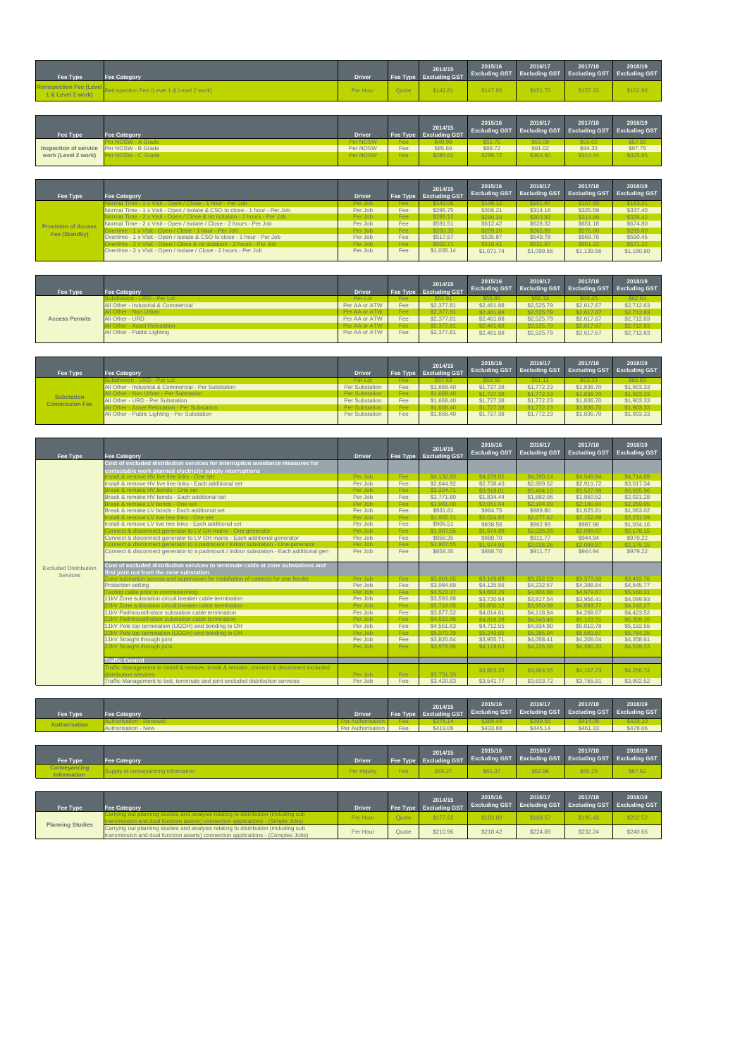| Fee Type | Fee Category | Driver | Fee Type | 2014/15 Excluding GST | 2015/16 Excluding GST | 2016/17 Excluding GST | 2017/18 Excluding GST | 2018/19 Excluding GST |
|---|---|---|---|---|---|---|---|---|
| Reinspection Fee (Level 1 & Level 2 work) | Reinspection Fee (Level 1 & Level 2 work) | Per Hour | Quote | $142.81 | $147.86 | $151.70 | $157.22 | $162.92 |

| Fee Type | Fee Category | Driver | Fee Type | 2014/15 Excluding GST | 2015/16 Excluding GST | 2016/17 Excluding GST | 2017/18 Excluding GST | 2018/19 Excluding GST |
|---|---|---|---|---|---|---|---|---|
| Inspection of service work (Level 2 work) | Per NOSW - A Grade | Per NOSW | Fee | $49.98 | $51.75 | $53.09 | $55.02 | $57.02 |
| | Per NOSW - B Grade | Per NOSW | Fee | $85.69 | $88.72 | $91.02 | $94.33 | $97.75 |
| | Per NOSW - C Grade | Per NOSW | Fee | $285.62 | $295.72 | $303.40 | $314.44 | $325.85 |

| Fee Type | Fee Category | Driver | Fee Type | 2014/15 Excluding GST | 2015/16 Excluding GST | 2016/17 Excluding GST | 2017/18 Excluding GST | 2018/19 Excluding GST |
|---|---|---|---|---|---|---|---|---|
| Provision of Access Fee (Standby) | Normal Time - 1 x Visit - Open / Close - 1 hour - Per Job | Per Job | Fee | $143.06 | $148.12 | $151.97 | $157.50 | $163.21 |
| | Normal Time - 1 x Visit - Open / Isolate & CSO to close - 1 hour - Per Job | Per Job | Fee | $295.75 | $306.21 | $314.16 | $325.59 | $337.40 |
| | Normal Time - 2 x Visit - Open / Close & no isolation - 2 hours - Per Job | Per Job | Fee | $286.12 | $296.24 | $303.93 | $314.99 | $326.42 |
| | Normal Time - 2 x Visit - Open / Isolate / Close - 2 hours - Per Job | Per Job | Fee | $591.51 | $612.42 | $628.32 | $651.18 | $674.80 |
| | Overtime - 1 x Visit - Open / Close - 1 hour - Per Job | Per Job | Fee | $250.35 | $259.20 | $265.93 | $275.60 | $285.60 |
| | Overtime - 1 x Visit - Open / Isolate & CSO to close - 1 hour - Per Job | Per Job | Fee | $517.57 | $535.87 | $549.78 | $569.78 | $590.45 |
| | Overtime - 2 x Visit - Open / Close & no isolation - 2 hours - Per Job | Per Job | Fee | $500.71 | $518.41 | $531.87 | $551.22 | $571.22 |
| | Overtime - 2 x Visit - Open / Isolate / Close - 2 hours - Per Job | Per Job | Fee | $1,035.14 | $1,071.74 | $1,099.56 | $1,139.56 | $1,180.90 |

| Fee Type | Fee Category | Driver | Fee Type | 2014/15 Excluding GST | 2015/16 Excluding GST | 2016/17 Excluding GST | 2017/18 Excluding GST | 2018/19 Excluding GST |
|---|---|---|---|---|---|---|---|---|
| Access Permits | Subdivision - URD - Per Lot | Per Lot | Fee | $54.91 | $56.85 | $58.33 | $60.45 | $62.64 |
| | All Other - Industrial & Commercial | Per AA or ATW | Fee | $2,377.81 | $2,461.88 | $2,525.79 | $2,617.67 | $2,712.63 |
| | All Other - Non Urban | Per AA or ATW | Fee | $2,377.81 | $2,461.88 | $2,525.79 | $2,617.67 | $2,712.63 |
| | All Other - URD | Per AA or ATW | Fee | $2,377.81 | $2,461.88 | $2,525.79 | $2,617.67 | $2,712.63 |
| | All Other - Asset Relocation | Per AA or ATW | Fee | $2,377.81 | $2,461.88 | $2,525.79 | $2,617.67 | $2,712.63 |
| | All Other - Public Lighting | Per AA or ATW | Fee | $2,377.81 | $2,461.88 | $2,525.79 | $2,617.67 | $2,712.63 |

| Fee Type | Fee Category | Driver | Fee Type | 2014/15 Excluding GST | 2015/16 Excluding GST | 2016/17 Excluding GST | 2017/18 Excluding GST | 2018/19 Excluding GST |
|---|---|---|---|---|---|---|---|---|
| Substation Commission Fee | Subdivision - URD - Per Lot | Per Lot | Fee | $57.53 | $59.56 | $61.11 | $63.33 | $65.63 |
| | All Other - Industrial & Commercial - Per Substation | Per Substation | Fee | $1,668.40 | $1,727.38 | $1,772.23 | $1,836.70 | $1,903.33 |
| | All Other - Non Urban - Per Substation | Per Substation | Fee | $1,668.40 | $1,727.38 | $1,772.23 | $1,836.70 | $1,903.33 |
| | All Other - URD - Per Substation | Per Substation | Fee | $1,668.40 | $1,727.38 | $1,772.23 | $1,836.70 | $1,903.33 |
| | All Other - Asset Relocation - Per Substation | Per Substation | Fee | $1,668.40 | $1,727.38 | $1,772.23 | $1,836.70 | $1,903.33 |
| | All Other - Public Lighting - Per Substation | Per Substation | Fee | $1,668.40 | $1,727.38 | $1,772.23 | $1,836.70 | $1,903.33 |

| Fee Type | Fee Category | Driver | Fee Type | 2014/15 Excluding GST | 2015/16 Excluding GST | 2016/17 Excluding GST | 2017/18 Excluding GST | 2018/19 Excluding GST |
|---|---|---|---|---|---|---|---|---|
| Excluded Distribution Services | **Cost of excluded distribution services for interruption avoidance measures for contestable work planned electricity supply interruptions** | | | | | | | |
| | Install & remove HV live line links - One set | Per Job | Fee | $4,132.93 | $4,279.05 | $4,390.14 | $4,549.84 | $4,714.89 |
| | Install & remove HV live line links - Each additional set | Per Job | Fee | $2,644.92 | $2,738.43 | $2,809.52 | $2,911.72 | $3,017.34 |
| | Break & remake HV bonds - One set | Per Job | Fee | $3,204.71 | $3,318.01 | $3,404.15 | $3,527.98 | $3,655.96 |
| | Break & remake HV bonds - Each additional set | Per Job | Fee | $1,771.80 | $1,834.44 | $1,882.06 | $1,950.52 | $2,021.28 |
| | Break & remake LV bonds - One set | Per Job | Fee | $1,981.00 | $2,051.04 | $2,104.29 | $2,180.84 | $2,259.95 |
| | Break & remake LV bonds - Each additional set | Per Job | Fee | $931.81 | $964.75 | $989.80 | $1,025.81 | $1,063.02 |
| | Install & remove LV live line links - One set | Per Job | Fee | $1,955.71 | $2,024.85 | $2,077.42 | $2,152.99 | $2,231.09 |
| | Install & remove LV live line links - Each additional set | Per Job | Fee | $906.51 | $938.56 | $962.93 | $997.96 | $1,034.16 |
| | Connect & disconnect generator to LV OH mains - One generator | Per Job | Fee | $1,907.55 | $1,974.99 | $2,026.26 | $2,099.97 | $2,176.15 |
| | Connect & disconnect generator to LV OH mains - Each additional generator | Per Job | Fee | $858.35 | $888.70 | $911.77 | $944.94 | $979.22 |
| | Connect & disconnect generator to a padmount / indoor substation - One generator | Per Job | Fee | $1,907.55 | $1,974.99 | $2,026.26 | $2,099.97 | $2,176.15 |
| | Connect & disconnect generator to a padmount / indoor substation - Each additional gen | Per Job | Fee | $858.35 | $888.70 | $911.77 | $944.94 | $979.22 |
| | **Cost of excluded distribution services to terminate cable at zone substations and first joint out from the zone substation** | | | | | | | |
| | Zone substation access and supervision for installation of cable(s) for one feeder | Per Job | Fee | $3,061.65 | $3,169.89 | $3,252.19 | $3,370.50 | $3,492.76 |
| | Protection setting | Per Job | Fee | $3,984.69 | $4,125.56 | $4,232.67 | $4,386.64 | $4,545.77 |
| | Testing cable prior to commissioning | Per Job | Fee | $4,523.37 | $4,683.29 | $4,804.88 | $4,979.67 | $5,160.31 |
| | 11kV Zone substation circuit breaker cable termination | Per Job | Fee | $3,593.88 | $3,720.94 | $3,817.54 | $3,956.41 | $4,099.93 |
| | 22kV Zone substation circuit breaker cable termination | Per Job | Fee | $3,718.65 | $3,850.12 | $3,950.08 | $4,093.77 | $4,242.27 |
| | 11kV Padmount/Indoor substation cable termination | Per Job | Fee | $3,877.52 | $4,014.61 | $4,118.84 | $4,268.67 | $4,423.52 |
| | 22kV Padmount/Indoor substation cable termination | Per Job | Fee | $4,653.86 | $4,818.39 | $4,943.48 | $5,123.31 | $5,309.16 |
| | 11kV Pole top termination (UGOH) and bonding to OH | Per Job | Fee | $4,551.63 | $4,712.55 | $4,834.90 | $5,010.78 | $5,192.55 |
| | 22kV Pole top termination (UGOH) and bonding to OH | Per Job | Fee | $5,070.39 | $5,249.65 | $5,385.94 | $5,581.87 | $5,784.35 |
| | 11kV Straight through joint | Per Job | Fee | $3,820.64 | $3,955.71 | $4,058.41 | $4,206.04 | $4,358.61 |
| | 22kV Straight through joint | Per Job | Fee | $3,978.96 | $4,119.63 | $4,226.58 | $4,380.33 | $4,539.23 |
| | **Traffic Control** | | | | | | | |
| | Traffic Management to install & remove, break & remake, connect & disconnect excluded distribution services | Per Job | Fee | $3,731.33 | $3,863.25 | $3,963.55 | $4,107.73 | $4,256.74 |
| | Traffic Management to test, terminate and joint excluded distribution services | Per Job | Fee | $3,420.83 | $3,541.77 | $3,633.72 | $3,765.91 | $3,902.52 |

| Fee Type | Fee Category | Driver | Fee Type | 2014/15 Excluding GST | 2015/16 Excluding GST | 2016/17 Excluding GST | 2017/18 Excluding GST | 2018/19 Excluding GST |
|---|---|---|---|---|---|---|---|---|
| Authorisation | Authorisation - Renewal | Per Authorisation | Fee | $376.14 | $389.44 | $399.55 | $414.08 | $429.10 |
| | Authorisation - New | Per Authorisation | Fee | $419.06 | $433.88 | $445.14 | $461.33 | $478.06 |

| Fee Type | Fee Category | Driver | Fee Type | 2014/15 Excluding GST | 2015/16 Excluding GST | 2016/17 Excluding GST | 2017/18 Excluding GST | 2018/19 Excluding GST |
|---|---|---|---|---|---|---|---|---|
| Conveyancing Information | Supply of conveyancing information | Per Inquiry | Fee | $59.27 | $61.37 | $62.96 | $65.25 | $67.62 |

| Fee Type | Fee Category | Driver | Fee Type | 2014/15 Excluding GST | 2015/16 Excluding GST | 2016/17 Excluding GST | 2017/18 Excluding GST | 2018/19 Excluding GST |
|---|---|---|---|---|---|---|---|---|
| Planning Studies | Carrying out planning studies and analysis relating to distribution (including sub transmission and dual function assets) connection applications - (Simple Jobs) | Per Hour | Quote | $177.52 | $183.80 | $188.57 | $195.43 | $202.52 |
| | Carrying out planning studies and analysis relating to distribution (including sub transmission and dual function assets) connection applications - (Complex Jobs) | Per Hour | Quote | $210.96 | $218.42 | $224.09 | $232.24 | $240.66 |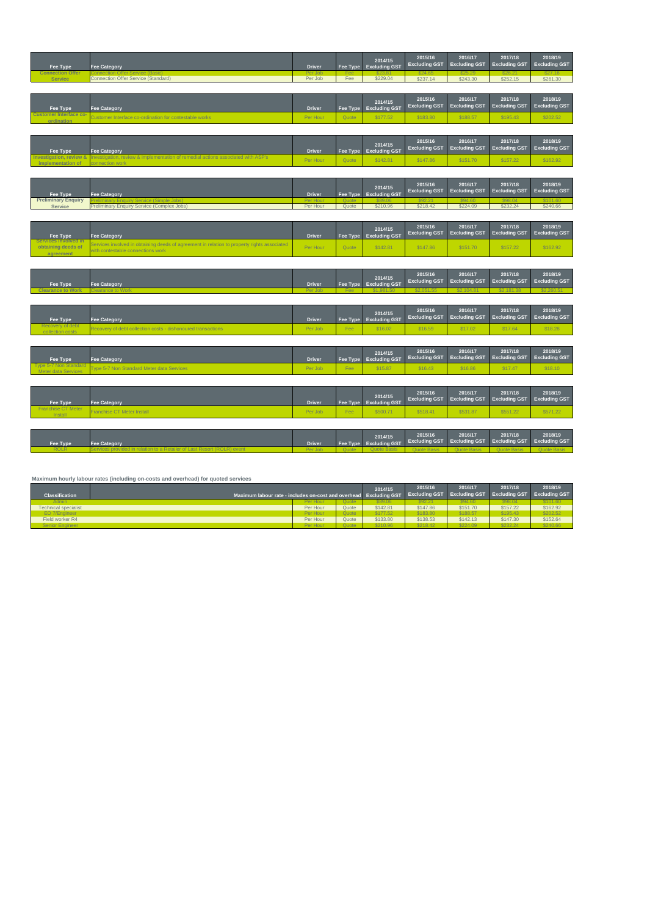| Fee Type | Fee Category | Driver | Fee Type | 2014/15 Excluding GST | 2015/16 Excluding GST | 2016/17 Excluding GST | 2017/18 Excluding GST | 2018/19 Excluding GST |
|---|---|---|---|---|---|---|---|---|
| Connection Offer Service | Connection Offer Service (Basic) | Per Job | Fee | $23.81 | $24.65 | $25.29 | $26.21 | $27.18 |
| | Connection Offer Service (Standard) | Per Job | Fee | $229.04 | $237.14 | $243.30 | $252.15 | $261.30 |

| Fee Type | Fee Category | Driver | Fee Type | 2014/15 Excluding GST | 2015/16 Excluding GST | 2016/17 Excluding GST | 2017/18 Excluding GST | 2018/19 Excluding GST |
|---|---|---|---|---|---|---|---|---|
| Customer Interface co-ordination | Customer Interface co-ordination for contestable works | Per Hour | Quote | $177.52 | $183.80 | $188.57 | $195.43 | $202.52 |

| Fee Type | Fee Category | Driver | Fee Type | 2014/15 Excluding GST | 2015/16 Excluding GST | 2016/17 Excluding GST | 2017/18 Excluding GST | 2018/19 Excluding GST |
|---|---|---|---|---|---|---|---|---|
| Investigation, review & implementation of | Investigation, review & implementation of remedial actions associated with ASP's connection work | Per Hour | Quote | $142.81 | $147.86 | $151.70 | $157.22 | $162.92 |

| Fee Type | Fee Category | Driver | Fee Type | 2014/15 Excluding GST | 2015/16 Excluding GST | 2016/17 Excluding GST | 2017/18 Excluding GST | 2018/19 Excluding GST |
|---|---|---|---|---|---|---|---|---|
| Preliminary Enquiry Service | Preliminary Enquiry Service (Simple Jobs) | Per Hour | Quote | $89.06 | $92.21 | $94.60 | $98.04 | $101.60 |
| | Preliminary Enquiry Service (Complex Jobs) | Per Hour | Quote | $210.96 | $218.42 | $224.09 | $232.24 | $240.66 |

| Fee Type | Fee Category | Driver | Fee Type | 2014/15 Excluding GST | 2015/16 Excluding GST | 2016/17 Excluding GST | 2017/18 Excluding GST | 2018/19 Excluding GST |
|---|---|---|---|---|---|---|---|---|
| Services involved in obtaining deeds of agreement | Services involved in obtaining deeds of agreement in relation to property rights associated with contestable connections work | Per Hour | Quote | $142.81 | $147.86 | $151.70 | $157.22 | $162.92 |

| Fee Type | Fee Category | Driver | Fee Type | 2014/15 Excluding GST | 2015/16 Excluding GST | 2016/17 Excluding GST | 2017/18 Excluding GST | 2018/19 Excluding GST |
|---|---|---|---|---|---|---|---|---|
| Clearance to Work | Clearance to Work | Per Job | Fee | $1,981.50 | $2,051.55 | $2,104.81 | $2,181.38 | $2,260.51 |

| Fee Type | Fee Category | Driver | Fee Type | 2014/15 Excluding GST | 2015/16 Excluding GST | 2016/17 Excluding GST | 2017/18 Excluding GST | 2018/19 Excluding GST |
|---|---|---|---|---|---|---|---|---|
| Recovery of debt collection costs | Recovery of debt collection costs - dishonoured transactions | Per Job | Fee | $16.02 | $16.59 | $17.02 | $17.64 | $18.28 |

| Fee Type | Fee Category | Driver | Fee Type | 2014/15 Excluding GST | 2015/16 Excluding GST | 2016/17 Excluding GST | 2017/18 Excluding GST | 2018/19 Excluding GST |
|---|---|---|---|---|---|---|---|---|
| Type 5-7 Non Standard Meter data Services | Type 5-7 Non Standard Meter data Services | Per Job | Fee | $15.87 | $16.43 | $16.86 | $17.47 | $18.10 |

| Fee Type | Fee Category | Driver | Fee Type | 2014/15 Excluding GST | 2015/16 Excluding GST | 2016/17 Excluding GST | 2017/18 Excluding GST | 2018/19 Excluding GST |
|---|---|---|---|---|---|---|---|---|
| Franchise CT Meter Install | Franchise CT Meter Install | Per Job | Fee | $500.71 | $518.41 | $531.87 | $551.22 | $571.22 |

| Fee Type | Fee Category | Driver | Fee Type | 2014/15 Excluding GST | 2015/16 Excluding GST | 2016/17 Excluding GST | 2017/18 Excluding GST | 2018/19 Excluding GST |
|---|---|---|---|---|---|---|---|---|
| ROLR | Services provided in relation to a Retailer of Last Resort (ROLR) event | Per Job | Quote | Quote Basis | Quote Basis | Quote Basis | Quote Basis | Quote Basis |

**Maximum hourly labour rates (including on-costs and overhead) for quoted services**

| Classification | Maximum labour rate - includes on-cost and overhead | | 2014/15 Excluding GST | 2015/16 Excluding GST | 2016/17 Excluding GST | 2017/18 Excluding GST | 2018/19 Excluding GST |
|---|---|---|---|---|---|---|---|
| Admin | Per Hour | Quote | $89.06 | $92.21 | $94.60 | $98.04 | $101.60 |
| Technical specialist | Per Hour | Quote | $142.81 | $147.86 | $151.70 | $157.22 | $162.92 |
| EO 7/Engineer | Per Hour | Quote | $177.52 | $183.80 | $188.57 | $195.43 | $202.52 |
| Field worker R4 | Per Hour | Quote | $133.80 | $138.53 | $142.13 | $147.30 | $152.64 |
| Senior Engineer | Per Hour | Quote | $210.96 | $218.42 | $224.09 | $232.24 | $240.66 |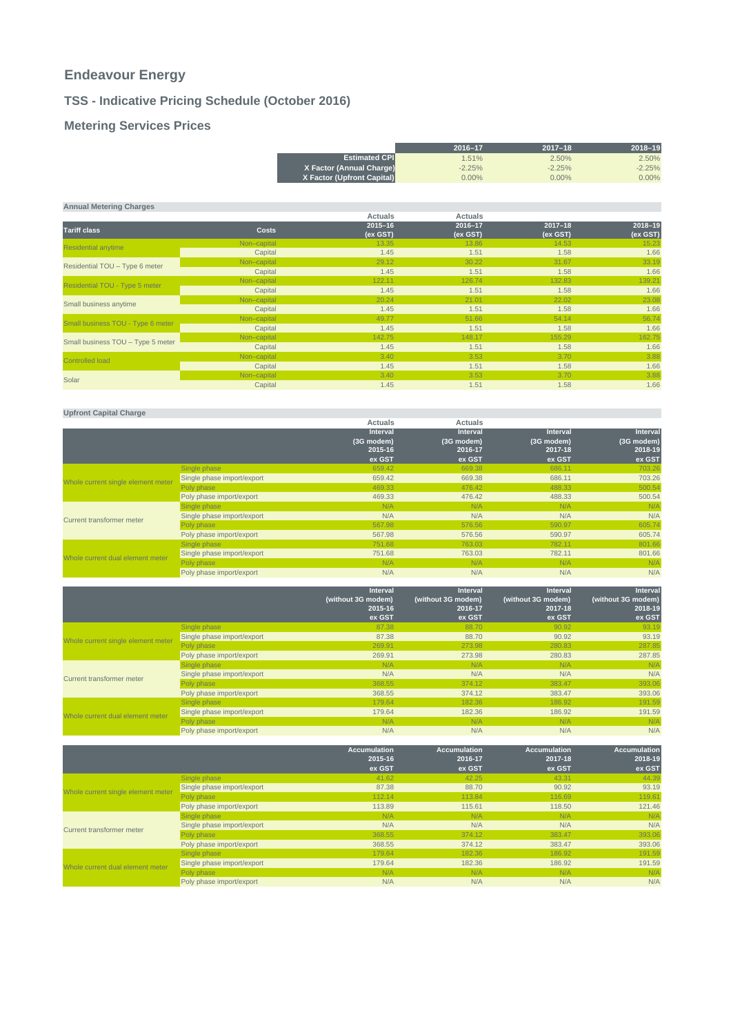# Endeavour Energy

## TSS - Indicative Pricing Schedule (October 2016)

## Metering Services Prices

| | 2016–17 | 2017–18 | 2018–19 |
|---|---|---|---|
| Estimated CPI | 1.51% | 2.50% | 2.50% |
| X Factor (Annual Charge) | -2.25% | -2.25% | -2.25% |
| X Factor (Upfront Capital) | 0.00% | 0.00% | 0.00% |

**Annual Metering Charges**

| Tariff class | Costs | Actuals 2015–16 (ex GST) | Actuals 2016–17 (ex GST) | 2017–18 (ex GST) | 2018–19 (ex GST) |
|---|---|---|---|---|---|
| Residential anytime | Non–capital | 13.35 | 13.86 | 14.53 | 15.23 |
| | Capital | 1.45 | 1.51 | 1.58 | 1.66 |
| Residential TOU – Type 6 meter | Non–capital | 29.12 | 30.22 | 31.67 | 33.19 |
| | Capital | 1.45 | 1.51 | 1.58 | 1.66 |
| Residential TOU - Type 5 meter | Non–capital | 122.11 | 126.74 | 132.83 | 139.21 |
| | Capital | 1.45 | 1.51 | 1.58 | 1.66 |
| Small business anytime | Non–capital | 20.24 | 21.01 | 22.02 | 23.08 |
| | Capital | 1.45 | 1.51 | 1.58 | 1.66 |
| Small business TOU - Type 6 meter | Non–capital | 49.77 | 51.66 | 54.14 | 56.74 |
| | Capital | 1.45 | 1.51 | 1.58 | 1.66 |
| Small business TOU – Type 5 meter | Non–capital | 142.75 | 148.17 | 155.29 | 162.75 |
| | Capital | 1.45 | 1.51 | 1.58 | 1.66 |
| Controlled load | Non–capital | 3.40 | 3.53 | 3.70 | 3.88 |
| | Capital | 1.45 | 1.51 | 1.58 | 1.66 |
| Solar | Non–capital | 3.40 | 3.53 | 3.70 | 3.88 |
| | Capital | 1.45 | 1.51 | 1.58 | 1.66 |

**Upfront Capital Charge**

| | | Actuals Interval (3G modem) 2015-16 ex GST | Actuals Interval (3G modem) 2016-17 ex GST | Interval (3G modem) 2017-18 ex GST | Interval (3G modem) 2018-19 ex GST |
|---|---|---|---|---|---|
| Whole current single element meter | Single phase | 659.42 | 669.38 | 686.11 | 703.26 |
| | Single phase import/export | 659.42 | 669.38 | 686.11 | 703.26 |
| | Poly phase | 469.33 | 476.42 | 488.33 | 500.54 |
| | Poly phase import/export | 469.33 | 476.42 | 488.33 | 500.54 |
| Current transformer meter | Single phase | N/A | N/A | N/A | N/A |
| | Single phase import/export | N/A | N/A | N/A | N/A |
| | Poly phase | 567.98 | 576.56 | 590.97 | 605.74 |
| | Poly phase import/export | 567.98 | 576.56 | 590.97 | 605.74 |
| Whole current dual element meter | Single phase | 751.68 | 763.03 | 782.11 | 801.66 |
| | Single phase import/export | 751.68 | 763.03 | 782.11 | 801.66 |
| | Poly phase | N/A | N/A | N/A | N/A |
| | Poly phase import/export | N/A | N/A | N/A | N/A |

| | | Interval (without 3G modem) 2015-16 ex GST | Interval (without 3G modem) 2016-17 ex GST | Interval (without 3G modem) 2017-18 ex GST | Interval (without 3G modem) 2018-19 ex GST |
|---|---|---|---|---|---|
| Whole current single element meter | Single phase | 87.38 | 88.70 | 90.92 | 93.19 |
| | Single phase import/export | 87.38 | 88.70 | 90.92 | 93.19 |
| | Poly phase | 269.91 | 273.98 | 280.83 | 287.85 |
| | Poly phase import/export | 269.91 | 273.98 | 280.83 | 287.85 |
| Current transformer meter | Single phase | N/A | N/A | N/A | N/A |
| | Single phase import/export | N/A | N/A | N/A | N/A |
| | Poly phase | 368.55 | 374.12 | 383.47 | 393.06 |
| | Poly phase import/export | 368.55 | 374.12 | 383.47 | 393.06 |
| Whole current dual element meter | Single phase | 179.64 | 182.36 | 186.92 | 191.59 |
| | Single phase import/export | 179.64 | 182.36 | 186.92 | 191.59 |
| | Poly phase | N/A | N/A | N/A | N/A |
| | Poly phase import/export | N/A | N/A | N/A | N/A |

| | | Accumulation 2015-16 ex GST | Accumulation 2016-17 ex GST | Accumulation 2017-18 ex GST | Accumulation 2018-19 ex GST |
|---|---|---|---|---|---|
| Whole current single element meter | Single phase | 41.62 | 42.25 | 43.31 | 44.39 |
| | Single phase import/export | 87.38 | 88.70 | 90.92 | 93.19 |
| | Poly phase | 112.14 | 113.84 | 116.69 | 119.61 |
| | Poly phase import/export | 113.89 | 115.61 | 118.50 | 121.46 |
| Current transformer meter | Single phase | N/A | N/A | N/A | N/A |
| | Single phase import/export | N/A | N/A | N/A | N/A |
| | Poly phase | 368.55 | 374.12 | 383.47 | 393.06 |
| | Poly phase import/export | 368.55 | 374.12 | 383.47 | 393.06 |
| Whole current dual element meter | Single phase | 179.64 | 182.36 | 186.92 | 191.59 |
| | Single phase import/export | 179.64 | 182.36 | 186.92 | 191.59 |
| | Poly phase | N/A | N/A | N/A | N/A |
| | Poly phase import/export | N/A | N/A | N/A | N/A |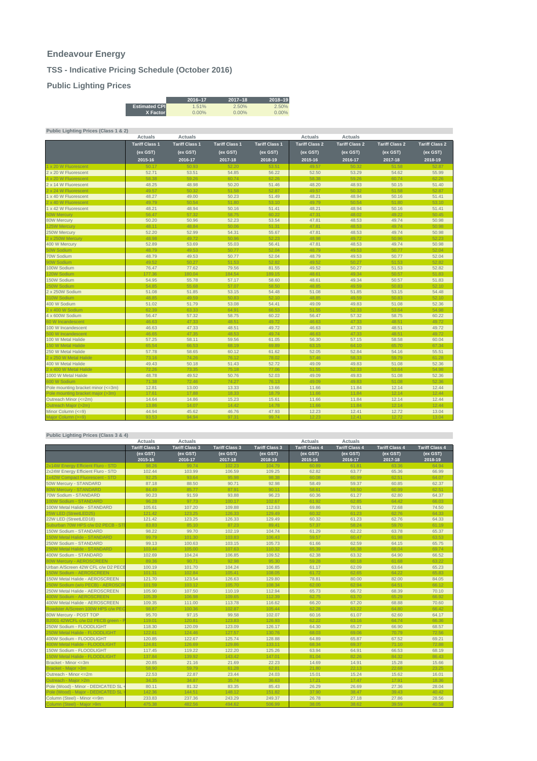## Endeavour Energy

## TSS - Indicative Pricing Schedule (October 2016)

## Public Lighting Prices

| | 2016–17 | 2017–18 | 2018–19 |
|---|---|---|---|
| Estimated CPI | 1.51% | 2.50% | 2.50% |
| X Factor | 0.00% | 0.00% | 0.00% |

**Public Lighting Prices (Class 1 & 2)**

| | Actuals | Actuals | | | Actuals | Actuals | | |
|---|---|---|---|---|---|---|---|---|
| | Tariff Class 1 (ex GST) 2015-16 | Tariff Class 1 (ex GST) 2016-17 | Tariff Class 1 (ex GST) 2017-18 | Tariff Class 1 (ex GST) 2018-19 | Tariff Class 2 (ex GST) 2015-16 | Tariff Class 2 (ex GST) 2016-17 | Tariff Class 2 (ex GST) 2017-18 | Tariff Class 2 (ex GST) 2018-19 |
| 1 x 20 W Fluorescent | 50.17 | 50.93 | 52.20 | 53.51 | 49.57 | 50.32 | 51.58 | 52.87 |
| 2 x 20 W Fluorescent | 52.71 | 53.51 | 54.85 | 56.22 | 52.50 | 53.29 | 54.62 | 55.99 |
| 4 x 20 W Fluorescent | 58.38 | 59.26 | 60.74 | 62.26 | 58.38 | 59.26 | 60.74 | 62.26 |
| 2 x 14 W Fluorescent | 48.25 | 48.98 | 50.20 | 51.46 | 48.20 | 48.93 | 50.15 | 51.40 |
| 2 x 24 W Fluorescent | 49.57 | 50.32 | 51.58 | 52.87 | 49.57 | 50.32 | 51.58 | 52.87 |
| 1 x 40 W Fluorescent | 48.27 | 49.00 | 50.23 | 51.49 | 48.21 | 48.94 | 50.16 | 51.41 |
| 2 x 40 W Fluorescent | 49.79 | 50.54 | 51.80 | 53.10 | 49.79 | 50.54 | 51.80 | 53.10 |
| 1 x 42 W Fluorescent | 48.21 | 48.94 | 50.16 | 51.41 | 48.21 | 48.94 | 50.16 | 51.41 |
| 50W Mercury | 56.47 | 57.32 | 58.75 | 60.22 | 47.31 | 48.02 | 49.22 | 50.45 |
| 80W Mercury | 50.20 | 50.96 | 52.23 | 53.54 | 47.81 | 48.53 | 49.74 | 50.98 |
| 125W Mercury | 48.11 | 48.84 | 50.06 | 51.31 | 47.81 | 48.53 | 49.74 | 50.98 |
| 250W Mercury | 52.20 | 52.99 | 54.31 | 55.67 | 47.81 | 48.53 | 49.74 | 50.98 |
| 2 x 250W Mercury | 48.98 | 49.72 | 50.96 | 52.23 | 48.98 | 49.72 | 50.96 | 52.23 |
| 400 W Mercury | 52.89 | 53.69 | 55.03 | 56.41 | 47.81 | 48.53 | 49.74 | 50.98 |
| 50W Sodium | 48.79 | 49.53 | 50.77 | 52.04 | 48.79 | 49.53 | 50.77 | 52.04 |
| 70W Sodium | 48.79 | 49.53 | 50.77 | 52.04 | 48.79 | 49.53 | 50.77 | 52.04 |
| 90W Sodium | 49.52 | 50.27 | 51.53 | 52.82 | 49.52 | 50.27 | 51.53 | 52.82 |
| 100W Sodium | 76.47 | 77.62 | 79.56 | 81.55 | 49.52 | 50.27 | 51.53 | 52.82 |
| 120W Sodium | 177.36 | 180.04 | 184.54 | 189.15 | 48.61 | 49.34 | 50.57 | 51.83 |
| 150W Sodium | 54.95 | 55.78 | 57.17 | 58.60 | 48.61 | 49.34 | 50.57 | 51.83 |
| 250W Sodium | 54.85 | 55.68 | 57.07 | 58.50 | 48.85 | 49.59 | 50.83 | 52.10 |
| 2 x 250W Sodium | 51.08 | 51.85 | 53.15 | 54.48 | 51.08 | 51.85 | 53.15 | 54.48 |
| 310W Sodium | 48.85 | 49.59 | 50.83 | 52.10 | 48.85 | 49.59 | 50.83 | 52.10 |
| 400 W Sodium | 51.02 | 51.79 | 53.08 | 54.41 | 49.09 | 49.83 | 51.08 | 52.36 |
| 2 x 400 W Sodium | 62.39 | 63.33 | 64.91 | 66.53 | 51.55 | 52.33 | 53.64 | 54.98 |
| 4 x 600W Sodium | 56.47 | 57.32 | 58.75 | 60.22 | 56.47 | 57.32 | 58.75 | 60.22 |
| 60 W Incandescent | 46.63 | 47.33 | 48.51 | 49.72 | 46.63 | 47.33 | 48.51 | 49.72 |
| 100 W Incandescent | 46.63 | 47.33 | 48.51 | 49.72 | 46.63 | 47.33 | 48.51 | 49.72 |
| 500 W Incandescent | 46.65 | 47.35 | 48.53 | 49.74 | 46.63 | 47.33 | 48.51 | 49.72 |
| 100 W Metal Halide | 57.25 | 58.11 | 59.56 | 61.05 | 56.30 | 57.15 | 58.58 | 60.04 |
| 150 W Metal Halide | 65.54 | 66.53 | 68.19 | 69.89 | 63.15 | 64.10 | 65.70 | 67.34 |
| 250 W Metal Halide | 57.78 | 58.65 | 60.12 | 61.62 | 52.05 | 52.84 | 54.16 | 55.51 |
| 2 x 250 W Metal Halide | 73.16 | 74.26 | 76.12 | 78.02 | 57.46 | 58.33 | 59.79 | 61.28 |
| 400 W Metal Halide | 49.43 | 50.18 | 51.43 | 52.72 | 49.09 | 49.83 | 51.08 | 52.36 |
| 2 x 400 W Metal Halide | 72.26 | 73.35 | 75.18 | 77.06 | 51.55 | 52.33 | 53.64 | 54.98 |
| 1000 W Metal Halide | 48.78 | 49.52 | 50.76 | 52.03 | 49.09 | 49.83 | 51.08 | 52.36 |
| 600 W Sodium | 71.38 | 72.46 | 74.27 | 76.13 | 49.09 | 49.83 | 51.08 | 52.36 |
| Pole mounting bracket minor (<=3m) | 12.81 | 13.00 | 13.33 | 13.66 | 11.66 | 11.84 | 12.14 | 12.44 |
| Pole mounting bracket major (>3m) | 17.61 | 17.88 | 18.33 | 18.79 | 11.66 | 11.84 | 12.14 | 12.44 |
| Outreach Minor (<=2m) | 14.64 | 14.86 | 15.23 | 15.61 | 11.66 | 11.84 | 12.14 | 12.44 |
| Outreach Major (>2m) | 13.86 | 14.07 | 14.42 | 14.78 | 11.66 | 11.84 | 12.14 | 12.44 |
| Minor Column (<=9) | 44.94 | 45.62 | 46.76 | 47.93 | 12.23 | 12.41 | 12.72 | 13.04 |
| Major Column (>=9) | 93.53 | 94.94 | 97.31 | 99.74 | 12.23 | 12.41 | 12.72 | 13.04 |

**Public Lighting Prices (Class 3 & 4)**

| | Actuals | Actuals | | | Actuals | Actuals | | |
|---|---|---|---|---|---|---|---|---|
| | Tariff Class 3 (ex GST) 2015-16 | Tariff Class 3 (ex GST) 2016-17 | Tariff Class 3 (ex GST) 2017-18 | Tariff Class 3 (ex GST) 2018-19 | Tariff Class 4 (ex GST) 2015-16 | Tariff Class 4 (ex GST) 2016-17 | Tariff Class 4 (ex GST) 2017-18 | Tariff Class 4 (ex GST) 2018-19 |
| 2x14W Energy Efficient Fluro - STD | 98.26 | 99.74 | 102.23 | 104.79 | 60.89 | 61.81 | 63.36 | 64.94 |
| 2x24W Energy Efficient Fluro - STD | 102.44 | 103.99 | 106.59 | 109.25 | 62.82 | 63.77 | 65.36 | 66.99 |
| 1x42W Compact Fluorescent - STD | 92.25 | 93.64 | 95.98 | 98.38 | 60.08 | 60.99 | 62.51 | 64.07 |
| 50W Mercury - STANDARD | 87.18 | 88.50 | 90.71 | 92.98 | 58.49 | 59.37 | 60.85 | 62.37 |
| 80W Mercury - STANDARD | 84.49 | 85.77 | 87.91 | 90.11 | 58.61 | 59.50 | 60.99 | 62.51 |
| 70W Sodium - STANDARD | 90.23 | 91.59 | 93.88 | 96.23 | 60.36 | 61.27 | 62.80 | 64.37 |
| 100W Sodium - STANDARD | 96.28 | 97.73 | 100.17 | 102.67 | 61.92 | 62.85 | 64.42 | 66.03 |
| 100W Metal Halide - STANDARD | 105.61 | 107.20 | 109.88 | 112.63 | 69.86 | 70.91 | 72.68 | 74.50 |
| 25W LED (StreetLED25) | 121.42 | 123.25 | 126.33 | 129.49 | 60.32 | 61.23 | 62.76 | 64.33 |
| 22W LED (StreetLED18) | 121.42 | 123.25 | 126.33 | 129.49 | 60.32 | 61.23 | 62.76 | 64.33 |
| Suburban 70W HPS c/w D2 PECB - STD | 83.83 | 85.10 | 87.23 | 89.41 | 57.37 | 58.24 | 59.70 | 61.19 |
| 150W Sodium - STANDARD | 98.22 | 99.70 | 102.19 | 104.74 | 61.29 | 62.22 | 63.78 | 65.37 |
| 150W Metal Halide - STANDARD | 99.79 | 101.30 | 103.83 | 106.43 | 59.57 | 60.47 | 61.98 | 63.53 |
| 250W Sodium - STANDARD | 99.13 | 100.63 | 103.15 | 105.73 | 61.66 | 62.59 | 64.15 | 65.75 |
| 250W Metal Halide - STANDARD | 103.44 | 105.00 | 107.63 | 110.32 | 65.39 | 66.38 | 68.04 | 69.74 |
| 400W Sodium - STANDARD | 102.69 | 104.24 | 106.85 | 109.52 | 62.38 | 63.32 | 64.90 | 66.52 |
| 80W Mercury - AEROSCREEN | 89.36 | 90.71 | 92.98 | 95.30 | 59.28 | 60.18 | 61.68 | 63.22 |
| Urban A/Screen 42W CFL c/w D2 PECB | 100.19 | 101.70 | 104.24 | 106.85 | 61.17 | 62.09 | 63.64 | 65.23 |
| 150W Sodium - AEROSCREEN | 101.31 | 102.84 | 105.41 | 108.05 | 61.72 | 62.65 | 64.22 | 65.83 |
| 150W Metal Halide - AEROSCREEN | 121.70 | 123.54 | 126.63 | 129.80 | 78.81 | 80.00 | 82.00 | 84.05 |
| 250W Sodium (w/o PECB) - AEROSCREEN | 101.59 | 103.12 | 105.70 | 108.34 | 62.00 | 62.94 | 64.51 | 66.12 |
| 250W Metal Halide - AEROSCREEN | 105.90 | 107.50 | 110.19 | 112.94 | 65.73 | 66.72 | 68.39 | 70.10 |
| 400W Sodium - AEROSCREEN | 105.39 | 106.98 | 109.65 | 112.39 | 62.75 | 63.70 | 65.29 | 66.92 |
| 400W Metal Halide - AEROSCREEN | 109.35 | 111.00 | 113.78 | 116.62 | 66.20 | 67.20 | 68.88 | 70.60 |
| Roadster A/Screen 100W HPS c/w PECB | 98.87 | 100.36 | 102.87 | 105.44 | 62.28 | 63.22 | 64.80 | 66.42 |
| 80W Mercury - POST TOP | 95.70 | 97.15 | 99.58 | 102.07 | 60.16 | 61.07 | 62.60 | 64.17 |
| B2001 42WCFL c/w D2 PECB green - P | 119.01 | 120.81 | 123.83 | 126.93 | 62.22 | 63.16 | 64.74 | 66.36 |
| 250W Sodium - FLOODLIGHT | 118.30 | 120.09 | 123.09 | 126.17 | 64.30 | 65.27 | 66.90 | 68.57 |
| 250W Metal Halide - FLOODLIGHT | 122.61 | 124.46 | 127.57 | 130.76 | 68.03 | 69.06 | 70.79 | 72.56 |
| 400W Sodium - FLOODLIGHT | 120.85 | 122.67 | 125.74 | 128.88 | 64.89 | 65.87 | 67.52 | 69.21 |
| 400W Metal Halide - FLOODLIGHT | 124.81 | 126.69 | 129.86 | 133.11 | 68.34 | 69.37 | 71.10 | 72.88 |
| 150W Sodium - FLOODLIGHT | 117.45 | 119.22 | 122.20 | 125.26 | 63.94 | 64.91 | 66.53 | 68.19 |
| 150W Metal Halide - FLOODLIGHT | 137.84 | 139.92 | 143.42 | 147.01 | 81.04 | 82.26 | 84.32 | 86.43 |
| Bracket - Minor <=3m | 20.85 | 21.16 | 21.69 | 22.23 | 14.69 | 14.91 | 15.28 | 15.66 |
| Bracket - Major >3m | 58.90 | 59.79 | 61.28 | 62.81 | 21.80 | 22.13 | 22.68 | 23.25 |
| Outreach - Minor <=2m | 22.53 | 22.87 | 23.44 | 24.03 | 15.01 | 15.24 | 15.62 | 16.01 |
| Outreach - Major >2m | 34.35 | 34.87 | 35.74 | 36.63 | 17.21 | 17.47 | 17.91 | 18.36 |
| Pole (Wood) - Minor - DEDICATED SL < | 80.11 | 81.32 | 83.35 | 85.43 | 26.29 | 26.69 | 27.36 | 28.04 |
| Pole (Wood) - Major - DEDICATED SL > | 142.36 | 144.51 | 148.12 | 151.82 | 37.90 | 38.47 | 39.43 | 40.42 |
| Column (Steel) - Minor <=9m | 233.83 | 237.36 | 243.29 | 249.37 | 26.78 | 27.18 | 27.86 | 28.56 |
| Column (Steel) - Major >9m | 475.38 | 482.56 | 494.62 | 506.99 | 38.05 | 38.62 | 39.59 | 40.58 |